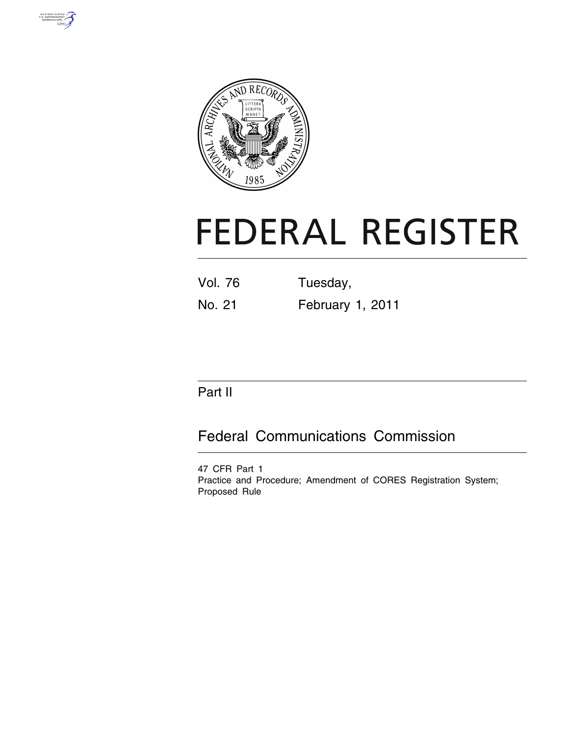# FEDERAL REGISTER

Vol. 76 No. 21

Tuesday, February 1, 2011

## Part II

## Federal Communications Commission

47 CFR Part 1

Practice and Procedure; Amendment of CORES Registration System; Proposed Rule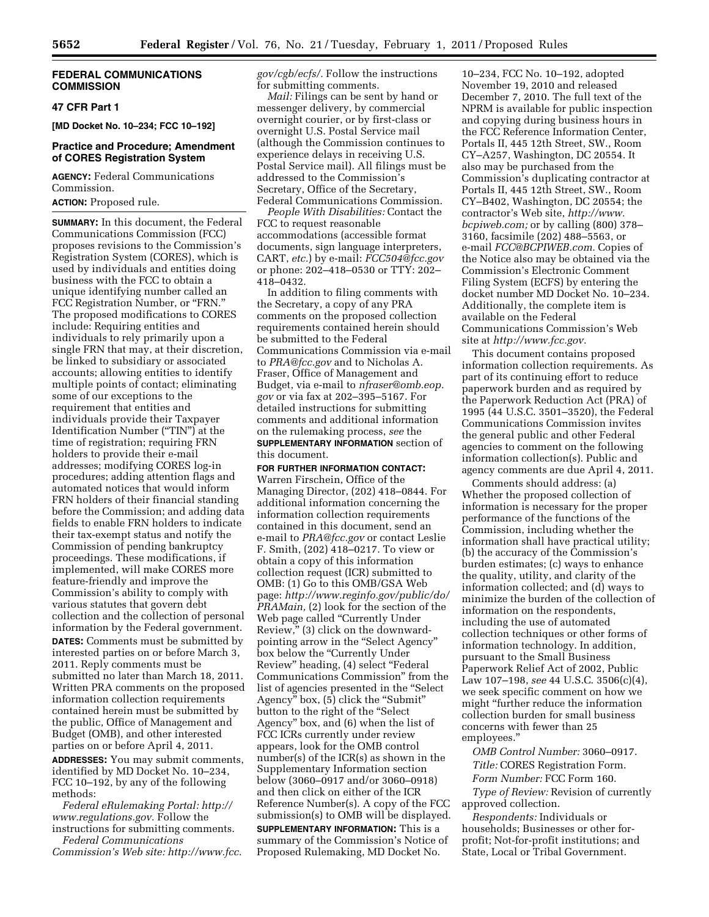## FEDERAL COMMUNICATIONS COMMISSION

### 47 CFR Part 1

**[MD Docket No. 10–234; FCC 10–192]**

### Practice and Procedure; Amendment of CORES Registration System

**AGENCY:** Federal Communications Commission.

**ACTION:** Proposed rule.

**SUMMARY:** In this document, the Federal Communications Commission (FCC) proposes revisions to the Commission's Registration System (CORES), which is used by individuals and entities doing business with the FCC to obtain a unique identifying number called an FCC Registration Number, or "FRN." The proposed modifications to CORES include: Requiring entities and individuals to rely primarily upon a single FRN that may, at their discretion, be linked to subsidiary or associated accounts; allowing entities to identify multiple points of contact; eliminating some of our exceptions to the requirement that entities and individuals provide their Taxpayer Identification Number ("TIN") at the time of registration; requiring FRN holders to provide their e-mail addresses; modifying CORES log-in procedures; adding attention flags and automated notices that would inform FRN holders of their financial standing before the Commission; and adding data fields to enable FRN holders to indicate their tax-exempt status and notify the Commission of pending bankruptcy proceedings. These modifications, if implemented, will make CORES more feature-friendly and improve the Commission's ability to comply with various statutes that govern debt collection and the collection of personal information by the Federal government.

**DATES:** Comments must be submitted by interested parties on or before March 3, 2011. Reply comments must be submitted no later than March 18, 2011. Written PRA comments on the proposed information collection requirements contained herein must be submitted by the public, Office of Management and Budget (OMB), and other interested parties on or before April 4, 2011.

**ADDRESSES:** You may submit comments, identified by MD Docket No. 10–234, FCC 10–192, by any of the following methods:

*Federal eRulemaking Portal: http://www.regulations.gov.* Follow the instructions for submitting comments.

*Federal Communications Commission's Web site: http://www.fcc.gov/cgb/ecfs/.* Follow the instructions for submitting comments.

*Mail:* Filings can be sent by hand or messenger delivery, by commercial overnight courier, or by first-class or overnight U.S. Postal Service mail (although the Commission continues to experience delays in receiving U.S. Postal Service mail). All filings must be addressed to the Commission's Secretary, Office of the Secretary, Federal Communications Commission.

*People With Disabilities:* Contact the FCC to request reasonable accommodations (accessible format documents, sign language interpreters, CART, *etc.*) by e-mail: *FCC504@fcc.gov* or phone: 202–418–0530 or TTY: 202–418–0432.

In addition to filing comments with the Secretary, a copy of any PRA comments on the proposed collection requirements contained herein should be submitted to the Federal Communications Commission via e-mail to *PRA@fcc.gov* and to Nicholas A. Fraser, Office of Management and Budget, via e-mail to *nfraser@omb.eop.gov* or via fax at 202–395–5167. For detailed instructions for submitting comments and additional information on the rulemaking process, *see* the **SUPPLEMENTARY INFORMATION** section of this document.

**FOR FURTHER INFORMATION CONTACT:** Warren Firschein, Office of the Managing Director, (202) 418–0844. For additional information concerning the information collection requirements contained in this document, send an e-mail to *PRA@fcc.gov* or contact Leslie F. Smith, (202) 418–0217. To view or obtain a copy of this information collection request (ICR) submitted to OMB: (1) Go to this OMB/GSA Web page: *http://www.reginfo.gov/public/do/PRAMain,* (2) look for the section of the Web page called "Currently Under Review," (3) click on the downward-pointing arrow in the "Select Agency" box below the "Currently Under Review" heading, (4) select "Federal Communications Commission" from the list of agencies presented in the "Select Agency" box, (5) click the "Submit" button to the right of the "Select Agency" box, and (6) when the list of FCC ICRs currently under review appears, look for the OMB control number(s) of the ICR(s) as shown in the Supplementary Information section below (3060–0917 and/or 3060–0918) and then click on either of the ICR Reference Number(s). A copy of the FCC submission(s) to OMB will be displayed.

**SUPPLEMENTARY INFORMATION:** This is a summary of the Commission's Notice of Proposed Rulemaking, MD Docket No. 10–234, FCC No. 10–192, adopted November 19, 2010 and released December 7, 2010. The full text of the NPRM is available for public inspection and copying during business hours in the FCC Reference Information Center, Portals II, 445 12th Street, SW., Room CY–A257, Washington, DC 20554. It also may be purchased from the Commission's duplicating contractor at Portals II, 445 12th Street, SW., Room CY–B402, Washington, DC 20554; the contractor's Web site, *http://www.bcpiweb.com;* or by calling (800) 378–3160, facsimile (202) 488–5563, or e-mail *FCC@BCPIWEB.com.* Copies of the Notice also may be obtained via the Commission's Electronic Comment Filing System (ECFS) by entering the docket number MD Docket No. 10–234. Additionally, the complete item is available on the Federal Communications Commission's Web site at *http://www.fcc.gov.*

This document contains proposed information collection requirements. As part of its continuing effort to reduce paperwork burden and as required by the Paperwork Reduction Act (PRA) of 1995 (44 U.S.C. 3501–3520), the Federal Communications Commission invites the general public and other Federal agencies to comment on the following information collection(s). Public and agency comments are due April 4, 2011.

Comments should address: (a) Whether the proposed collection of information is necessary for the proper performance of the functions of the Commission, including whether the information shall have practical utility; (b) the accuracy of the Commission's burden estimates; (c) ways to enhance the quality, utility, and clarity of the information collected; and (d) ways to minimize the burden of the collection of information on the respondents, including the use of automated collection techniques or other forms of information technology. In addition, pursuant to the Small Business Paperwork Relief Act of 2002, Public Law 107–198, *see* 44 U.S.C. 3506(c)(4), we seek specific comment on how we might "further reduce the information collection burden for small business concerns with fewer than 25 employees."

*OMB Control Number:* 3060–0917.

*Title:* CORES Registration Form.

*Form Number:* FCC Form 160.

*Type of Review:* Revision of currently approved collection.

*Respondents:* Individuals or households; Businesses or other for-profit; Not-for-profit institutions; and State, Local or Tribal Government.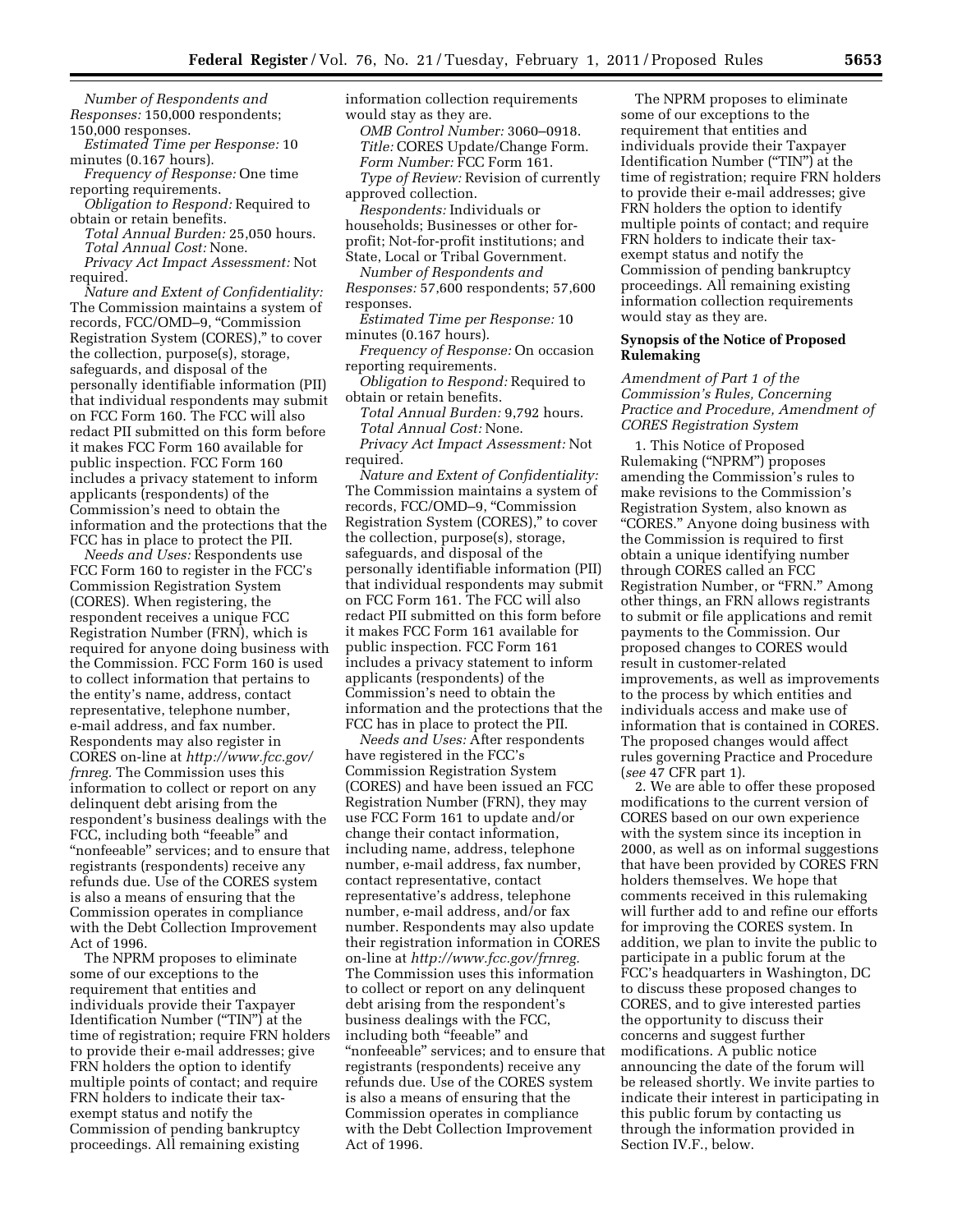*Number of Respondents and Responses:* 150,000 respondents; 150,000 responses.

*Estimated Time per Response:* 10 minutes (0.167 hours).

*Frequency of Response:* One time reporting requirements.

*Obligation to Respond:* Required to obtain or retain benefits.

*Total Annual Burden:* 25,050 hours.

*Total Annual Cost:* None.

*Privacy Act Impact Assessment:* Not required.

*Nature and Extent of Confidentiality:* The Commission maintains a system of records, FCC/OMD–9, "Commission Registration System (CORES)," to cover the collection, purpose(s), storage, safeguards, and disposal of the personally identifiable information (PII) that individual respondents may submit on FCC Form 160. The FCC will also redact PII submitted on this form before it makes FCC Form 160 available for public inspection. FCC Form 160 includes a privacy statement to inform applicants (respondents) of the Commission's need to obtain the information and the protections that the FCC has in place to protect the PII.

*Needs and Uses:* Respondents use FCC Form 160 to register in the FCC's Commission Registration System (CORES). When registering, the respondent receives a unique FCC Registration Number (FRN), which is required for anyone doing business with the Commission. FCC Form 160 is used to collect information that pertains to the entity's name, address, contact representative, telephone number, e-mail address, and fax number. Respondents may also register in CORES on-line at *http://www.fcc.gov/frnreg.* The Commission uses this information to collect or report on any delinquent debt arising from the respondent's business dealings with the FCC, including both "feeable" and "nonfeeable" services; and to ensure that registrants (respondents) receive any refunds due. Use of the CORES system is also a means of ensuring that the Commission operates in compliance with the Debt Collection Improvement Act of 1996.

The NPRM proposes to eliminate some of our exceptions to the requirement that entities and individuals provide their Taxpayer Identification Number ("TIN") at the time of registration; require FRN holders to provide their e-mail addresses; give FRN holders the option to identify multiple points of contact; and require FRN holders to indicate their tax-exempt status and notify the Commission of pending bankruptcy proceedings. All remaining existing information collection requirements would stay as they are.

*OMB Control Number:* 3060–0918.

*Title:* CORES Update/Change Form.

*Form Number:* FCC Form 161.

*Type of Review:* Revision of currently approved collection.

*Respondents:* Individuals or households; Businesses or other for-profit; Not-for-profit institutions; and State, Local or Tribal Government.

*Number of Respondents and Responses:* 57,600 respondents; 57,600 responses.

*Estimated Time per Response:* 10 minutes (0.167 hours).

*Frequency of Response:* On occasion reporting requirements.

*Obligation to Respond:* Required to obtain or retain benefits.

*Total Annual Burden:* 9,792 hours.

*Total Annual Cost:* None.

*Privacy Act Impact Assessment:* Not required.

*Nature and Extent of Confidentiality:* The Commission maintains a system of records, FCC/OMD–9, "Commission Registration System (CORES)," to cover the collection, purpose(s), storage, safeguards, and disposal of the personally identifiable information (PII) that individual respondents may submit on FCC Form 161. The FCC will also redact PII submitted on this form before it makes FCC Form 161 available for public inspection. FCC Form 161 includes a privacy statement to inform applicants (respondents) of the Commission's need to obtain the information and the protections that the FCC has in place to protect the PII.

*Needs and Uses:* After respondents have registered in the FCC's Commission Registration System (CORES) and have been issued an FCC Registration Number (FRN), they may use FCC Form 161 to update and/or change their contact information, including name, address, telephone number, e-mail address, fax number, contact representative, contact representative's address, telephone number, e-mail address, and/or fax number. Respondents may also update their registration information in CORES on-line at *http://www.fcc.gov/frnreg.* The Commission uses this information to collect or report on any delinquent debt arising from the respondent's business dealings with the FCC, including both "feeable" and "nonfeeable" services; and to ensure that registrants (respondents) receive any refunds due. Use of the CORES system is also a means of ensuring that the Commission operates in compliance with the Debt Collection Improvement Act of 1996.

The NPRM proposes to eliminate some of our exceptions to the requirement that entities and individuals provide their Taxpayer Identification Number ("TIN") at the time of registration; require FRN holders to provide their e-mail addresses; give FRN holders the option to identify multiple points of contact; and require FRN holders to indicate their tax-exempt status and notify the Commission of pending bankruptcy proceedings. All remaining existing information collection requirements would stay as they are.

**Synopsis of the Notice of Proposed Rulemaking**

*Amendment of Part 1 of the Commission's Rules, Concerning Practice and Procedure, Amendment of CORES Registration System*

1. This Notice of Proposed Rulemaking ("NPRM") proposes amending the Commission's rules to make revisions to the Commission's Registration System, also known as "CORES." Anyone doing business with the Commission is required to first obtain a unique identifying number through CORES called an FCC Registration Number, or "FRN." Among other things, an FRN allows registrants to submit or file applications and remit payments to the Commission. Our proposed changes to CORES would result in customer-related improvements, as well as improvements to the process by which entities and individuals access and make use of information that is contained in CORES. The proposed changes would affect rules governing Practice and Procedure (*see* 47 CFR part 1).

2. We are able to offer these proposed modifications to the current version of CORES based on our own experience with the system since its inception in 2000, as well as on informal suggestions that have been provided by CORES FRN holders themselves. We hope that comments received in this rulemaking will further add to and refine our efforts for improving the CORES system. In addition, we plan to invite the public to participate in a public forum at the FCC's headquarters in Washington, DC to discuss these proposed changes to CORES, and to give interested parties the opportunity to discuss their concerns and suggest further modifications. A public notice announcing the date of the forum will be released shortly. We invite parties to indicate their interest in participating in this public forum by contacting us through the information provided in Section IV.F., below.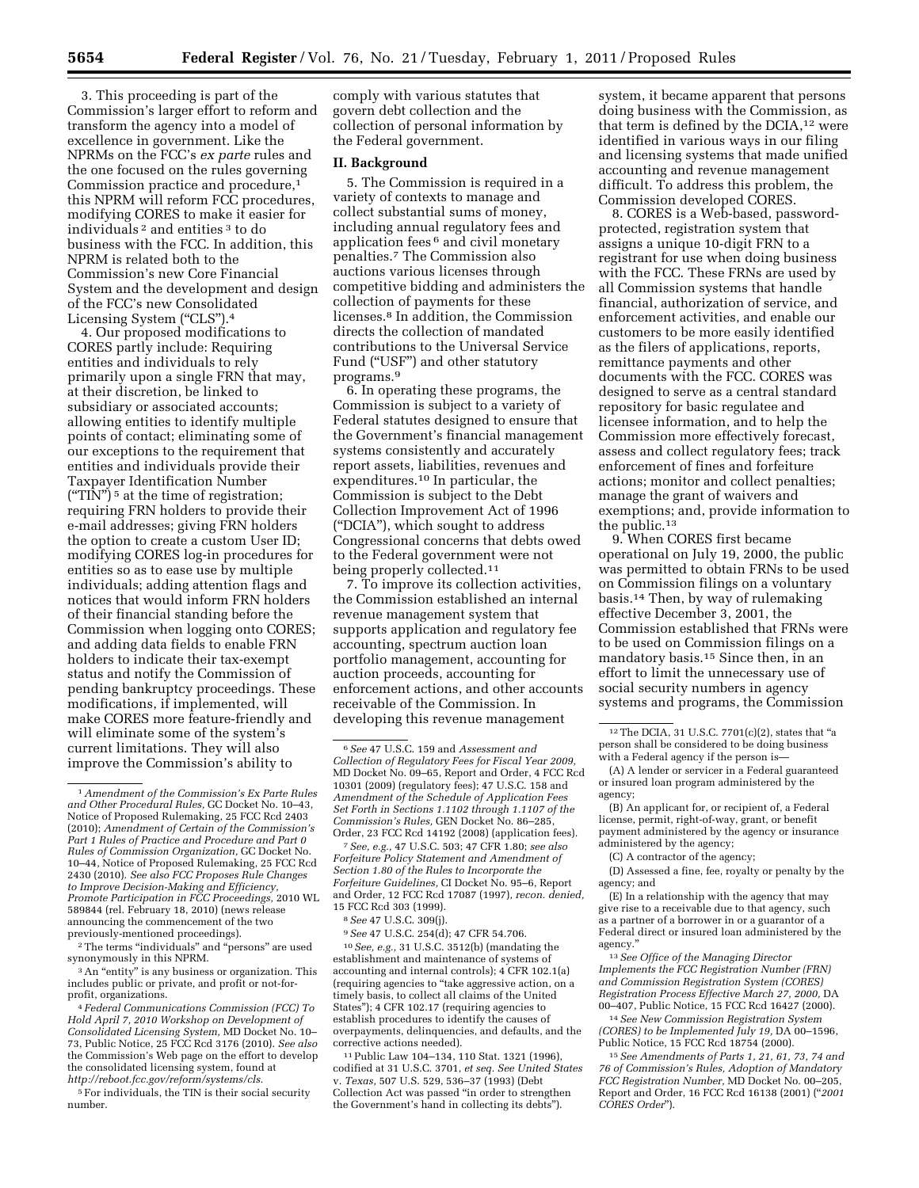3. This proceeding is part of the Commission's larger effort to reform and transform the agency into a model of excellence in government. Like the NPRMs on the FCC's *ex parte* rules and the one focused on the rules governing Commission practice and procedure,[1] this NPRM will reform FCC procedures, modifying CORES to make it easier for individuals [2] and entities [3] to do business with the FCC. In addition, this NPRM is related both to the Commission's new Core Financial System and the development and design of the FCC's new Consolidated Licensing System ("CLS").[4]

4. Our proposed modifications to CORES partly include: Requiring entities and individuals to rely primarily upon a single FRN that may, at their discretion, be linked to subsidiary or associated accounts; allowing entities to identify multiple points of contact; eliminating some of our exceptions to the requirement that entities and individuals provide their Taxpayer Identification Number ("TIN") [5] at the time of registration; requiring FRN holders to provide their e-mail addresses; giving FRN holders the option to create a custom User ID; modifying CORES log-in procedures for entities so as to ease use by multiple individuals; adding attention flags and notices that would inform FRN holders of their financial standing before the Commission when logging onto CORES; and adding data fields to enable FRN holders to indicate their tax-exempt status and notify the Commission of pending bankruptcy proceedings. These modifications, if implemented, will make CORES more feature-friendly and will eliminate some of the system's current limitations. They will also improve the Commission's ability to comply with various statutes that govern debt collection and the collection of personal information by the Federal government.

## II. Background

5. The Commission is required in a variety of contexts to manage and collect substantial sums of money, including annual regulatory fees and application fees [6] and civil monetary penalties.[7] The Commission also auctions various licenses through competitive bidding and administers the collection of payments for these licenses.[8] In addition, the Commission directs the collection of mandated contributions to the Universal Service Fund ("USF") and other statutory programs.[9]

6. In operating these programs, the Commission is subject to a variety of Federal statutes designed to ensure that the Government's financial management systems consistently and accurately report assets, liabilities, revenues and expenditures.[10] In particular, the Commission is subject to the Debt Collection Improvement Act of 1996 ("DCIA"), which sought to address Congressional concerns that debts owed to the Federal government were not being properly collected.[11]

7. To improve its collection activities, the Commission established an internal revenue management system that supports application and regulatory fee accounting, spectrum auction loan portfolio management, accounting for auction proceeds, accounting for enforcement actions, and other accounts receivable of the Commission. In developing this revenue management system, it became apparent that persons doing business with the Commission, as that term is defined by the DCIA,[12] were identified in various ways in our filing and licensing systems that made unified accounting and revenue management difficult. To address this problem, the Commission developed CORES.

8. CORES is a Web-based, password-protected, registration system that assigns a unique 10-digit FRN to a registrant for use when doing business with the FCC. These FRNs are used by all Commission systems that handle financial, authorization of service, and enforcement activities, and enable our customers to be more easily identified as the filers of applications, reports, remittance payments and other documents with the FCC. CORES was designed to serve as a central standard repository for basic regulatee and licensee information, and to help the Commission more effectively forecast, assess and collect regulatory fees; track enforcement of fines and forfeiture actions; monitor and collect penalties; manage the grant of waivers and exemptions; and, provide information to the public.[13]

9. When CORES first became operational on July 19, 2000, the public was permitted to obtain FRNs to be used on Commission filings on a voluntary basis.[14] Then, by way of rulemaking effective December 3, 2001, the Commission established that FRNs were to be used on Commission filings on a mandatory basis.[15] Since then, in an effort to limit the unnecessary use of social security numbers in agency systems and programs, the Commission

---

[1] *Amendment of the Commission's Ex Parte Rules and Other Procedural Rules,* GC Docket No. 10–43, Notice of Proposed Rulemaking, 25 FCC Rcd 2403 (2010); *Amendment of Certain of the Commission's Part 1 Rules of Practice and Procedure and Part 0 Rules of Commission Organization,* GC Docket No. 10–44, Notice of Proposed Rulemaking, 25 FCC Rcd 2430 (2010). *See also FCC Proposes Rule Changes to Improve Decision-Making and Efficiency, Promote Participation in FCC Proceedings,* 2010 WL 589844 (rel. February 18, 2010) (news release announcing the commencement of the two previously-mentioned proceedings).

[2] The terms "individuals" and "persons" are used synonymously in this NPRM.

[3] An "entity" is any business or organization. This includes public or private, and profit or not-for-profit, organizations.

[4] *Federal Communications Commission (FCC) To Hold April 7, 2010 Workshop on Development of Consolidated Licensing System,* MD Docket No. 10–73, Public Notice, 25 FCC Rcd 3176 (2010). *See also* the Commission's Web page on the effort to develop the consolidated licensing system, found at *http://reboot.fcc.gov/reform/systems/cls.*

[5] For individuals, the TIN is their social security number.

[6] *See* 47 U.S.C. 159 and *Assessment and Collection of Regulatory Fees for Fiscal Year 2009,* MD Docket No. 09–65, Report and Order, 4 FCC Rcd 10301 (2009) (regulatory fees); 47 U.S.C. 158 and *Amendment of the Schedule of Application Fees Set Forth in Sections 1.1102 through 1.1107 of the Commission's Rules,* GEN Docket No. 86–285, Order, 23 FCC Rcd 14192 (2008) (application fees).

[7] *See, e.g.,* 47 U.S.C. 503; 47 CFR 1.80; *see also Forfeiture Policy Statement and Amendment of Section 1.80 of the Rules to Incorporate the Forfeiture Guidelines,* CI Docket No. 95–6, Report and Order, 12 FCC Rcd 17087 (1997), *recon. denied,* 15 FCC Rcd 303 (1999).

[8] *See* 47 U.S.C. 309(j).

[9] *See* 47 U.S.C. 254(d); 47 CFR 54.706.

[10] *See, e.g.,* 31 U.S.C. 3512(b) (mandating the establishment and maintenance of systems of accounting and internal controls); 4 CFR 102.1(a) (requiring agencies to "take aggressive action, on a timely basis, to collect all claims of the United States"); 4 CFR 102.17 (requiring agencies to establish procedures to identify the causes of overpayments, delinquencies, and defaults, and the corrective actions needed).

[11] Public Law 104–134, 110 Stat. 1321 (1996), codified at 31 U.S.C. 3701, *et seq. See United States* v. *Texas,* 507 U.S. 529, 536–37 (1993) (Debt Collection Act was passed "in order to strengthen the Government's hand in collecting its debts").

[12] The DCIA, 31 U.S.C. 7701(c)(2), states that "a person shall be considered to be doing business with a Federal agency if the person is—

(A) A lender or servicer in a Federal guaranteed or insured loan program administered by the agency;

(B) An applicant for, or recipient of, a Federal license, permit, right-of-way, grant, or benefit payment administered by the agency or insurance administered by the agency;

(C) A contractor of the agency;

(D) Assessed a fine, fee, royalty or penalty by the agency; and

(E) In a relationship with the agency that may give rise to a receivable due to that agency, such as a partner of a borrower in or a guarantor of a Federal direct or insured loan administered by the agency."

[13] *See Office of the Managing Director Implements the FCC Registration Number (FRN) and Commission Registration System (CORES) Registration Process Effective March 27, 2000,* DA 00–407, Public Notice, 15 FCC Rcd 16427 (2000).

[14] *See New Commission Registration System (CORES) to be Implemented July 19,* DA 00–1596, Public Notice, 15 FCC Rcd 18754 (2000).

[15] *See Amendments of Parts 1, 21, 61, 73, 74 and 76 of Commission's Rules, Adoption of Mandatory FCC Registration Number,* MD Docket No. 00–205, Report and Order, 16 FCC Rcd 16138 (2001) ("*2001 CORES Order*").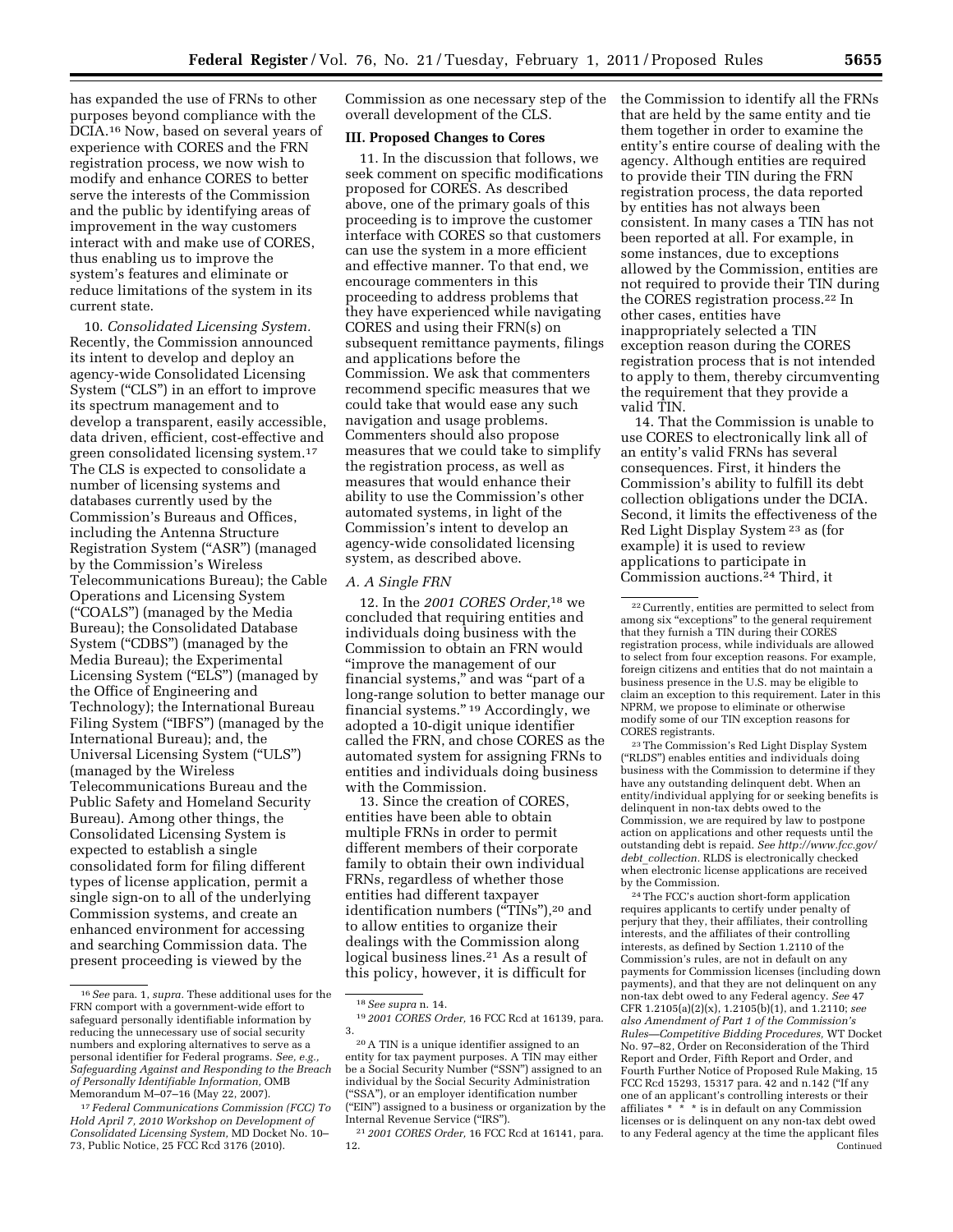has expanded the use of FRNs to other purposes beyond compliance with the DCIA.[16] Now, based on several years of experience with CORES and the FRN registration process, we now wish to modify and enhance CORES to better serve the interests of the Commission and the public by identifying areas of improvement in the way customers interact with and make use of CORES, thus enabling us to improve the system's features and eliminate or reduce limitations of the system in its current state.

10. *Consolidated Licensing System.* Recently, the Commission announced its intent to develop and deploy an agency-wide Consolidated Licensing System ("CLS") in an effort to improve its spectrum management and to develop a transparent, easily accessible, data driven, efficient, cost-effective and green consolidated licensing system.[17] The CLS is expected to consolidate a number of licensing systems and databases currently used by the Commission's Bureaus and Offices, including the Antenna Structure Registration System ("ASR") (managed by the Commission's Wireless Telecommunications Bureau); the Cable Operations and Licensing System ("COALS") (managed by the Media Bureau); the Consolidated Database System ("CDBS") (managed by the Media Bureau); the Experimental Licensing System ("ELS") (managed by the Office of Engineering and Technology); the International Bureau Filing System ("IBFS") (managed by the International Bureau); and, the Universal Licensing System ("ULS") (managed by the Wireless Telecommunications Bureau and the Public Safety and Homeland Security Bureau). Among other things, the Consolidated Licensing System is expected to establish a single consolidated form for filing different types of license application, permit a single sign-on to all of the underlying Commission systems, and create an enhanced environment for accessing and searching Commission data. The present proceeding is viewed by the Commission as one necessary step of the overall development of the CLS.

## III. Proposed Changes to Cores

11. In the discussion that follows, we seek comment on specific modifications proposed for CORES. As described above, one of the primary goals of this proceeding is to improve the customer interface with CORES so that customers can use the system in a more efficient and effective manner. To that end, we encourage commenters in this proceeding to address problems that they have experienced while navigating CORES and using their FRN(s) on subsequent remittance payments, filings and applications before the Commission. We ask that commenters recommend specific measures that we could take that would ease any such navigation and usage problems. Commenters should also propose measures that we could take to simplify the registration process, as well as measures that would enhance their ability to use the Commission's other automated systems, in light of the Commission's intent to develop an agency-wide consolidated licensing system, as described above.

### A. A Single FRN

12. In the *2001 CORES Order,*[18] we concluded that requiring entities and individuals doing business with the Commission to obtain an FRN would "improve the management of our financial systems," and was "part of a long-range solution to better manage our financial systems." [19] Accordingly, we adopted a 10-digit unique identifier called the FRN, and chose CORES as the automated system for assigning FRNs to entities and individuals doing business with the Commission.

13. Since the creation of CORES, entities have been able to obtain multiple FRNs in order to permit different members of their corporate family to obtain their own individual FRNs, regardless of whether those entities had different taxpayer identification numbers ("TINs"),[20] and to allow entities to organize their dealings with the Commission along logical business lines.[21] As a result of this policy, however, it is difficult for the Commission to identify all the FRNs that are held by the same entity and tie them together in order to examine the entity's entire course of dealing with the agency. Although entities are required to provide their TIN during the FRN registration process, the data reported by entities has not always been consistent. In many cases a TIN has not been reported at all. For example, in some instances, due to exceptions allowed by the Commission, entities are not required to provide their TIN during the CORES registration process.[22] In other cases, entities have inappropriately selected a TIN exception reason during the CORES registration process that is not intended to apply to them, thereby circumventing the requirement that they provide a valid TIN.

14. That the Commission is unable to use CORES to electronically link all of an entity's valid FRNs has several consequences. First, it hinders the Commission's ability to fulfill its debt collection obligations under the DCIA. Second, it limits the effectiveness of the Red Light Display System [23] as (for example) it is used to review applications to participate in Commission auctions.[24] Third, it

---

[16] *See* para. 1, *supra.* These additional uses for the FRN comport with a government-wide effort to safeguard personally identifiable information by reducing the unnecessary use of social security numbers and exploring alternatives to serve as a personal identifier for Federal programs. *See, e.g., Safeguarding Against and Responding to the Breach of Personally Identifiable Information,* OMB Memorandum M–07–16 (May 22, 2007).

[17] *Federal Communications Commission (FCC) To Hold April 7, 2010 Workshop on Development of Consolidated Licensing System,* MD Docket No. 10–73, Public Notice, 25 FCC Rcd 3176 (2010).

[18] *See supra* n. 14.

[19] *2001 CORES Order,* 16 FCC Rcd at 16139, para. 3.

[20] A TIN is a unique identifier assigned to an entity for tax payment purposes. A TIN may either be a Social Security Number ("SSN") assigned to an individual by the Social Security Administration ("SSA"), or an employer identification number ("EIN") assigned to a business or organization by the Internal Revenue Service ("IRS").

[21] *2001 CORES Order,* 16 FCC Rcd at 16141, para. 12.

[22] Currently, entities are permitted to select from among six "exceptions" to the general requirement that they furnish a TIN during their CORES registration process, while individuals are allowed to select from four exception reasons. For example, foreign citizens and entities that do not maintain a business presence in the U.S. may be eligible to claim an exception to this requirement. Later in this NPRM, we propose to eliminate or otherwise modify some of our TIN exception reasons for CORES registrants.

[23] The Commission's Red Light Display System ("RLDS") enables entities and individuals doing business with the Commission to determine if they have any outstanding delinquent debt. When an entity/individual applying for or seeking benefits is delinquent in non-tax debts owed to the Commission, we are required by law to postpone action on applications and other requests until the outstanding debt is repaid. *See http://www.fcc.gov/debt_collection.* RLDS is electronically checked when electronic license applications are received by the Commission.

[24] The FCC's auction short-form application requires applicants to certify under penalty of perjury that they, their affiliates, their controlling interests, and the affiliates of their controlling interests, as defined by Section 1.2110 of the Commission's rules, are not in default on any payments for Commission licenses (including down payments), and that they are not delinquent on any non-tax debt owed to any Federal agency. *See* 47 CFR 1.2105(a)(2)(x), 1.2105(b)(1), and 1.2110; *see also Amendment of Part 1 of the Commission's Rules—Competitive Bidding Procedures,* WT Docket No. 97–82, Order on Reconsideration of the Third Report and Order, Fifth Report and Order, and Fourth Further Notice of Proposed Rule Making, 15 FCC Rcd 15293, 15317 para. 42 and n.142 ("If any one of an applicant's controlling interests or their affiliates * * * is in default on any Commission licenses or is delinquent on any non-tax debt owed to any Federal agency at the time the applicant files

Continued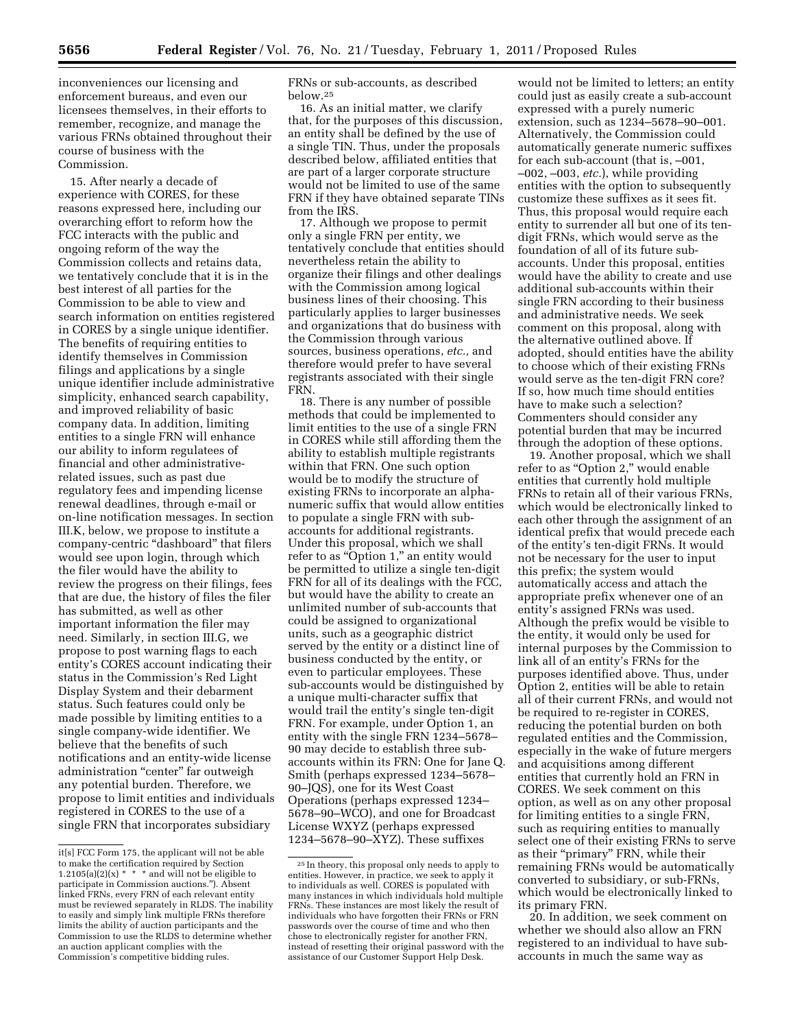inconveniences our licensing and enforcement bureaus, and even our licensees themselves, in their efforts to remember, recognize, and manage the various FRNs obtained throughout their course of business with the Commission.

15. After nearly a decade of experience with CORES, for these reasons expressed here, including our overarching effort to reform how the FCC interacts with the public and ongoing reform of the way the Commission collects and retains data, we tentatively conclude that it is in the best interest of all parties for the Commission to be able to view and search information on entities registered in CORES by a single unique identifier. The benefits of requiring entities to identify themselves in Commission filings and applications by a single unique identifier include administrative simplicity, enhanced search capability, and improved reliability of basic company data. In addition, limiting entities to a single FRN will enhance our ability to inform regulatees of financial and other administrative-related issues, such as past due regulatory fees and impending license renewal deadlines, through e-mail or on-line notification messages. In section III.K, below, we propose to institute a company-centric "dashboard" that filers would see upon login, through which the filer would have the ability to review the progress on their filings, fees that are due, the history of files the filer has submitted, as well as other important information the filer may need. Similarly, in section III.G, we propose to post warning flags to each entity's CORES account indicating their status in the Commission's Red Light Display System and their debarment status. Such features could only be made possible by limiting entities to a single company-wide identifier. We believe that the benefits of such notifications and an entity-wide license administration "center" far outweigh any potential burden. Therefore, we propose to limit entities and individuals registered in CORES to the use of a single FRN that incorporates subsidiary FRNs or sub-accounts, as described below.[25]

16. As an initial matter, we clarify that, for the purposes of this discussion, an entity shall be defined by the use of a single TIN. Thus, under the proposals described below, affiliated entities that are part of a larger corporate structure would not be limited to use of the same FRN if they have obtained separate TINs from the IRS.

17. Although we propose to permit only a single FRN per entity, we tentatively conclude that entities should nevertheless retain the ability to organize their filings and other dealings with the Commission among logical business lines of their choosing. This particularly applies to larger businesses and organizations that do business with the Commission through various sources, business operations, *etc.*, and therefore would prefer to have several registrants associated with their single FRN.

18. There is any number of possible methods that could be implemented to limit entities to the use of a single FRN in CORES while still affording them the ability to establish multiple registrants within that FRN. One such option would be to modify the structure of existing FRNs to incorporate an alpha-numeric suffix that would allow entities to populate a single FRN with sub-accounts for additional registrants. Under this proposal, which we shall refer to as "Option 1," an entity would be permitted to utilize a single ten-digit FRN for all of its dealings with the FCC, but would have the ability to create an unlimited number of sub-accounts that could be assigned to organizational units, such as a geographic district served by the entity or a distinct line of business conducted by the entity, or even to particular employees. These sub-accounts would be distinguished by a unique multi-character suffix that would trail the entity's single ten-digit FRN. For example, under Option 1, an entity with the single FRN 1234–5678–90 may decide to establish three sub-accounts within its FRN: One for Jane Q. Smith (perhaps expressed 1234–5678–90–JQS), one for its West Coast Operations (perhaps expressed 1234–5678–90–WCO), and one for Broadcast License WXYZ (perhaps expressed 1234–5678–90–XYZ). These suffixes would not be limited to letters; an entity could just as easily create a sub-account expressed with a purely numeric extension, such as 1234–5678–90–001. Alternatively, the Commission could automatically generate numeric suffixes for each sub-account (that is, –001, –002, –003, *etc.*), while providing entities with the option to subsequently customize these suffixes as it sees fit. Thus, this proposal would require each entity to surrender all but one of its ten-digit FRNs, which would serve as the foundation of all of its future sub-accounts. Under this proposal, entities would have the ability to create and use additional sub-accounts within their single FRN according to their business and administrative needs. We seek comment on this proposal, along with the alternative outlined above. If adopted, should entities have the ability to choose which of their existing FRNs would serve as the ten-digit FRN core? If so, how much time should entities have to make such a selection? Commenters should consider any potential burden that may be incurred through the adoption of these options.

19. Another proposal, which we shall refer to as "Option 2," would enable entities that currently hold multiple FRNs to retain all of their various FRNs, which would be electronically linked to each other through the assignment of an identical prefix that would precede each of the entity's ten-digit FRNs. It would not be necessary for the user to input this prefix; the system would automatically access and attach the appropriate prefix whenever one of an entity's assigned FRNs was used. Although the prefix would be visible to the entity, it would only be used for internal purposes by the Commission to link all of an entity's FRNs for the purposes identified above. Thus, under Option 2, entities will be able to retain all of their current FRNs, and would not be required to re-register in CORES, reducing the potential burden on both regulated entities and the Commission, especially in the wake of future mergers and acquisitions among different entities that currently hold an FRN in CORES. We seek comment on this option, as well as on any other proposal for limiting entities to a single FRN, such as requiring entities to manually select one of their existing FRNs to serve as their "primary" FRN, while their remaining FRNs would be automatically converted to subsidiary, or sub-FRNs, which would be electronically linked to its primary FRN.

20. In addition, we seek comment on whether we should also allow an FRN registered to an individual to have sub-accounts in much the same way as

---

it[s] FCC Form 175, the applicant will not be able to make the certification required by Section 1.2105(a)(2)(x) * * * and will not be eligible to participate in Commission auctions."). Absent linked FRNs, every FRN of each relevant entity must be reviewed separately in RLDS. The inability to easily and simply link multiple FRNs therefore limits the ability of auction participants and the Commission to use the RLDS to determine whether an auction applicant complies with the Commission's competitive bidding rules.

[25] In theory, this proposal only needs to apply to entities. However, in practice, we seek to apply it to individuals as well. CORES is populated with many instances in which individuals hold multiple FRNs. These instances are most likely the result of individuals who have forgotten their FRNs or FRN passwords over the course of time and who then chose to electronically register for another FRN, instead of resetting their original password with the assistance of our Customer Support Help Desk.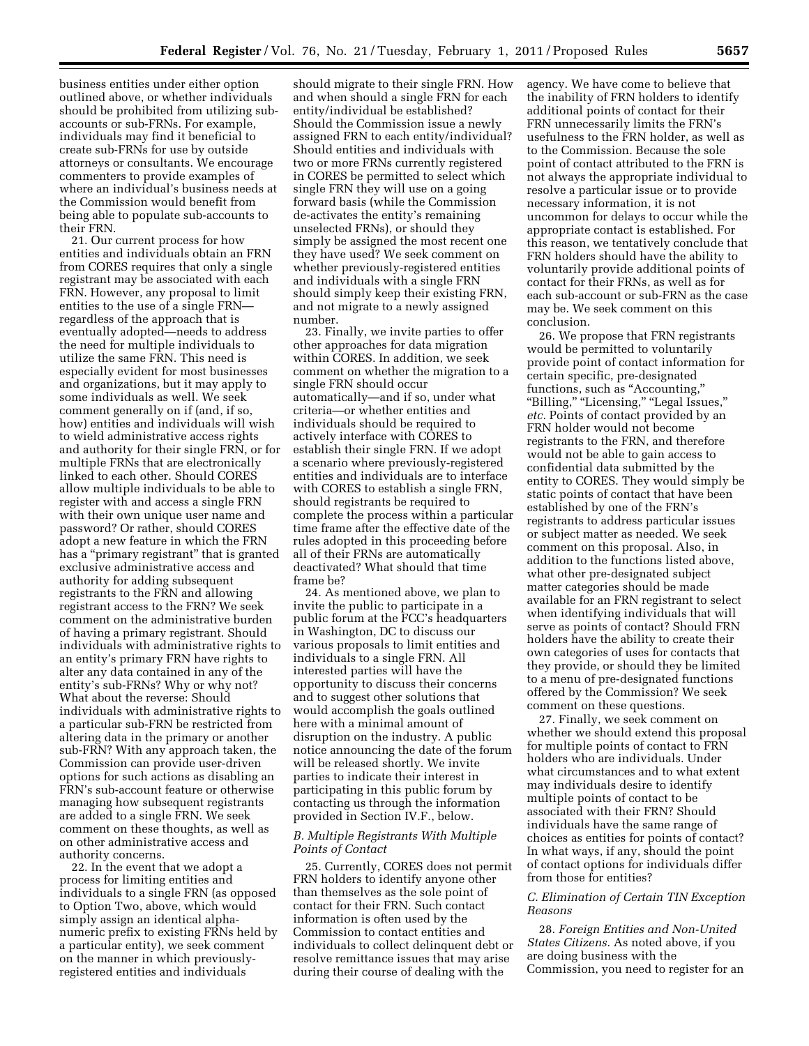business entities under either option outlined above, or whether individuals should be prohibited from utilizing sub-accounts or sub-FRNs. For example, individuals may find it beneficial to create sub-FRNs for use by outside attorneys or consultants. We encourage commenters to provide examples of where an individual's business needs at the Commission would benefit from being able to populate sub-accounts to their FRN.

21. Our current process for how entities and individuals obtain an FRN from CORES requires that only a single registrant may be associated with each FRN. However, any proposal to limit entities to the use of a single FRN—regardless of the approach that is eventually adopted—needs to address the need for multiple individuals to utilize the same FRN. This need is especially evident for most businesses and organizations, but it may apply to some individuals as well. We seek comment generally on if (and, if so, how) entities and individuals will wish to wield administrative access rights and authority for their single FRN, or for multiple FRNs that are electronically linked to each other. Should CORES allow multiple individuals to be able to register with and access a single FRN with their own unique user name and password? Or rather, should CORES adopt a new feature in which the FRN has a "primary registrant" that is granted exclusive administrative access and authority for adding subsequent registrants to the FRN and allowing registrant access to the FRN? We seek comment on the administrative burden of having a primary registrant. Should individuals with administrative rights to an entity's primary FRN have rights to alter any data contained in any of the entity's sub-FRNs? Why or why not? What about the reverse: Should individuals with administrative rights to a particular sub-FRN be restricted from altering data in the primary or another sub-FRN? With any approach taken, the Commission can provide user-driven options for such actions as disabling an FRN's sub-account feature or otherwise managing how subsequent registrants are added to a single FRN. We seek comment on these thoughts, as well as on other administrative access and authority concerns.

22. In the event that we adopt a process for limiting entities and individuals to a single FRN (as opposed to Option Two, above, which would simply assign an identical alpha-numeric prefix to existing FRNs held by a particular entity), we seek comment on the manner in which previously-registered entities and individuals should migrate to their single FRN. How and when should a single FRN for each entity/individual be established? Should the Commission issue a newly assigned FRN to each entity/individual? Should entities and individuals with two or more FRNs currently registered in CORES be permitted to select which single FRN they will use on a going forward basis (while the Commission de-activates the entity's remaining unselected FRNs), or should they simply be assigned the most recent one they have used? We seek comment on whether previously-registered entities and individuals with a single FRN should simply keep their existing FRN, and not migrate to a newly assigned number.

23. Finally, we invite parties to offer other approaches for data migration within CORES. In addition, we seek comment on whether the migration to a single FRN should occur automatically—and if so, under what criteria—or whether entities and individuals should be required to actively interface with CORES to establish their single FRN. If we adopt a scenario where previously-registered entities and individuals are to interface with CORES to establish a single FRN, should registrants be required to complete the process within a particular time frame after the effective date of the rules adopted in this proceeding before all of their FRNs are automatically deactivated? What should that time frame be?

24. As mentioned above, we plan to invite the public to participate in a public forum at the FCC's headquarters in Washington, DC to discuss our various proposals to limit entities and individuals to a single FRN. All interested parties will have the opportunity to discuss their concerns and to suggest other solutions that would accomplish the goals outlined here with a minimal amount of disruption on the industry. A public notice announcing the date of the forum will be released shortly. We invite parties to indicate their interest in participating in this public forum by contacting us through the information provided in Section IV.F., below.

### *B. Multiple Registrants With Multiple Points of Contact*

25. Currently, CORES does not permit FRN holders to identify anyone other than themselves as the sole point of contact for their FRN. Such contact information is often used by the Commission to contact entities and individuals to collect delinquent debt or resolve remittance issues that may arise during their course of dealing with the agency. We have come to believe that the inability of FRN holders to identify additional points of contact for their FRN unnecessarily limits the FRN's usefulness to the FRN holder, as well as to the Commission. Because the sole point of contact attributed to the FRN is not always the appropriate individual to resolve a particular issue or to provide necessary information, it is not uncommon for delays to occur while the appropriate contact is established. For this reason, we tentatively conclude that FRN holders should have the ability to voluntarily provide additional points of contact for their FRNs, as well as for each sub-account or sub-FRN as the case may be. We seek comment on this conclusion.

26. We propose that FRN registrants would be permitted to voluntarily provide point of contact information for certain specific, pre-designated functions, such as "Accounting," "Billing," "Licensing," "Legal Issues," *etc.* Points of contact provided by an FRN holder would not become registrants to the FRN, and therefore would not be able to gain access to confidential data submitted by the entity to CORES. They would simply be static points of contact that have been established by one of the FRN's registrants to address particular issues or subject matter as needed. We seek comment on this proposal. Also, in addition to the functions listed above, what other pre-designated subject matter categories should be made available for an FRN registrant to select when identifying individuals that will serve as points of contact? Should FRN holders have the ability to create their own categories of uses for contacts that they provide, or should they be limited to a menu of pre-designated functions offered by the Commission? We seek comment on these questions.

27. Finally, we seek comment on whether we should extend this proposal for multiple points of contact to FRN holders who are individuals. Under what circumstances and to what extent may individuals desire to identify multiple points of contact to be associated with their FRN? Should individuals have the same range of choices as entities for points of contact? In what ways, if any, should the point of contact options for individuals differ from those for entities?

### *C. Elimination of Certain TIN Exception Reasons*

28. *Foreign Entities and Non-United States Citizens.* As noted above, if you are doing business with the Commission, you need to register for an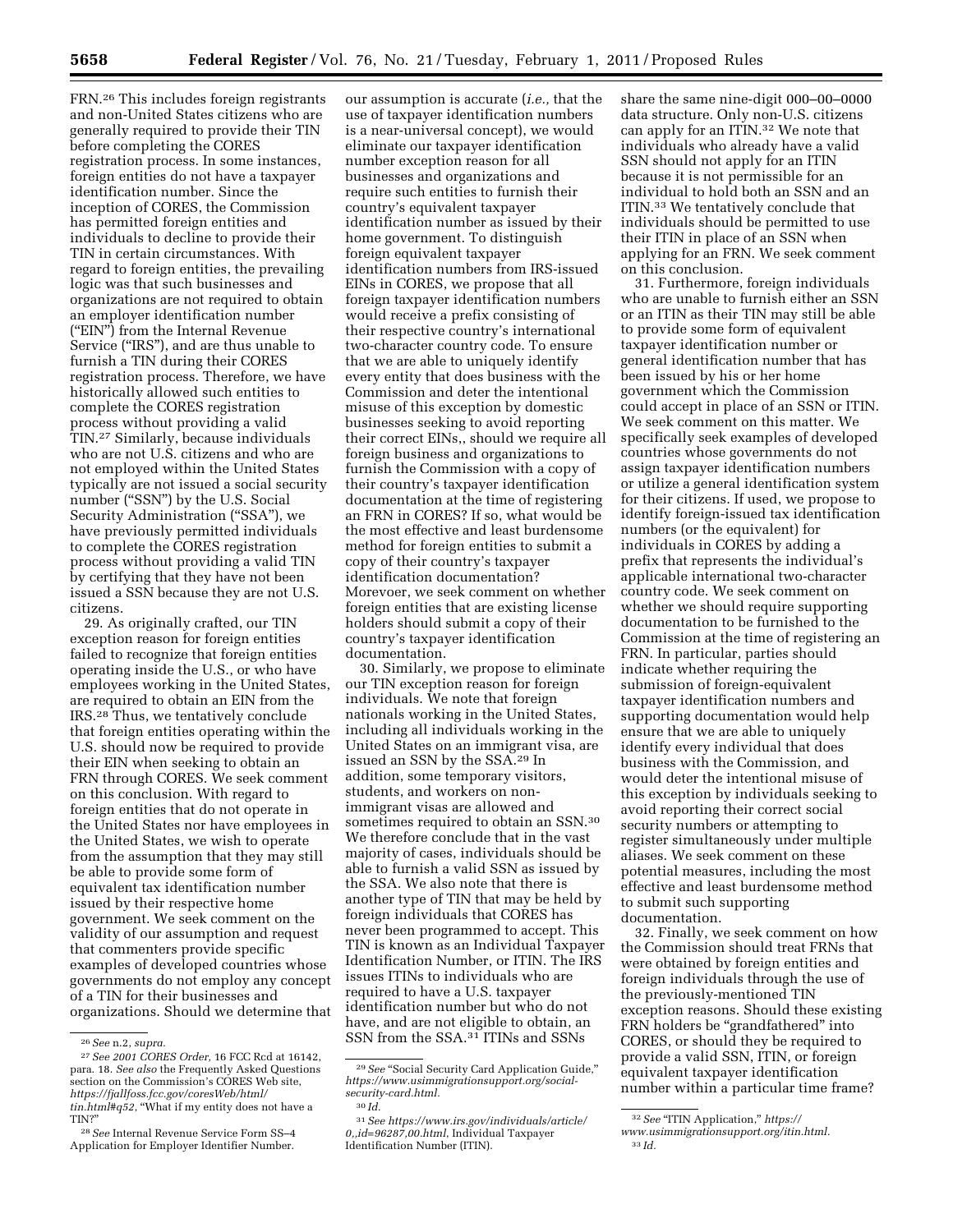FRN.[26] This includes foreign registrants and non-United States citizens who are generally required to provide their TIN before completing the CORES registration process. In some instances, foreign entities do not have a taxpayer identification number. Since the inception of CORES, the Commission has permitted foreign entities and individuals to decline to provide their TIN in certain circumstances. With regard to foreign entities, the prevailing logic was that such businesses and organizations are not required to obtain an employer identification number ("EIN") from the Internal Revenue Service ("IRS"), and are thus unable to furnish a TIN during their CORES registration process. Therefore, we have historically allowed such entities to complete the CORES registration process without providing a valid TIN.[27] Similarly, because individuals who are not U.S. citizens and who are not employed within the United States typically are not issued a social security number ("SSN") by the U.S. Social Security Administration ("SSA"), we have previously permitted individuals to complete the CORES registration process without providing a valid TIN by certifying that they have not been issued a SSN because they are not U.S. citizens.

29. As originally crafted, our TIN exception reason for foreign entities failed to recognize that foreign entities operating inside the U.S., or who have employees working in the United States, are required to obtain an EIN from the IRS.[28] Thus, we tentatively conclude that foreign entities operating within the U.S. should now be required to provide their EIN when seeking to obtain an FRN through CORES. We seek comment on this conclusion. With regard to foreign entities that do not operate in the United States nor have employees in the United States, we wish to operate from the assumption that they may still be able to provide some form of equivalent tax identification number issued by their respective home government. We seek comment on the validity of our assumption and request that commenters provide specific examples of developed countries whose governments do not employ any concept of a TIN for their businesses and organizations. Should we determine that our assumption is accurate (*i.e.,* that the use of taxpayer identification numbers is a near-universal concept), we would eliminate our taxpayer identification number exception reason for all businesses and organizations and require such entities to furnish their country's equivalent taxpayer identification number as issued by their home government. To distinguish foreign equivalent taxpayer identification numbers from IRS-issued EINs in CORES, we propose that all foreign taxpayer identification numbers would receive a prefix consisting of their respective country's international two-character country code. To ensure that we are able to uniquely identify every entity that does business with the Commission and deter the intentional misuse of this exception by domestic businesses seeking to avoid reporting their correct EINs,, should we require all foreign business and organizations to furnish the Commission with a copy of their country's taxpayer identification documentation at the time of registering an FRN in CORES? If so, what would be the most effective and least burdensome method for foreign entities to submit a copy of their country's taxpayer identification documentation? Morevoer, we seek comment on whether foreign entities that are existing license holders should submit a copy of their country's taxpayer identification documentation.

30. Similarly, we propose to eliminate our TIN exception reason for foreign individuals. We note that foreign nationals working in the United States, including all individuals working in the United States on an immigrant visa, are issued an SSN by the SSA.[29] In addition, some temporary visitors, students, and workers on non-immigrant visas are allowed and sometimes required to obtain an SSN.[30] We therefore conclude that in the vast majority of cases, individuals should be able to furnish a valid SSN as issued by the SSA. We also note that there is another type of TIN that may be held by foreign individuals that CORES has never been programmed to accept. This TIN is known as an Individual Taxpayer Identification Number, or ITIN. The IRS issues ITINs to individuals who are required to have a U.S. taxpayer identification number but who do not have, and are not eligible to obtain, an SSN from the SSA.[31] ITINs and SSNs share the same nine-digit 000–00–0000 data structure. Only non-U.S. citizens can apply for an ITIN.[32] We note that individuals who already have a valid SSN should not apply for an ITIN because it is not permissible for an individual to hold both an SSN and an ITIN.[33] We tentatively conclude that individuals should be permitted to use their ITIN in place of an SSN when applying for an FRN. We seek comment on this conclusion.

31. Furthermore, foreign individuals who are unable to furnish either an SSN or an ITIN as their TIN may still be able to provide some form of equivalent taxpayer identification number or general identification number that has been issued by his or her home government which the Commission could accept in place of an SSN or ITIN. We seek comment on this matter. We specifically seek examples of developed countries whose governments do not assign taxpayer identification numbers or utilize a general identification system for their citizens. If used, we propose to identify foreign-issued tax identification numbers (or the equivalent) for individuals in CORES by adding a prefix that represents the individual's applicable international two-character country code. We seek comment on whether we should require supporting documentation to be furnished to the Commission at the time of registering an FRN. In particular, parties should indicate whether requiring the submission of foreign-equivalent taxpayer identification numbers and supporting documentation would help ensure that we are able to uniquely identify every individual that does business with the Commission, and would deter the intentional misuse of this exception by individuals seeking to avoid reporting their correct social security numbers or attempting to register simultaneously under multiple aliases. We seek comment on these potential measures, including the most effective and least burdensome method to submit such supporting documentation.

32. Finally, we seek comment on how the Commission should treat FRNs that were obtained by foreign entities and foreign individuals through the use of the previously-mentioned TIN exception reasons. Should these existing FRN holders be "grandfathered" into CORES, or should they be required to provide a valid SSN, ITIN, or foreign equivalent taxpayer identification number within a particular time frame?

---

[26] *See* n.2, *supra.*

[27] *See 2001 CORES Order,* 16 FCC Rcd at 16142, para. 18. *See also* the Frequently Asked Questions section on the Commission's CORES Web site, *https://fjallfoss.fcc.gov/coresWeb/html/tin.html#q52*, "What if my entity does not have a TIN?"

[28] *See* Internal Revenue Service Form SS–4 Application for Employer Identifier Number.

[29] *See* "Social Security Card Application Guide," *https://www.usimmigrationsupport.org/social-security-card.html.*

[30] *Id.*

[31] *See https://www.irs.gov/individuals/article/0,,id=96287,00.html*, Individual Taxpayer Identification Number (ITIN).

[32] *See* "ITIN Application," *https://www.usimmigrationsupport.org/itin.html.*

[33] *Id.*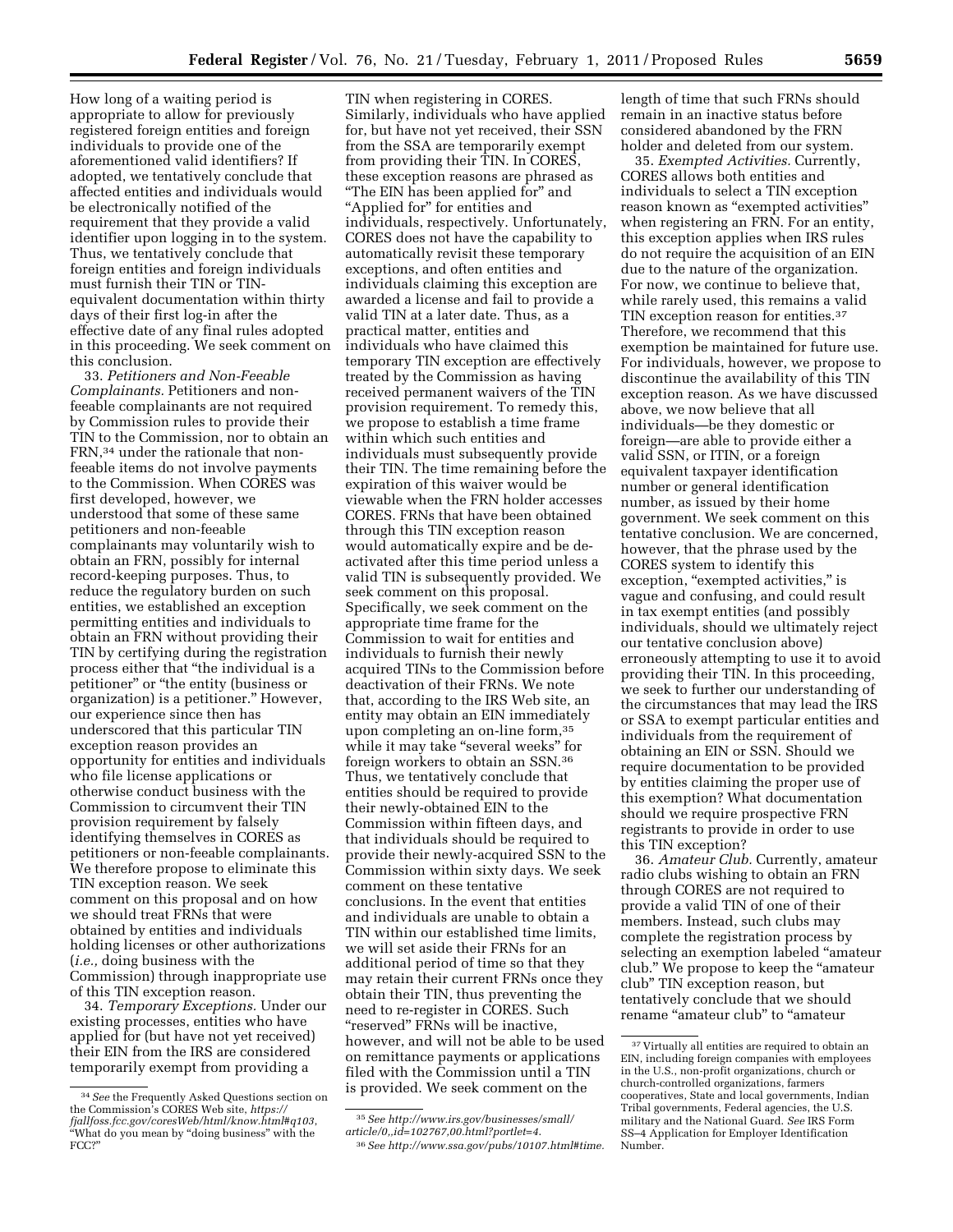How long of a waiting period is appropriate to allow for previously registered foreign entities and foreign individuals to provide one of the aforementioned valid identifiers? If adopted, we tentatively conclude that affected entities and individuals would be electronically notified of the requirement that they provide a valid identifier upon logging in to the system. Thus, we tentatively conclude that foreign entities and foreign individuals must furnish their TIN or TIN-equivalent documentation within thirty days of their first log-in after the effective date of any final rules adopted in this proceeding. We seek comment on this conclusion.

33. *Petitioners and Non-Feeable Complainants.* Petitioners and non-feeable complainants are not required by Commission rules to provide their TIN to the Commission, nor to obtain an FRN,[34] under the rationale that non-feeable items do not involve payments to the Commission. When CORES was first developed, however, we understood that some of these same petitioners and non-feeable complainants may voluntarily wish to obtain an FRN, possibly for internal record-keeping purposes. Thus, to reduce the regulatory burden on such entities, we established an exception permitting entities and individuals to obtain an FRN without providing their TIN by certifying during the registration process either that "the individual is a petitioner" or "the entity (business or organization) is a petitioner." However, our experience since then has underscored that this particular TIN exception reason provides an opportunity for entities and individuals who file license applications or otherwise conduct business with the Commission to circumvent their TIN provision requirement by falsely identifying themselves in CORES as petitioners or non-feeable complainants. We therefore propose to eliminate this TIN exception reason. We seek comment on this proposal and on how we should treat FRNs that were obtained by entities and individuals holding licenses or other authorizations (*i.e.,* doing business with the Commission) through inappropriate use of this TIN exception reason.

34. *Temporary Exceptions.* Under our existing processes, entities who have applied for (but have not yet received) their EIN from the IRS are considered temporarily exempt from providing a TIN when registering in CORES. Similarly, individuals who have applied for, but have not yet received, their SSN from the SSA are temporarily exempt from providing their TIN. In CORES, these exception reasons are phrased as "The EIN has been applied for" and "Applied for" for entities and individuals, respectively. Unfortunately, CORES does not have the capability to automatically revisit these temporary exceptions, and often entities and individuals claiming this exception are awarded a license and fail to provide a valid TIN at a later date. Thus, as a practical matter, entities and individuals who have claimed this temporary TIN exception are effectively treated by the Commission as having received permanent waivers of the TIN provision requirement. To remedy this, we propose to establish a time frame within which such entities and individuals must subsequently provide their TIN. The time remaining before the expiration of this waiver would be viewable when the FRN holder accesses CORES. FRNs that have been obtained through this TIN exception reason would automatically expire and be de-activated after this time period unless a valid TIN is subsequently provided. We seek comment on this proposal. Specifically, we seek comment on the appropriate time frame for the Commission to wait for entities and individuals to furnish their newly acquired TINs to the Commission before deactivation of their FRNs. We note that, according to the IRS Web site, an entity may obtain an EIN immediately upon completing an on-line form,[35] while it may take "several weeks" for foreign workers to obtain an SSN.[36] Thus, we tentatively conclude that entities should be required to provide their newly-obtained EIN to the Commission within fifteen days, and that individuals should be required to provide their newly-acquired SSN to the Commission within sixty days. We seek comment on these tentative conclusions. In the event that entities and individuals are unable to obtain a TIN within our established time limits, we will set aside their FRNs for an additional period of time so that they may retain their current FRNs once they obtain their TIN, thus preventing the need to re-register in CORES. Such "reserved" FRNs will be inactive, however, and will not be able to be used on remittance payments or applications filed with the Commission until a TIN is provided. We seek comment on the length of time that such FRNs should remain in an inactive status before considered abandoned by the FRN holder and deleted from our system.

35. *Exempted Activities.* Currently, CORES allows both entities and individuals to select a TIN exception reason known as "exempted activities" when registering an FRN. For an entity, this exception applies when IRS rules do not require the acquisition of an EIN due to the nature of the organization. For now, we continue to believe that, while rarely used, this remains a valid TIN exception reason for entities.[37] Therefore, we recommend that this exemption be maintained for future use. For individuals, however, we propose to discontinue the availability of this TIN exception reason. As we have discussed above, we now believe that all individuals—be they domestic or foreign—are able to provide either a valid SSN, or ITIN, or a foreign equivalent taxpayer identification number or general identification number, as issued by their home government. We seek comment on this tentative conclusion. We are concerned, however, that the phrase used by the CORES system to identify this exception, "exempted activities," is vague and confusing, and could result in tax exempt entities (and possibly individuals, should we ultimately reject our tentative conclusion above) erroneously attempting to use it to avoid providing their TIN. In this proceeding, we seek to further our understanding of the circumstances that may lead the IRS or SSA to exempt particular entities and individuals from the requirement of obtaining an EIN or SSN. Should we require documentation to be provided by entities claiming the proper use of this exemption? What documentation should we require prospective FRN registrants to provide in order to use this TIN exception?

36. *Amateur Club.* Currently, amateur radio clubs wishing to obtain an FRN through CORES are not required to provide a valid TIN of one of their members. Instead, such clubs may complete the registration process by selecting an exemption labeled "amateur club." We propose to keep the "amateur club" TIN exception reason, but tentatively conclude that we should rename "amateur club" to "amateur

---

[34] *See* the Frequently Asked Questions section on the Commission's CORES Web site, *https://fjallfoss.fcc.gov/coresWeb/html/know.html#q103,* "What do you mean by "doing business" with the FCC?"

[35] *See http://www.irs.gov/businesses/small/article/0,,id=102767,00.html?portlet=4.*

[36] *See http://www.ssa.gov/pubs/10107.html#time.*

[37] Virtually all entities are required to obtain an EIN, including foreign companies with employees in the U.S., non-profit organizations, church or church-controlled organizations, farmers cooperatives, State and local governments, Indian Tribal governments, Federal agencies, the U.S. military and the National Guard. *See* IRS Form SS–4 Application for Employer Identification Number.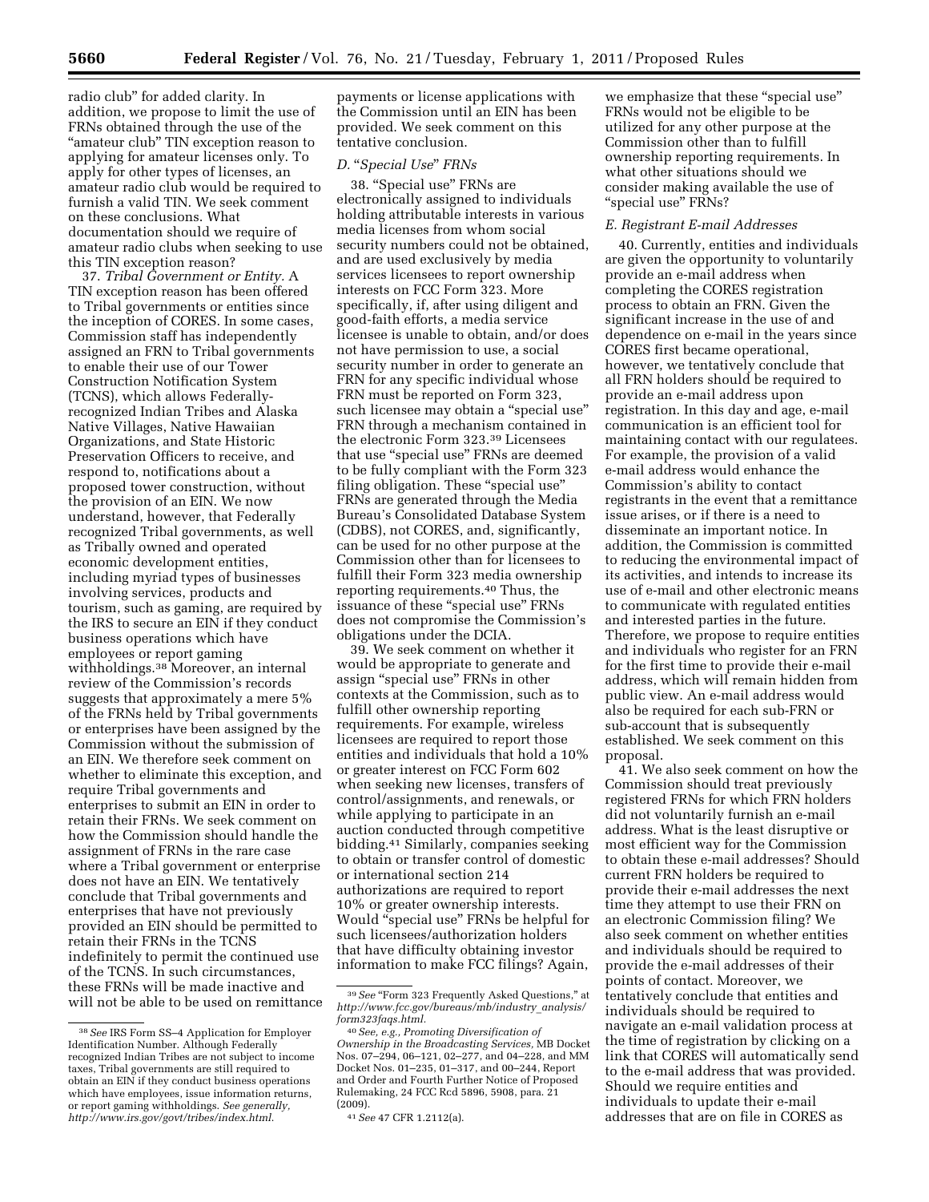radio club" for added clarity. In addition, we propose to limit the use of FRNs obtained through the use of the "amateur club" TIN exception reason to applying for amateur licenses only. To apply for other types of licenses, an amateur radio club would be required to furnish a valid TIN. We seek comment on these conclusions. What documentation should we require of amateur radio clubs when seeking to use this TIN exception reason?

37. *Tribal Government or Entity.* A TIN exception reason has been offered to Tribal governments or entities since the inception of CORES. In some cases, Commission staff has independently assigned an FRN to Tribal governments to enable their use of our Tower Construction Notification System (TCNS), which allows Federally-recognized Indian Tribes and Alaska Native Villages, Native Hawaiian Organizations, and State Historic Preservation Officers to receive, and respond to, notifications about a proposed tower construction, without the provision of an EIN. We now understand, however, that Federally recognized Tribal governments, as well as Tribally owned and operated economic development entities, including myriad types of businesses involving services, products and tourism, such as gaming, are required by the IRS to secure an EIN if they conduct business operations which have employees or report gaming withholdings.[38] Moreover, an internal review of the Commission's records suggests that approximately a mere 5% of the FRNs held by Tribal governments or enterprises have been assigned by the Commission without the submission of an EIN. We therefore seek comment on whether to eliminate this exception, and require Tribal governments and enterprises to submit an EIN in order to retain their FRNs. We seek comment on how the Commission should handle the assignment of FRNs in the rare case where a Tribal government or enterprise does not have an EIN. We tentatively conclude that Tribal governments and enterprises that have not previously provided an EIN should be permitted to retain their FRNs in the TCNS indefinitely to permit the continued use of the TCNS. In such circumstances, these FRNs will be made inactive and will not be able to be used on remittance payments or license applications with the Commission until an EIN has been provided. We seek comment on this tentative conclusion.

*D. "Special Use" FRNs*

38. "Special use" FRNs are electronically assigned to individuals holding attributable interests in various media licenses from whom social security numbers could not be obtained, and are used exclusively by media services licensees to report ownership interests on FCC Form 323. More specifically, if, after using diligent and good-faith efforts, a media service licensee is unable to obtain, and/or does not have permission to use, a social security number in order to generate an FRN for any specific individual whose FRN must be reported on Form 323, such licensee may obtain a "special use" FRN through a mechanism contained in the electronic Form 323.[39] Licensees that use "special use" FRNs are deemed to be fully compliant with the Form 323 filing obligation. These "special use" FRNs are generated through the Media Bureau's Consolidated Database System (CDBS), not CORES, and, significantly, can be used for no other purpose at the Commission other than for licensees to fulfill their Form 323 media ownership reporting requirements.[40] Thus, the issuance of these "special use" FRNs does not compromise the Commission's obligations under the DCIA.

39. We seek comment on whether it would be appropriate to generate and assign "special use" FRNs in other contexts at the Commission, such as to fulfill other ownership reporting requirements. For example, wireless licensees are required to report those entities and individuals that hold a 10% or greater interest on FCC Form 602 when seeking new licenses, transfers of control/assignments, and renewals, or while applying to participate in an auction conducted through competitive bidding.[41] Similarly, companies seeking to obtain or transfer control of domestic or international section 214 authorizations are required to report 10% or greater ownership interests. Would "special use" FRNs be helpful for such licensees/authorization holders that have difficulty obtaining investor information to make FCC filings? Again, we emphasize that these "special use" FRNs would not be eligible to be utilized for any other purpose at the Commission other than to fulfill ownership reporting requirements. In what other situations should we consider making available the use of "special use" FRNs?

*E. Registrant E-mail Addresses*

40. Currently, entities and individuals are given the opportunity to voluntarily provide an e-mail address when completing the CORES registration process to obtain an FRN. Given the significant increase in the use of and dependence on e-mail in the years since CORES first became operational, however, we tentatively conclude that all FRN holders should be required to provide an e-mail address upon registration. In this day and age, e-mail communication is an efficient tool for maintaining contact with our regulatees. For example, the provision of a valid e-mail address would enhance the Commission's ability to contact registrants in the event that a remittance issue arises, or if there is a need to disseminate an important notice. In addition, the Commission is committed to reducing the environmental impact of its activities, and intends to increase its use of e-mail and other electronic means to communicate with regulated entities and interested parties in the future. Therefore, we propose to require entities and individuals who register for an FRN for the first time to provide their e-mail address, which will remain hidden from public view. An e-mail address would also be required for each sub-FRN or sub-account that is subsequently established. We seek comment on this proposal.

41. We also seek comment on how the Commission should treat previously registered FRNs for which FRN holders did not voluntarily furnish an e-mail address. What is the least disruptive or most efficient way for the Commission to obtain these e-mail addresses? Should current FRN holders be required to provide their e-mail addresses the next time they attempt to use their FRN on an electronic Commission filing? We also seek comment on whether entities and individuals should be required to provide the e-mail addresses of their points of contact. Moreover, we tentatively conclude that entities and individuals should be required to navigate an e-mail validation process at the time of registration by clicking on a link that CORES will automatically send to the e-mail address that was provided. Should we require entities and individuals to update their e-mail addresses that are on file in CORES as

---

[38] *See* IRS Form SS–4 Application for Employer Identification Number. Although Federally recognized Indian Tribes are not subject to income taxes, Tribal governments are still required to obtain an EIN if they conduct business operations which have employees, issue information returns, or report gaming withholdings. *See generally, http://www.irs.gov/govt/tribes/index.html.*

[39] *See* "Form 323 Frequently Asked Questions," at *http://www.fcc.gov/bureaus/mb/industry_analysis/form323faqs.html.*

[40] *See, e.g., Promoting Diversification of Ownership in the Broadcasting Services,* MB Docket Nos. 07–294, 06–121, 02–277, and 04–228, and MM Docket Nos. 01–235, 01–317, and 00–244, Report and Order and Fourth Further Notice of Proposed Rulemaking, 24 FCC Rcd 5896, 5908, para. 21 (2009).

[41] *See* 47 CFR 1.2112(a).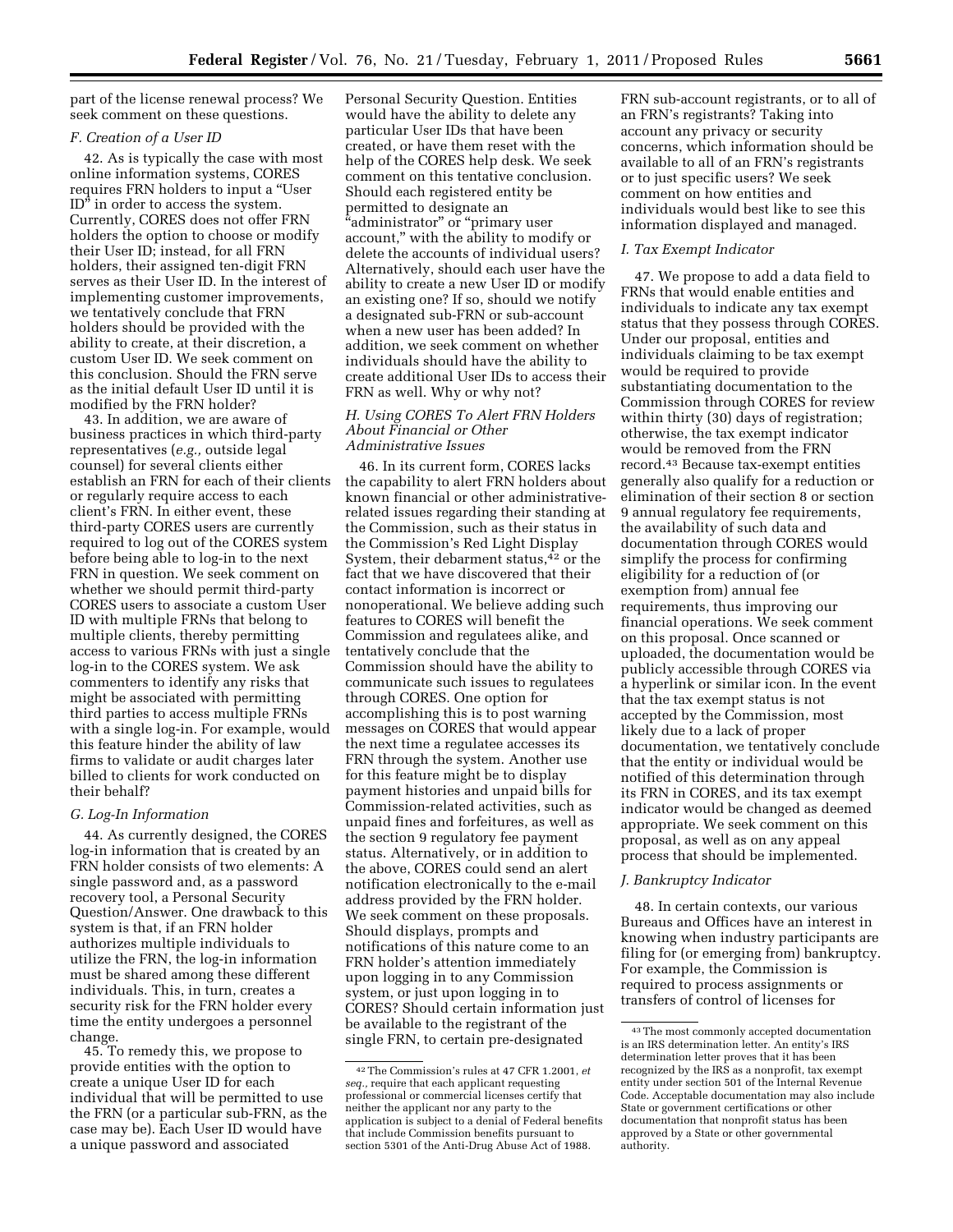part of the license renewal process? We seek comment on these questions.

### F. Creation of a User ID

42. As is typically the case with most online information systems, CORES requires FRN holders to input a "User ID" in order to access the system. Currently, CORES does not offer FRN holders the option to choose or modify their User ID; instead, for all FRN holders, their assigned ten-digit FRN serves as their User ID. In the interest of implementing customer improvements, we tentatively conclude that FRN holders should be provided with the ability to create, at their discretion, a custom User ID. We seek comment on this conclusion. Should the FRN serve as the initial default User ID until it is modified by the FRN holder?

43. In addition, we are aware of business practices in which third-party representatives (*e.g.,* outside legal counsel) for several clients either establish an FRN for each of their clients or regularly require access to each client's FRN. In either event, these third-party CORES users are currently required to log out of the CORES system before being able to log-in to the next FRN in question. We seek comment on whether we should permit third-party CORES users to associate a custom User ID with multiple FRNs that belong to multiple clients, thereby permitting access to various FRNs with just a single log-in to the CORES system. We ask commenters to identify any risks that might be associated with permitting third parties to access multiple FRNs with a single log-in. For example, would this feature hinder the ability of law firms to validate or audit charges later billed to clients for work conducted on their behalf?

### G. Log-In Information

44. As currently designed, the CORES log-in information that is created by an FRN holder consists of two elements: A single password and, as a password recovery tool, a Personal Security Question/Answer. One drawback to this system is that, if an FRN holder authorizes multiple individuals to utilize the FRN, the log-in information must be shared among these different individuals. This, in turn, creates a security risk for the FRN holder every time the entity undergoes a personnel change.

45. To remedy this, we propose to provide entities with the option to create a unique User ID for each individual that will be permitted to use the FRN (or a particular sub-FRN, as the case may be). Each User ID would have a unique password and associated Personal Security Question. Entities would have the ability to delete any particular User IDs that have been created, or have them reset with the help of the CORES help desk. We seek comment on this tentative conclusion. Should each registered entity be permitted to designate an "administrator" or "primary user account," with the ability to modify or delete the accounts of individual users? Alternatively, should each user have the ability to create a new User ID or modify an existing one? If so, should we notify a designated sub-FRN or sub-account when a new user has been added? In addition, we seek comment on whether individuals should have the ability to create additional User IDs to access their FRN as well. Why or why not?

### H. Using CORES To Alert FRN Holders About Financial or Other Administrative Issues

46. In its current form, CORES lacks the capability to alert FRN holders about known financial or other administrative-related issues regarding their standing at the Commission, such as their status in the Commission's Red Light Display System, their debarment status,[42] or the fact that we have discovered that their contact information is incorrect or nonoperational. We believe adding such features to CORES will benefit the Commission and regulatees alike, and tentatively conclude that the Commission should have the ability to communicate such issues to regulatees through CORES. One option for accomplishing this is to post warning messages on CORES that would appear the next time a regulatee accesses its FRN through the system. Another use for this feature might be to display payment histories and unpaid bills for Commission-related activities, such as unpaid fines and forfeitures, as well as the section 9 regulatory fee payment status. Alternatively, or in addition to the above, CORES could send an alert notification electronically to the e-mail address provided by the FRN holder. We seek comment on these proposals. Should displays, prompts and notifications of this nature come to an FRN holder's attention immediately upon logging in to any Commission system, or just upon logging in to CORES? Should certain information just be available to the registrant of the single FRN, to certain pre-designated FRN sub-account registrants, or to all of an FRN's registrants? Taking into account any privacy or security concerns, which information should be available to all of an FRN's registrants or to just specific users? We seek comment on how entities and individuals would best like to see this information displayed and managed.

### I. Tax Exempt Indicator

47. We propose to add a data field to FRNs that would enable entities and individuals to indicate any tax exempt status that they possess through CORES. Under our proposal, entities and individuals claiming to be tax exempt would be required to provide substantiating documentation to the Commission through CORES for review within thirty (30) days of registration; otherwise, the tax exempt indicator would be removed from the FRN record.[43] Because tax-exempt entities generally also qualify for a reduction or elimination of their section 8 or section 9 annual regulatory fee requirements, the availability of such data and documentation through CORES would simplify the process for confirming eligibility for a reduction of (or exemption from) annual fee requirements, thus improving our financial operations. We seek comment on this proposal. Once scanned or uploaded, the documentation would be publicly accessible through CORES via a hyperlink or similar icon. In the event that the tax exempt status is not accepted by the Commission, most likely due to a lack of proper documentation, we tentatively conclude that the entity or individual would be notified of this determination through its FRN in CORES, and its tax exempt indicator would be changed as deemed appropriate. We seek comment on this proposal, as well as on any appeal process that should be implemented.

### J. Bankruptcy Indicator

48. In certain contexts, our various Bureaus and Offices have an interest in knowing when industry participants are filing for (or emerging from) bankruptcy. For example, the Commission is required to process assignments or transfers of control of licenses for

---

[42] The Commission's rules at 47 CFR 1.2001, *et seq.,* require that each applicant requesting professional or commercial licenses certify that neither the applicant nor any party to the application is subject to a denial of Federal benefits that include Commission benefits pursuant to section 5301 of the Anti-Drug Abuse Act of 1988.

[43] The most commonly accepted documentation is an IRS determination letter. An entity's IRS determination letter proves that it has been recognized by the IRS as a nonprofit, tax exempt entity under section 501 of the Internal Revenue Code. Acceptable documentation may also include State or government certifications or other documentation that nonprofit status has been approved by a State or other governmental authority.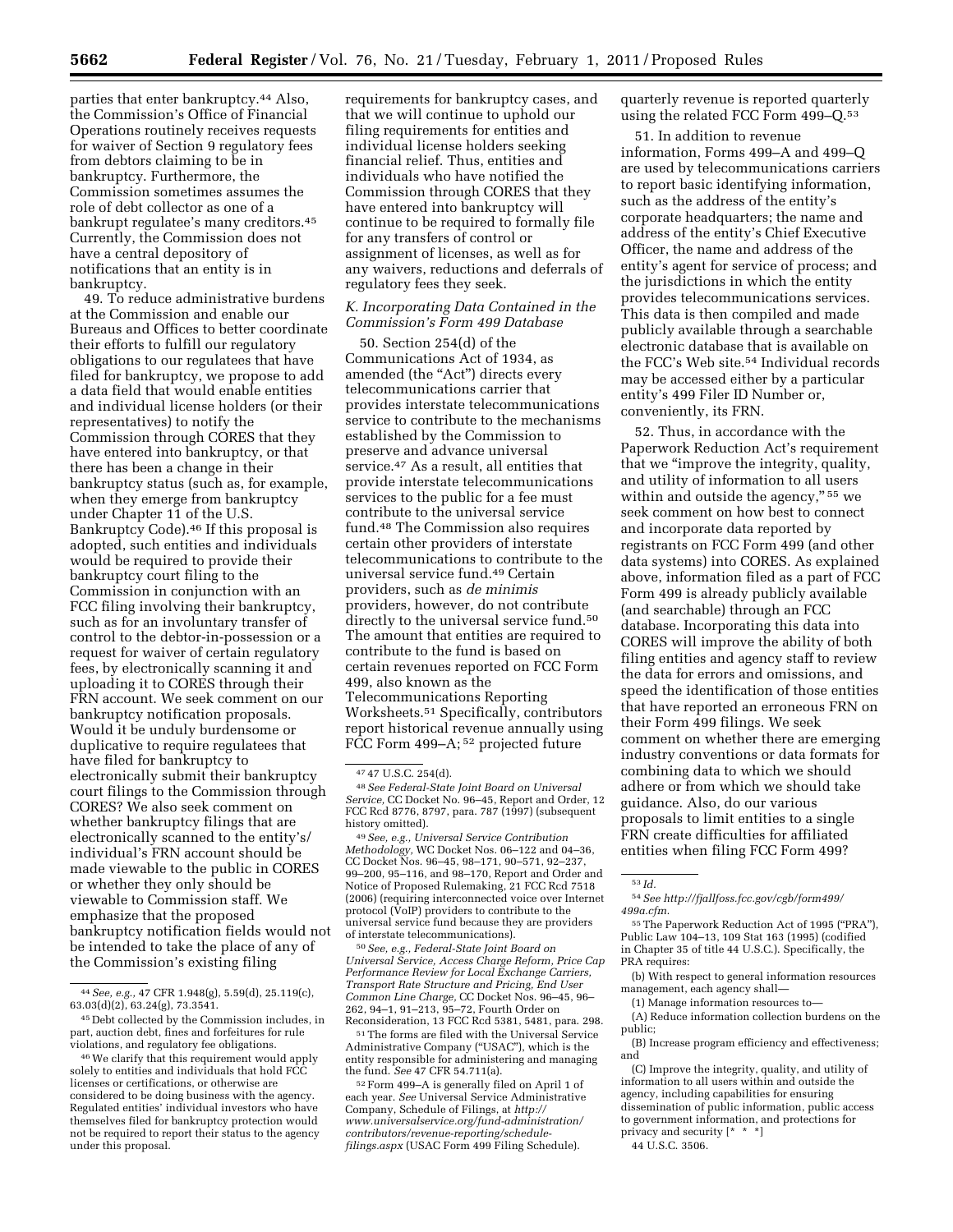parties that enter bankruptcy.[44] Also, the Commission's Office of Financial Operations routinely receives requests for waiver of Section 9 regulatory fees from debtors claiming to be in bankruptcy. Furthermore, the Commission sometimes assumes the role of debt collector as one of a bankrupt regulatee's many creditors.[45] Currently, the Commission does not have a central depository of notifications that an entity is in bankruptcy.

49. To reduce administrative burdens at the Commission and enable our Bureaus and Offices to better coordinate their efforts to fulfill our regulatory obligations to our regulatees that have filed for bankruptcy, we propose to add a data field that would enable entities and individual license holders (or their representatives) to notify the Commission through CORES that they have entered into bankruptcy, or that there has been a change in their bankruptcy status (such as, for example, when they emerge from bankruptcy under Chapter 11 of the U.S. Bankruptcy Code).[46] If this proposal is adopted, such entities and individuals would be required to provide their bankruptcy court filing to the Commission in conjunction with an FCC filing involving their bankruptcy, such as for an involuntary transfer of control to the debtor-in-possession or a request for waiver of certain regulatory fees, by electronically scanning it and uploading it to CORES through their FRN account. We seek comment on our bankruptcy notification proposals. Would it be unduly burdensome or duplicative to require regulatees that have filed for bankruptcy to electronically submit their bankruptcy court filings to the Commission through CORES? We also seek comment on whether bankruptcy filings that are electronically scanned to the entity's/individual's FRN account should be made viewable to the public in CORES or whether they only should be viewable to Commission staff. We emphasize that the proposed bankruptcy notification fields would not be intended to take the place of any of the Commission's existing filing requirements for bankruptcy cases, and that we will continue to uphold our filing requirements for entities and individual license holders seeking financial relief. Thus, entities and individuals who have notified the Commission through CORES that they have entered into bankruptcy will continue to be required to formally file for any transfers of control or assignment of licenses, as well as for any waivers, reductions and deferrals of regulatory fees they seek.

### *K. Incorporating Data Contained in the Commission's Form 499 Database*

50. Section 254(d) of the Communications Act of 1934, as amended (the "Act") directs every telecommunications carrier that provides interstate telecommunications service to contribute to the mechanisms established by the Commission to preserve and advance universal service.[47] As a result, all entities that provide interstate telecommunications services to the public for a fee must contribute to the universal service fund.[48] The Commission also requires certain other providers of interstate telecommunications to contribute to the universal service fund.[49] Certain providers, such as *de minimis* providers, however, do not contribute directly to the universal service fund.[50] The amount that entities are required to contribute to the fund is based on certain revenues reported on FCC Form 499, also known as the Telecommunications Reporting Worksheets.[51] Specifically, contributors report historical revenue annually using FCC Form 499–A;[52] projected future quarterly revenue is reported quarterly using the related FCC Form 499–Q.[53]

51. In addition to revenue information, Forms 499–A and 499–Q are used by telecommunications carriers to report basic identifying information, such as the address of the entity's corporate headquarters; the name and address of the entity's Chief Executive Officer, the name and address of the entity's agent for service of process; and the jurisdictions in which the entity provides telecommunications services. This data is then compiled and made publicly available through a searchable electronic database that is available on the FCC's Web site.[54] Individual records may be accessed either by a particular entity's 499 Filer ID Number or, conveniently, its FRN.

52. Thus, in accordance with the Paperwork Reduction Act's requirement that we "improve the integrity, quality, and utility of information to all users within and outside the agency,"[55] we seek comment on how best to connect and incorporate data reported by registrants on FCC Form 499 (and other data systems) into CORES. As explained above, information filed as a part of FCC Form 499 is already publicly available (and searchable) through an FCC database. Incorporating this data into CORES will improve the ability of both filing entities and agency staff to review the data for errors and omissions, and speed the identification of those entities that have reported an erroneous FRN on their Form 499 filings. We seek comment on whether there are emerging industry conventions or data formats for combining data to which we should adhere or from which we should take guidance. Also, do our various proposals to limit entities to a single FRN create difficulties for affiliated entities when filing FCC Form 499?

---

[44] *See, e.g.,* 47 CFR 1.948(g), 25.59(d), 25.119(c), 63.03(d)(2), 63.24(g), 73.3541.

[45] Debt collected by the Commission includes, in part, auction debt, fines and forfeitures for rule violations, and regulatory fee obligations.

[46] We clarify that this requirement would apply solely to entities and individuals that hold FCC licenses or certifications, or otherwise are considered to be doing business with the agency. Regulated entities' individual investors who have themselves filed for bankruptcy protection would not be required to report their status to the agency under this proposal.

[47] 47 U.S.C. 254(d).

[48] *See Federal-State Joint Board on Universal Service,* CC Docket No. 96–45, Report and Order, 12 FCC Rcd 8776, 8797, para. 787 (1997) (subsequent history omitted).

[49] *See, e.g., Universal Service Contribution Methodology,* WC Docket Nos. 06–122 and 04–36, CC Docket Nos. 96–45, 98–171, 90–571, 92–237, 99–200, 95–116, and 98–170, Report and Order and Notice of Proposed Rulemaking, 21 FCC Rcd 7518 (2006) (requiring interconnected voice over Internet protocol (VoIP) providers to contribute to the universal service fund because they are providers of interstate telecommunications).

[50] *See, e.g., Federal-State Joint Board on Universal Service, Access Charge Reform, Price Cap Performance Review for Local Exchange Carriers, Transport Rate Structure and Pricing, End User Common Line Charge,* CC Docket Nos. 96–45, 96–262, 94–1, 91–213, 95–72, Fourth Order on Reconsideration, 13 FCC Rcd 5381, 5481, para. 298.

[51] The forms are filed with the Universal Service Administrative Company ("USAC"), which is the entity responsible for administering and managing the fund. *See* 47 CFR 54.711(a).

[52] Form 499–A is generally filed on April 1 of each year. *See* Universal Service Administrative Company, Schedule of Filings, at *http://www.universalservice.org/fund-administration/contributors/revenue-reporting/schedule-filings.aspx* (USAC Form 499 Filing Schedule).

[53] *Id.*

[54] *See http://fjallfoss.fcc.gov/cgb/form499/499a.cfm.*

[55] The Paperwork Reduction Act of 1995 ("PRA"), Public Law 104–13, 109 Stat 163 (1995) (codified in Chapter 35 of title 44 U.S.C.). Specifically, the PRA requires:

(b) With respect to general information resources management, each agency shall—

(1) Manage information resources to—

(A) Reduce information collection burdens on the public;

(B) Increase program efficiency and effectiveness; and

(C) Improve the integrity, quality, and utility of information to all users within and outside the agency, including capabilities for ensuring dissemination of public information, public access to government information, and protections for privacy and security [* * *]

44 U.S.C. 3506.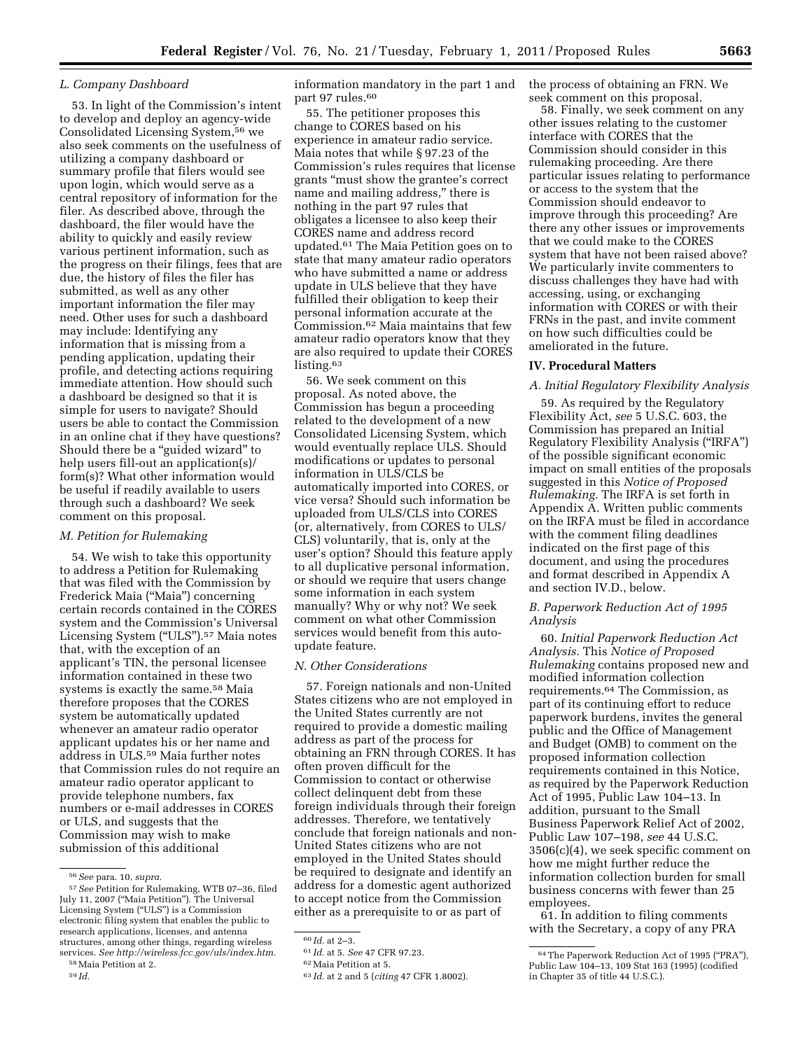### L. Company Dashboard

53. In light of the Commission's intent to develop and deploy an agency-wide Consolidated Licensing System,[56] we also seek comments on the usefulness of utilizing a company dashboard or summary profile that filers would see upon login, which would serve as a central repository of information for the filer. As described above, through the dashboard, the filer would have the ability to quickly and easily review various pertinent information, such as the progress on their filings, fees that are due, the history of files the filer has submitted, as well as any other important information the filer may need. Other uses for such a dashboard may include: Identifying any information that is missing from a pending application, updating their profile, and detecting actions requiring immediate attention. How should such a dashboard be designed so that it is simple for users to navigate? Should users be able to contact the Commission in an online chat if they have questions? Should there be a "guided wizard" to help users fill-out an application(s)/form(s)? What other information would be useful if readily available to users through such a dashboard? We seek comment on this proposal.

### M. Petition for Rulemaking

54. We wish to take this opportunity to address a Petition for Rulemaking that was filed with the Commission by Frederick Maia ("Maia") concerning certain records contained in the CORES system and the Commission's Universal Licensing System ("ULS").[57] Maia notes that, with the exception of an applicant's TIN, the personal licensee information contained in these two systems is exactly the same.[58] Maia therefore proposes that the CORES system be automatically updated whenever an amateur radio operator applicant updates his or her name and address in ULS.[59] Maia further notes that Commission rules do not require an amateur radio operator applicant to provide telephone numbers, fax numbers or e-mail addresses in CORES or ULS, and suggests that the Commission may wish to make submission of this additional information mandatory in the part 1 and part 97 rules.[60]

55. The petitioner proposes this change to CORES based on his experience in amateur radio service. Maia notes that while § 97.23 of the Commission's rules requires that license grants "must show the grantee's correct name and mailing address," there is nothing in the part 97 rules that obligates a licensee to also keep their CORES name and address record updated.[61] The Maia Petition goes on to state that many amateur radio operators who have submitted a name or address update in ULS believe that they have fulfilled their obligation to keep their personal information accurate at the Commission.[62] Maia maintains that few amateur radio operators know that they are also required to update their CORES listing.[63]

56. We seek comment on this proposal. As noted above, the Commission has begun a proceeding related to the development of a new Consolidated Licensing System, which would eventually replace ULS. Should modifications or updates to personal information in ULS/CLS be automatically imported into CORES, or vice versa? Should such information be uploaded from ULS/CLS into CORES (or, alternatively, from CORES to ULS/CLS) voluntarily, that is, only at the user's option? Should this feature apply to all duplicative personal information, or should we require that users change some information in each system manually? Why or why not? We seek comment on what other Commission services would benefit from this auto-update feature.

### N. Other Considerations

57. Foreign nationals and non-United States citizens who are not employed in the United States currently are not required to provide a domestic mailing address as part of the process for obtaining an FRN through CORES. It has often proven difficult for the Commission to contact or otherwise collect delinquent debt from these foreign individuals through their foreign addresses. Therefore, we tentatively conclude that foreign nationals and non-United States citizens who are not employed in the United States should be required to designate and identify an address for a domestic agent authorized to accept notice from the Commission either as a prerequisite to or as part of the process of obtaining an FRN. We seek comment on this proposal.

58. Finally, we seek comment on any other issues relating to the customer interface with CORES that the Commission should consider in this rulemaking proceeding. Are there particular issues relating to performance or access to the system that the Commission should endeavor to improve through this proceeding? Are there any other issues or improvements that we could make to the CORES system that have not been raised above? We particularly invite commenters to discuss challenges they have had with accessing, using, or exchanging information with CORES or with their FRNs in the past, and invite comment on how such difficulties could be ameliorated in the future.

## IV. Procedural Matters

### A. Initial Regulatory Flexibility Analysis

59. As required by the Regulatory Flexibility Act, *see* 5 U.S.C. 603, the Commission has prepared an Initial Regulatory Flexibility Analysis ("IRFA") of the possible significant economic impact on small entities of the proposals suggested in this *Notice of Proposed Rulemaking.* The IRFA is set forth in Appendix A. Written public comments on the IRFA must be filed in accordance with the comment filing deadlines indicated on the first page of this document, and using the procedures and format described in Appendix A and section IV.D., below.

### B. Paperwork Reduction Act of 1995 Analysis

60. *Initial Paperwork Reduction Act Analysis.* This *Notice of Proposed Rulemaking* contains proposed new and modified information collection requirements.[64] The Commission, as part of its continuing effort to reduce paperwork burdens, invites the general public and the Office of Management and Budget (OMB) to comment on the proposed information collection requirements contained in this Notice, as required by the Paperwork Reduction Act of 1995, Public Law 104–13. In addition, pursuant to the Small Business Paperwork Relief Act of 2002, Public Law 107–198, *see* 44 U.S.C. 3506(c)(4), we seek specific comment on how me might further reduce the information collection burden for small business concerns with fewer than 25 employees.

61. In addition to filing comments with the Secretary, a copy of any PRA

---

[56] *See* para. 10, *supra.*

[57] *See* Petition for Rulemaking, WTB 07–36, filed July 11, 2007 ("Maia Petition"). The Universal Licensing System ("ULS") is a Commission electronic filing system that enables the public to research applications, licenses, and antenna structures, among other things, regarding wireless services. *See http://wireless.fcc.gov/uls/index.htm.*

[58] Maia Petition at 2.

[59] *Id.*

[60] *Id.* at 2–3.

[61] *Id.* at 5. *See* 47 CFR 97.23.

[62] Maia Petition at 5.

[63] *Id.* at 2 and 5 (*citing* 47 CFR 1.8002).

[64] The Paperwork Reduction Act of 1995 ("PRA"), Public Law 104–13, 109 Stat 163 (1995) (codified in Chapter 35 of title 44 U.S.C.).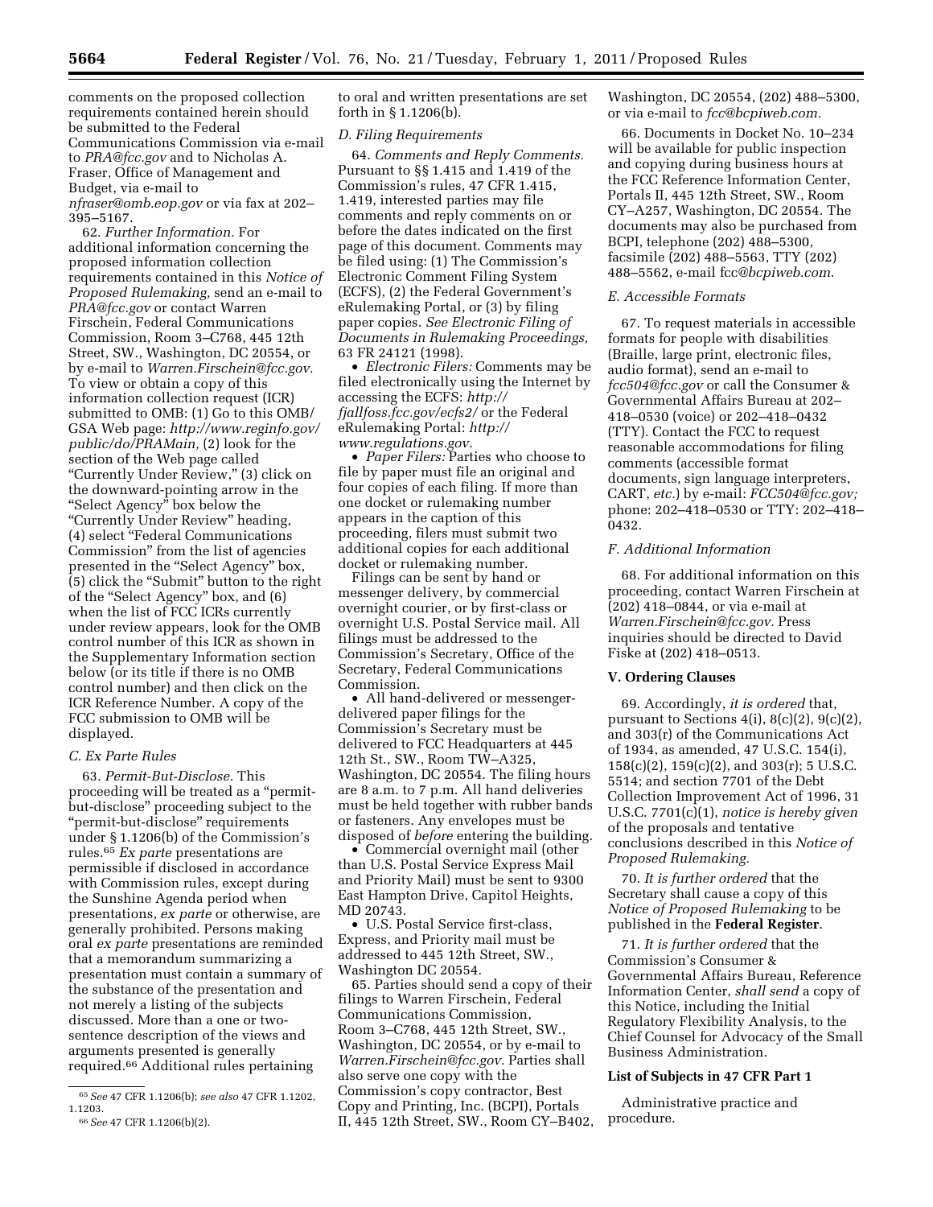comments on the proposed collection requirements contained herein should be submitted to the Federal Communications Commission via e-mail to *PRA@fcc.gov* and to Nicholas A. Fraser, Office of Management and Budget, via e-mail to *nfraser@omb.eop.gov* or via fax at 202–395–5167.

62. *Further Information.* For additional information concerning the proposed information collection requirements contained in this *Notice of Proposed Rulemaking,* send an e-mail to *PRA@fcc.gov* or contact Warren Firschein, Federal Communications Commission, Room 3–C768, 445 12th Street, SW., Washington, DC 20554, or by e-mail to *Warren.Firschein@fcc.gov.* To view or obtain a copy of this information collection request (ICR) submitted to OMB: (1) Go to this OMB/GSA Web page: *http://www.reginfo.gov/public/do/PRAMain,* (2) look for the section of the Web page called "Currently Under Review," (3) click on the downward-pointing arrow in the "Select Agency" box below the "Currently Under Review" heading, (4) select "Federal Communications Commission" from the list of agencies presented in the "Select Agency" box, (5) click the "Submit" button to the right of the "Select Agency" box, and (6) when the list of FCC ICRs currently under review appears, look for the OMB control number of this ICR as shown in the Supplementary Information section below (or its title if there is no OMB control number) and then click on the ICR Reference Number. A copy of the FCC submission to OMB will be displayed.

### C. Ex Parte Rules

63. *Permit-But-Disclose.* This proceeding will be treated as a "permit-but-disclose" proceeding subject to the "permit-but-disclose" requirements under § 1.1206(b) of the Commission's rules.[65] *Ex parte* presentations are permissible if disclosed in accordance with Commission rules, except during the Sunshine Agenda period when presentations, *ex parte* or otherwise, are generally prohibited. Persons making oral *ex parte* presentations are reminded that a memorandum summarizing a presentation must contain a summary of the substance of the presentation and not merely a listing of the subjects discussed. More than a one or two-sentence description of the views and arguments presented is generally required.[66] Additional rules pertaining to oral and written presentations are set forth in § 1.1206(b).

### D. Filing Requirements

64. *Comments and Reply Comments.* Pursuant to §§ 1.415 and 1.419 of the Commission's rules, 47 CFR 1.415, 1.419, interested parties may file comments and reply comments on or before the dates indicated on the first page of this document. Comments may be filed using: (1) The Commission's Electronic Comment Filing System (ECFS), (2) the Federal Government's eRulemaking Portal, or (3) by filing paper copies. *See Electronic Filing of Documents in Rulemaking Proceedings,* 63 FR 24121 (1998).

- *Electronic Filers:* Comments may be filed electronically using the Internet by accessing the ECFS: *http://fjallfoss.fcc.gov/ecfs2/* or the Federal eRulemaking Portal: *http://www.regulations.gov.*
- *Paper Filers:* Parties who choose to file by paper must file an original and four copies of each filing. If more than one docket or rulemaking number appears in the caption of this proceeding, filers must submit two additional copies for each additional docket or rulemaking number.

Filings can be sent by hand or messenger delivery, by commercial overnight courier, or by first-class or overnight U.S. Postal Service mail. All filings must be addressed to the Commission's Secretary, Office of the Secretary, Federal Communications Commission.

- All hand-delivered or messenger-delivered paper filings for the Commission's Secretary must be delivered to FCC Headquarters at 445 12th St., SW., Room TW–A325, Washington, DC 20554. The filing hours are 8 a.m. to 7 p.m. All hand deliveries must be held together with rubber bands or fasteners. Any envelopes must be disposed of *before* entering the building.
- Commercial overnight mail (other than U.S. Postal Service Express Mail and Priority Mail) must be sent to 9300 East Hampton Drive, Capitol Heights, MD 20743.
- U.S. Postal Service first-class, Express, and Priority mail must be addressed to 445 12th Street, SW., Washington DC 20554.

65. Parties should send a copy of their filings to Warren Firschein, Federal Communications Commission, Room 3–C768, 445 12th Street, SW., Washington, DC 20554, or by e-mail to *Warren.Firschein@fcc.gov.* Parties shall also serve one copy with the Commission's copy contractor, Best Copy and Printing, Inc. (BCPI), Portals II, 445 12th Street, SW., Room CY–B402, Washington, DC 20554, (202) 488–5300, or via e-mail to *fcc@bcpiweb.com.*

66. Documents in Docket No. 10–234 will be available for public inspection and copying during business hours at the FCC Reference Information Center, Portals II, 445 12th Street, SW., Room CY–A257, Washington, DC 20554. The documents may also be purchased from BCPI, telephone (202) 488–5300, facsimile (202) 488–5563, TTY (202) 488–5562, e-mail fcc@*bcpiweb.com*.

### E. Accessible Formats

67. To request materials in accessible formats for people with disabilities (Braille, large print, electronic files, audio format), send an e-mail to *fcc504@fcc.gov* or call the Consumer & Governmental Affairs Bureau at 202–418–0530 (voice) or 202–418–0432 (TTY). Contact the FCC to request reasonable accommodations for filing comments (accessible format documents, sign language interpreters, CART, *etc.*) by e-mail: *FCC504@fcc.gov;* phone: 202–418–0530 or TTY: 202–418–0432.

### F. Additional Information

68. For additional information on this proceeding, contact Warren Firschein at (202) 418–0844, or via e-mail at *Warren.Firschein@fcc.gov.* Press inquiries should be directed to David Fiske at (202) 418–0513.

## V. Ordering Clauses

69. Accordingly, *it is ordered* that, pursuant to Sections 4(i), 8(c)(2), 9(c)(2), and 303(r) of the Communications Act of 1934, as amended, 47 U.S.C. 154(i), 158(c)(2), 159(c)(2), and 303(r); 5 U.S.C. 5514; and section 7701 of the Debt Collection Improvement Act of 1996, 31 U.S.C. 7701(c)(1), *notice is hereby given* of the proposals and tentative conclusions described in this *Notice of Proposed Rulemaking.*

70. *It is further ordered* that the Secretary shall cause a copy of this *Notice of Proposed Rulemaking* to be published in the **Federal Register**.

71. *It is further ordered* that the Commission's Consumer & Governmental Affairs Bureau, Reference Information Center, *shall send* a copy of this Notice, including the Initial Regulatory Flexibility Analysis, to the Chief Counsel for Advocacy of the Small Business Administration.

### List of Subjects in 47 CFR Part 1

Administrative practice and procedure.

---

[65] *See* 47 CFR 1.1206(b); *see also* 47 CFR 1.1202, 1.1203.

[66] *See* 47 CFR 1.1206(b)(2).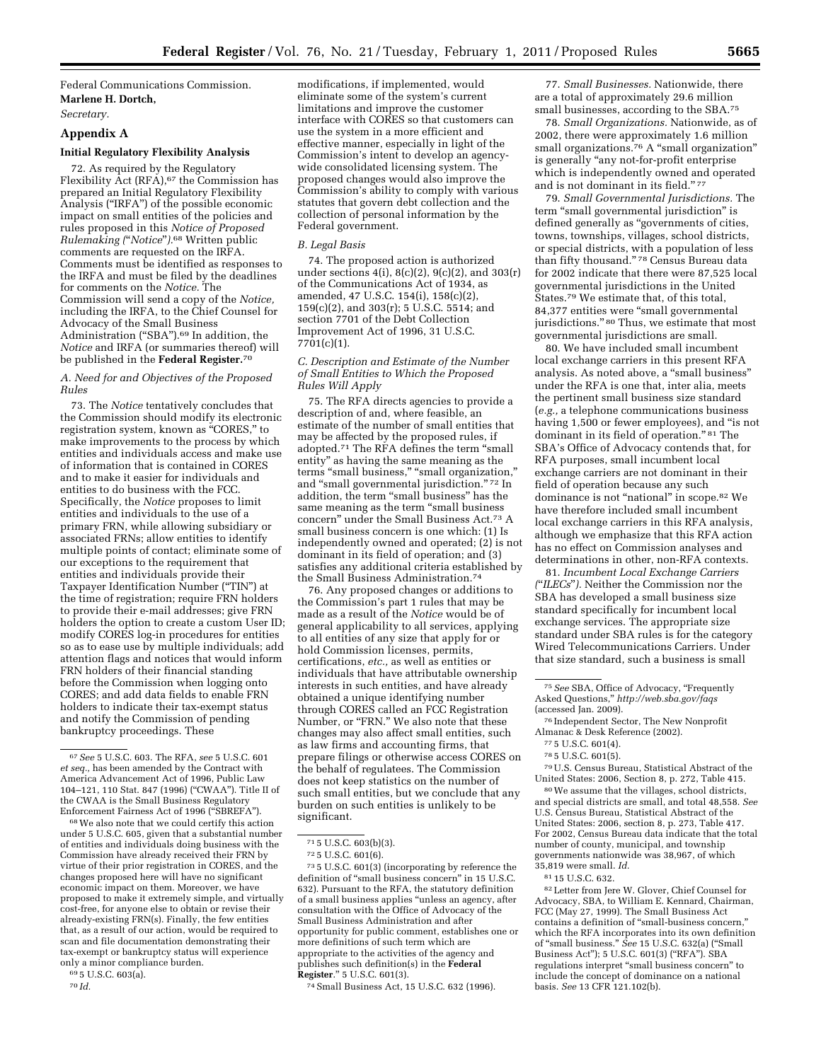Federal Communications Commission.

**Marlene H. Dortch,**

*Secretary.*

## Appendix A

### Initial Regulatory Flexibility Analysis

72. As required by the Regulatory Flexibility Act (RFA),[67] the Commission has prepared an Initial Regulatory Flexibility Analysis ("IRFA") of the possible economic impact on small entities of the policies and rules proposed in this *Notice of Proposed Rulemaking ("Notice")*.[68] Written public comments are requested on the IRFA. Comments must be identified as responses to the IRFA and must be filed by the deadlines for comments on the *Notice.* The Commission will send a copy of the *Notice,* including the IRFA, to the Chief Counsel for Advocacy of the Small Business Administration ("SBA").[69] In addition, the *Notice* and IRFA (or summaries thereof) will be published in the **Federal Register.**[70]

#### *A. Need for and Objectives of the Proposed Rules*

73. The *Notice* tentatively concludes that the Commission should modify its electronic registration system, known as "CORES," to make improvements to the process by which entities and individuals access and make use of information that is contained in CORES and to make it easier for individuals and entities to do business with the FCC. Specifically, the *Notice* proposes to limit entities and individuals to the use of a primary FRN, while allowing subsidiary or associated FRNs; allow entities to identify multiple points of contact; eliminate some of our exceptions to the requirement that entities and individuals provide their Taxpayer Identification Number ("TIN") at the time of registration; require FRN holders to provide their e-mail addresses; give FRN holders the option to create a custom User ID; modify CORES log-in procedures for entities so as to ease use by multiple individuals; add attention flags and notices that would inform FRN holders of their financial standing before the Commission when logging onto CORES; and add data fields to enable FRN holders to indicate their tax-exempt status and notify the Commission of pending bankruptcy proceedings. These modifications, if implemented, would eliminate some of the system's current limitations and improve the customer interface with CORES so that customers can use the system in a more efficient and effective manner, especially in light of the Commission's intent to develop an agency-wide consolidated licensing system. The proposed changes would also improve the Commission's ability to comply with various statutes that govern debt collection and the collection of personal information by the Federal government.

#### *B. Legal Basis*

74. The proposed action is authorized under sections 4(i), 8(c)(2), 9(c)(2), and 303(r) of the Communications Act of 1934, as amended, 47 U.S.C. 154(i), 158(c)(2), 159(c)(2), and 303(r); 5 U.S.C. 5514; and section 7701 of the Debt Collection Improvement Act of 1996, 31 U.S.C. 7701(c)(1).

#### *C. Description and Estimate of the Number of Small Entities to Which the Proposed Rules Will Apply*

75. The RFA directs agencies to provide a description of and, where feasible, an estimate of the number of small entities that may be affected by the proposed rules, if adopted.[71] The RFA defines the term "small entity" as having the same meaning as the terms "small business," "small organization," and "small governmental jurisdiction."[72] In addition, the term "small business" has the same meaning as the term "small business concern" under the Small Business Act.[73] A small business concern is one which: (1) Is independently owned and operated; (2) is not dominant in its field of operation; and (3) satisfies any additional criteria established by the Small Business Administration.[74]

76. Any proposed changes or additions to the Commission's part 1 rules that may be made as a result of the *Notice* would be of general applicability to all services, applying to all entities of any size that apply for or hold Commission licenses, permits, certifications, *etc.,* as well as entities or individuals that have attributable ownership interests in such entities, and have already obtained a unique identifying number through CORES called an FCC Registration Number, or "FRN." We also note that these changes may also affect small entities, such as law firms and accounting firms, that prepare filings or otherwise access CORES on the behalf of regulatees. The Commission does not keep statistics on the number of such small entities, but we conclude that any burden on such entities is unlikely to be significant.

77. *Small Businesses.* Nationwide, there are a total of approximately 29.6 million small businesses, according to the SBA.[75]

78. *Small Organizations.* Nationwide, as of 2002, there were approximately 1.6 million small organizations.[76] A "small organization" is generally "any not-for-profit enterprise which is independently owned and operated and is not dominant in its field."[77]

79. *Small Governmental Jurisdictions.* The term "small governmental jurisdiction" is defined generally as "governments of cities, towns, townships, villages, school districts, or special districts, with a population of less than fifty thousand."[78] Census Bureau data for 2002 indicate that there were 87,525 local governmental jurisdictions in the United States.[79] We estimate that, of this total, 84,377 entities were "small governmental jurisdictions."[80] Thus, we estimate that most governmental jurisdictions are small.

80. We have included small incumbent local exchange carriers in this present RFA analysis. As noted above, a "small business" under the RFA is one that, inter alia, meets the pertinent small business size standard (*e.g.,* a telephone communications business having 1,500 or fewer employees), and "is not dominant in its field of operation."[81] The SBA's Office of Advocacy contends that, for RFA purposes, small incumbent local exchange carriers are not dominant in their field of operation because any such dominance is not "national" in scope.[82] We have therefore included small incumbent local exchange carriers in this RFA analysis, although we emphasize that this RFA action has no effect on Commission analyses and determinations in other, non-RFA contexts.

81. *Incumbent Local Exchange Carriers ("ILECs").* Neither the Commission nor the SBA has developed a small business size standard specifically for incumbent local exchange services. The appropriate size standard under SBA rules is for the category Wired Telecommunications Carriers. Under that size standard, such a business is small

---

[67] *See* 5 U.S.C. 603. The RFA, *see* 5 U.S.C. 601 *et seq.,* has been amended by the Contract with America Advancement Act of 1996, Public Law 104–121, 110 Stat. 847 (1996) ("CWAA"). Title II of the CWAA is the Small Business Regulatory Enforcement Fairness Act of 1996 ("SBREFA").

[68] We also note that we could certify this action under 5 U.S.C. 605, given that a substantial number of entities and individuals doing business with the Commission have already received their FRN by virtue of their prior registration in CORES, and the changes proposed here will have no significant economic impact on them. Moreover, we have proposed to make it extremely simple, and virtually cost-free, for anyone else to obtain or revise their already-existing FRN(s). Finally, the few entities that, as a result of our action, would be required to scan and file documentation demonstrating their tax-exempt or bankruptcy status will experience only a minor compliance burden.

[69] 5 U.S.C. 603(a).

[70] *Id.*

[71] 5 U.S.C. 603(b)(3).

[72] 5 U.S.C. 601(6).

[73] 5 U.S.C. 601(3) (incorporating by reference the definition of "small business concern" in 15 U.S.C. 632). Pursuant to the RFA, the statutory definition of a small business applies "unless an agency, after consultation with the Office of Advocacy of the Small Business Administration and after opportunity for public comment, establishes one or more definitions of such term which are appropriate to the activities of the agency and publishes such definition(s) in the **Federal Register**." 5 U.S.C. 601(3).

[74] Small Business Act, 15 U.S.C. 632 (1996).

[75] *See* SBA, Office of Advocacy, "Frequently Asked Questions," *http://web.sba.gov/faqs* (accessed Jan. 2009).

[76] Independent Sector, The New Nonprofit Almanac & Desk Reference (2002).

[77] 5 U.S.C. 601(4).

[78] 5 U.S.C. 601(5).

[79] U.S. Census Bureau, Statistical Abstract of the United States: 2006, Section 8, p. 272, Table 415.

[80] We assume that the villages, school districts, and special districts are small, and total 48,558. *See* U.S. Census Bureau, Statistical Abstract of the United States: 2006, section 8, p. 273, Table 417. For 2002, Census Bureau data indicate that the total number of county, municipal, and township governments nationwide was 38,967, of which 35,819 were small. *Id.*

[81] 15 U.S.C. 632.

[82] Letter from Jere W. Glover, Chief Counsel for Advocacy, SBA, to William E. Kennard, Chairman, FCC (May 27, 1999). The Small Business Act contains a definition of "small-business concern," which the RFA incorporates into its own definition of "small business." *See* 15 U.S.C. 632(a) ("Small Business Act"); 5 U.S.C. 601(3) ("RFA"). SBA regulations interpret "small business concern" to include the concept of dominance on a national basis. *See* 13 CFR 121.102(b).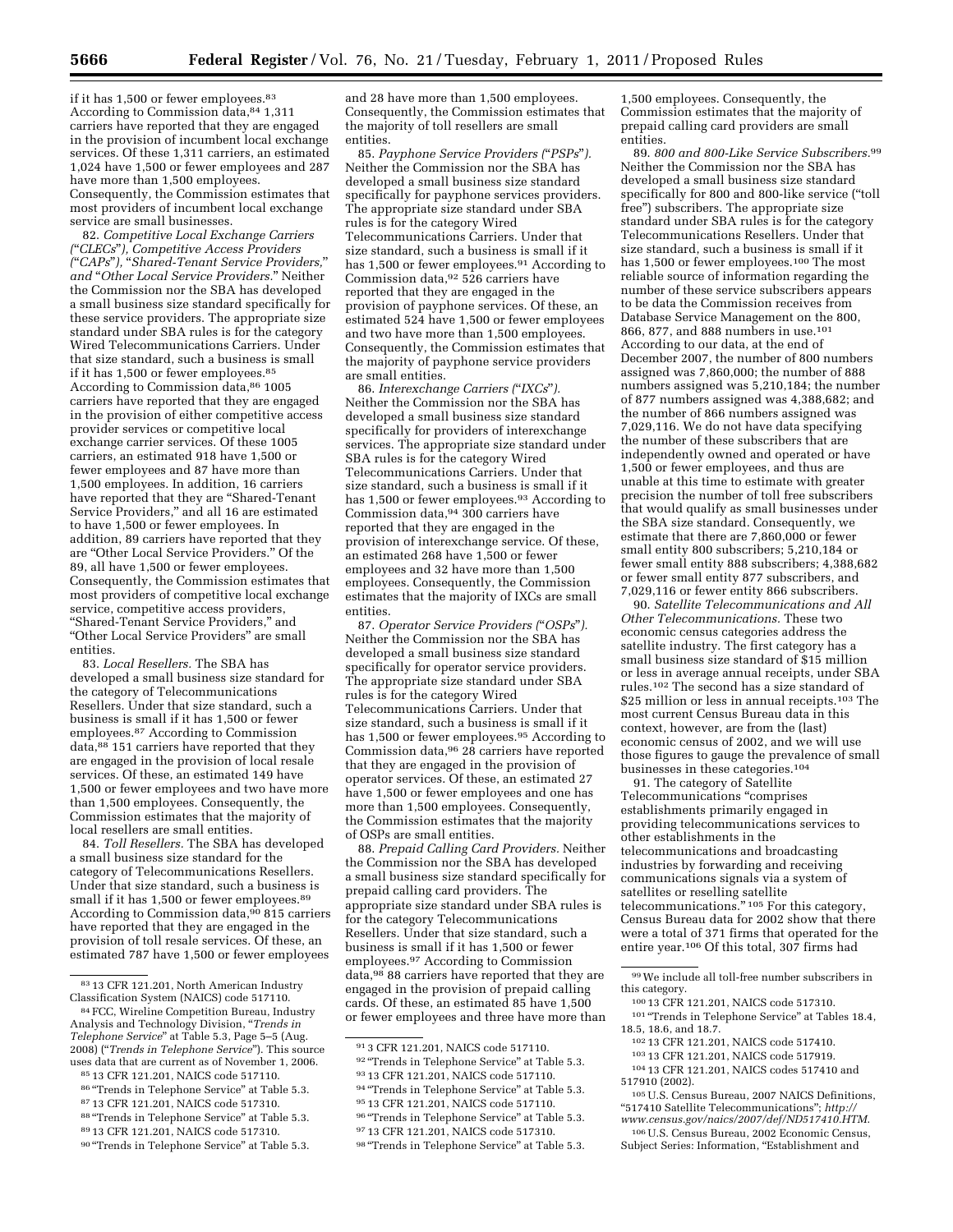if it has 1,500 or fewer employees.[83] According to Commission data,[84] 1,311 carriers have reported that they are engaged in the provision of incumbent local exchange services. Of these 1,311 carriers, an estimated 1,024 have 1,500 or fewer employees and 287 have more than 1,500 employees. Consequently, the Commission estimates that most providers of incumbent local exchange service are small businesses.

82. *Competitive Local Exchange Carriers ("CLECs"), Competitive Access Providers ("CAPs"), "Shared-Tenant Service Providers," and "Other Local Service Providers."* Neither the Commission nor the SBA has developed a small business size standard specifically for these service providers. The appropriate size standard under SBA rules is for the category Wired Telecommunications Carriers. Under that size standard, such a business is small if it has 1,500 or fewer employees.[85] According to Commission data,[86] 1005 carriers have reported that they are engaged in the provision of either competitive access provider services or competitive local exchange carrier services. Of these 1005 carriers, an estimated 918 have 1,500 or fewer employees and 87 have more than 1,500 employees. In addition, 16 carriers have reported that they are "Shared-Tenant Service Providers," and all 16 are estimated to have 1,500 or fewer employees. In addition, 89 carriers have reported that they are "Other Local Service Providers." Of the 89, all have 1,500 or fewer employees. Consequently, the Commission estimates that most providers of competitive local exchange service, competitive access providers, "Shared-Tenant Service Providers," and "Other Local Service Providers" are small entities.

83. *Local Resellers.* The SBA has developed a small business size standard for the category of Telecommunications Resellers. Under that size standard, such a business is small if it has 1,500 or fewer employees.[87] According to Commission data,[88] 151 carriers have reported that they are engaged in the provision of local resale services. Of these, an estimated 149 have 1,500 or fewer employees and two have more than 1,500 employees. Consequently, the Commission estimates that the majority of local resellers are small entities.

84. *Toll Resellers.* The SBA has developed a small business size standard for the category of Telecommunications Resellers. Under that size standard, such a business is small if it has 1,500 or fewer employees.[89] According to Commission data,[90] 815 carriers have reported that they are engaged in the provision of toll resale services. Of these, an estimated 787 have 1,500 or fewer employees and 28 have more than 1,500 employees. Consequently, the Commission estimates that the majority of toll resellers are small entities.

85. *Payphone Service Providers ("PSPs").* Neither the Commission nor the SBA has developed a small business size standard specifically for payphone services providers. The appropriate size standard under SBA rules is for the category Wired Telecommunications Carriers. Under that size standard, such a business is small if it has 1,500 or fewer employees.[91] According to Commission data,[92] 526 carriers have reported that they are engaged in the provision of payphone services. Of these, an estimated 524 have 1,500 or fewer employees and two have more than 1,500 employees. Consequently, the Commission estimates that the majority of payphone service providers are small entities.

86. *Interexchange Carriers ("IXCs").* Neither the Commission nor the SBA has developed a small business size standard specifically for providers of interexchange services. The appropriate size standard under SBA rules is for the category Wired Telecommunications Carriers. Under that size standard, such a business is small if it has 1,500 or fewer employees.[93] According to Commission data,[94] 300 carriers have reported that they are engaged in the provision of interexchange service. Of these, an estimated 268 have 1,500 or fewer employees and 32 have more than 1,500 employees. Consequently, the Commission estimates that the majority of IXCs are small entities.

87. *Operator Service Providers ("OSPs").* Neither the Commission nor the SBA has developed a small business size standard specifically for operator service providers. The appropriate size standard under SBA rules is for the category Wired Telecommunications Carriers. Under that size standard, such a business is small if it has 1,500 or fewer employees.[95] According to Commission data,[96] 28 carriers have reported that they are engaged in the provision of operator services. Of these, an estimated 27 have 1,500 or fewer employees and one has more than 1,500 employees. Consequently, the Commission estimates that the majority of OSPs are small entities.

88. *Prepaid Calling Card Providers.* Neither the Commission nor the SBA has developed a small business size standard specifically for prepaid calling card providers. The appropriate size standard under SBA rules is for the category Telecommunications Resellers. Under that size standard, such a business is small if it has 1,500 or fewer employees.[97] According to Commission data,[98] 88 carriers have reported that they are engaged in the provision of prepaid calling cards. Of these, an estimated 85 have 1,500 or fewer employees and three have more than 1,500 employees. Consequently, the Commission estimates that the majority of prepaid calling card providers are small entities.

89. *800 and 800-Like Service Subscribers.*[99] Neither the Commission nor the SBA has developed a small business size standard specifically for 800 and 800-like service ("toll free") subscribers. The appropriate size standard under SBA rules is for the category Telecommunications Resellers. Under that size standard, such a business is small if it has 1,500 or fewer employees.[100] The most reliable source of information regarding the number of these service subscribers appears to be data the Commission receives from Database Service Management on the 800, 866, 877, and 888 numbers in use.[101] According to our data, at the end of December 2007, the number of 800 numbers assigned was 7,860,000; the number of 888 numbers assigned was 5,210,184; the number of 877 numbers assigned was 4,388,682; and the number of 866 numbers assigned was 7,029,116. We do not have data specifying the number of these subscribers that are independently owned and operated or have 1,500 or fewer employees, and thus are unable at this time to estimate with greater precision the number of toll free subscribers that would qualify as small businesses under the SBA size standard. Consequently, we estimate that there are 7,860,000 or fewer small entity 800 subscribers; 5,210,184 or fewer small entity 888 subscribers; 4,388,682 or fewer small entity 877 subscribers, and 7,029,116 or fewer entity 866 subscribers.

90. *Satellite Telecommunications and All Other Telecommunications.* These two economic census categories address the satellite industry. The first category has a small business size standard of $15 million or less in average annual receipts, under SBA rules.[102] The second has a size standard of $25 million or less in annual receipts.[103] The most current Census Bureau data in this context, however, are from the (last) economic census of 2002, and we will use those figures to gauge the prevalence of small businesses in these categories.[104]

91. The category of Satellite Telecommunications "comprises establishments primarily engaged in providing telecommunications services to other establishments in the telecommunications and broadcasting industries by forwarding and receiving communications signals via a system of satellites or reselling satellite telecommunications." [105] For this category, Census Bureau data for 2002 show that there were a total of 371 firms that operated for the entire year.[106] Of this total, 307 firms had

---

[83] 13 CFR 121.201, North American Industry Classification System (NAICS) code 517110.

[84] FCC, Wireline Competition Bureau, Industry Analysis and Technology Division, "*Trends in Telephone Service*" at Table 5.3, Page 5–5 (Aug. 2008) ("*Trends in Telephone Service*"). This source uses data that are current as of November 1, 2006.

[85] 13 CFR 121.201, NAICS code 517110.

[86] "Trends in Telephone Service" at Table 5.3.

[87] 13 CFR 121.201, NAICS code 517310.

[88] "Trends in Telephone Service" at Table 5.3.

[89] 13 CFR 121.201, NAICS code 517310.

[90] "Trends in Telephone Service" at Table 5.3.

[91] 3 CFR 121.201, NAICS code 517110.

[92] "Trends in Telephone Service" at Table 5.3.

[93] 13 CFR 121.201, NAICS code 517110.

[94] "Trends in Telephone Service" at Table 5.3.

[95] 13 CFR 121.201, NAICS code 517110.

[96] "Trends in Telephone Service" at Table 5.3.

[97] 13 CFR 121.201, NAICS code 517310.

[98] "Trends in Telephone Service" at Table 5.3.

[99] We include all toll-free number subscribers in this category.

[100] 13 CFR 121.201, NAICS code 517310.

[101] "Trends in Telephone Service" at Tables 18.4, 18.5, 18.6, and 18.7.

[102] 13 CFR 121.201, NAICS code 517410.

[103] 13 CFR 121.201, NAICS code 517919.

[104] 13 CFR 121.201, NAICS codes 517410 and 517910 (2002).

[105] U.S. Census Bureau, 2007 NAICS Definitions, "517410 Satellite Telecommunications"; *http://www.census.gov/naics/2007/def/ND517410.HTM.*

[106] U.S. Census Bureau, 2002 Economic Census, Subject Series: Information, "Establishment and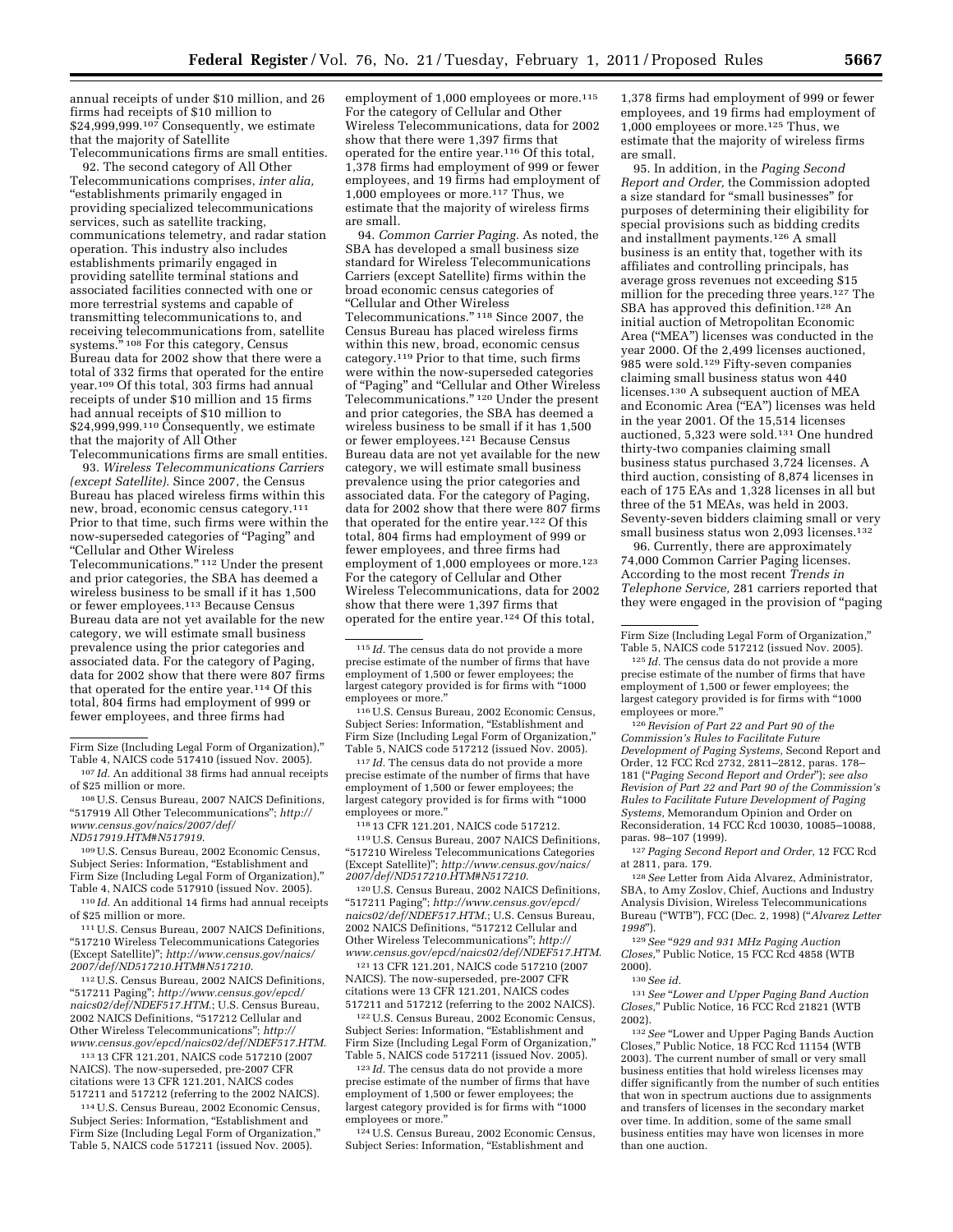annual receipts of under $10 million, and 26 firms had receipts of $10 million to $24,999,999.[107] Consequently, we estimate that the majority of Satellite Telecommunications firms are small entities.

92. The second category of All Other Telecommunications comprises, *inter alia,* "establishments primarily engaged in providing specialized telecommunications services, such as satellite tracking, communications telemetry, and radar station operation. This industry also includes establishments primarily engaged in providing satellite terminal stations and associated facilities connected with one or more terrestrial systems and capable of transmitting telecommunications to, and receiving telecommunications from, satellite systems." [108] For this category, Census Bureau data for 2002 show that there were a total of 332 firms that operated for the entire year.[109] Of this total, 303 firms had annual receipts of under $10 million and 15 firms had annual receipts of $10 million to $24,999,999.[110] Consequently, we estimate that the majority of All Other Telecommunications firms are small entities.

93. *Wireless Telecommunications Carriers (except Satellite).* Since 2007, the Census Bureau has placed wireless firms within this new, broad, economic census category.[111] Prior to that time, such firms were within the now-superseded categories of "Paging" and "Cellular and Other Wireless Telecommunications." [112] Under the present and prior categories, the SBA has deemed a wireless business to be small if it has 1,500 or fewer employees.[113] Because Census Bureau data are not yet available for the new category, we will estimate small business prevalence using the prior categories and associated data. For the category of Paging, data for 2002 show that there were 807 firms that operated for the entire year.[114] Of this total, 804 firms had employment of 999 or fewer employees, and three firms had employment of 1,000 employees or more.[115] For the category of Cellular and Other Wireless Telecommunications, data for 2002 show that there were 1,397 firms that operated for the entire year.[116] Of this total, 1,378 firms had employment of 999 or fewer employees, and 19 firms had employment of 1,000 employees or more.[117] Thus, we estimate that the majority of wireless firms are small.

94. *Common Carrier Paging.* As noted, the SBA has developed a small business size standard for Wireless Telecommunications Carriers (except Satellite) firms within the broad economic census categories of "Cellular and Other Wireless Telecommunications." [118] Since 2007, the Census Bureau has placed wireless firms within this new, broad, economic census category.[119] Prior to that time, such firms were within the now-superseded categories of "Paging" and "Cellular and Other Wireless Telecommunications." [120] Under the present and prior categories, the SBA has deemed a wireless business to be small if it has 1,500 or fewer employees.[121] Because Census Bureau data are not yet available for the new category, we will estimate small business prevalence using the prior categories and associated data. For the category of Paging, data for 2002 show that there were 807 firms that operated for the entire year.[122] Of this total, 804 firms had employment of 999 or fewer employees, and three firms had employment of 1,000 employees or more.[123] For the category of Cellular and Other Wireless Telecommunications, data for 2002 show that there were 1,397 firms that operated for the entire year.[124] Of this total, 1,378 firms had employment of 999 or fewer employees, and 19 firms had employment of 1,000 employees or more.[125] Thus, we estimate that the majority of wireless firms are small.

95. In addition, in the *Paging Second Report and Order,* the Commission adopted a size standard for "small businesses" for purposes of determining their eligibility for special provisions such as bidding credits and installment payments.[126] A small business is an entity that, together with its affiliates and controlling principals, has average gross revenues not exceeding $15 million for the preceding three years.[127] The SBA has approved this definition.[128] An initial auction of Metropolitan Economic Area ("MEA") licenses was conducted in the year 2000. Of the 2,499 licenses auctioned, 985 were sold.[129] Fifty-seven companies claiming small business status won 440 licenses.[130] A subsequent auction of MEA and Economic Area ("EA") licenses was held in the year 2001. Of the 15,514 licenses auctioned, 5,323 were sold.[131] One hundred thirty-two companies claiming small business status purchased 3,724 licenses. A third auction, consisting of 8,874 licenses in each of 175 EAs and 1,328 licenses in all but three of the 51 MEAs, was held in 2003. Seventy-seven bidders claiming small or very small business status won 2,093 licenses.[132]

96. Currently, there are approximately 74,000 Common Carrier Paging licenses. According to the most recent *Trends in Telephone Service,* 281 carriers reported that they were engaged in the provision of "paging

---

Firm Size (Including Legal Form of Organization)," Table 4, NAICS code 517410 (issued Nov. 2005).

[107] *Id.* An additional 38 firms had annual receipts of $25 million or more.

[108] U.S. Census Bureau, 2007 NAICS Definitions, "517919 All Other Telecommunications"; *http://www.census.gov/naics/2007/def/ND517919.HTM#N517919.*

[109] U.S. Census Bureau, 2002 Economic Census, Subject Series: Information, "Establishment and Firm Size (Including Legal Form of Organization)," Table 4, NAICS code 517910 (issued Nov. 2005).

[110] *Id.* An additional 14 firms had annual receipts of $25 million or more.

[111] U.S. Census Bureau, 2007 NAICS Definitions, "517210 Wireless Telecommunications Categories (Except Satellite)"; *http://www.census.gov/naics/2007/def/ND517210.HTM#N517210.*

[112] U.S. Census Bureau, 2002 NAICS Definitions, "517211 Paging"; *http://www.census.gov/epcd/naics02/def/NDEF517.HTM.*; U.S. Census Bureau, 2002 NAICS Definitions, "517212 Cellular and Other Wireless Telecommunications"; *http://www.census.gov/epcd/naics02/def/NDEF517.HTM.*

[113] 13 CFR 121.201, NAICS code 517210 (2007 NAICS). The now-superseded, pre-2007 CFR citations were 13 CFR 121.201, NAICS codes 517211 and 517212 (referring to the 2002 NAICS).

[114] U.S. Census Bureau, 2002 Economic Census, Subject Series: Information, "Establishment and Firm Size (Including Legal Form of Organization," Table 5, NAICS code 517211 (issued Nov. 2005).

[115] *Id.* The census data do not provide a more precise estimate of the number of firms that have employment of 1,500 or fewer employees; the largest category provided is for firms with "1000 employees or more."

[116] U.S. Census Bureau, 2002 Economic Census, Subject Series: Information, "Establishment and Firm Size (Including Legal Form of Organization)," Table 5, NAICS code 517212 (issued Nov. 2005).

[117] *Id.* The census data do not provide a more precise estimate of the number of firms that have employment of 1,500 or fewer employees; the largest category provided is for firms with "1000 employees or more."

[118] 13 CFR 121.201, NAICS code 517212.

[119] U.S. Census Bureau, 2007 NAICS Definitions, "517210 Wireless Telecommunications Categories (Except Satellite)"; *http://www.census.gov/naics/2007/def/ND517210.HTM#N517210.*

[120] U.S. Census Bureau, 2002 NAICS Definitions, "517211 Paging"; *http://www.census.gov/epcd/naics02/def/NDEF517.HTM.*; U.S. Census Bureau, 2002 NAICS Definitions, "517212 Cellular and Other Wireless Telecommunications"; *http://www.census.gov/epcd/naics02/def/NDEF517.HTM.*

[121] 13 CFR 121.201, NAICS code 517210 (2007 NAICS). The now-superseded, pre-2007 CFR citations were 13 CFR 121.201, NAICS codes 517211 and 517212 (referring to the 2002 NAICS).

[122] U.S. Census Bureau, 2002 Economic Census, Subject Series: Information, "Establishment and Firm Size (Including Legal Form of Organization," Table 5, NAICS code 517211 (issued Nov. 2005).

[123] *Id.* The census data do not provide a more precise estimate of the number of firms that have employment of 1,500 or fewer employees; the largest category provided is for firms with "1000 employees or more."

[124] U.S. Census Bureau, 2002 Economic Census, Subject Series: Information, "Establishment and Firm Size (Including Legal Form of Organization," Table 5, NAICS code 517212 (issued Nov. 2005).

[125] *Id.* The census data do not provide a more precise estimate of the number of firms that have employment of 1,500 or fewer employees; the largest category provided is for firms with "1000 employees or more."

[126] *Revision of Part 22 and Part 90 of the Commission's Rules to Facilitate Future Development of Paging Systems,* Second Report and Order, 12 FCC Rcd 2732, 2811–2812, paras. 178–181 ("*Paging Second Report and Order*"); *see also Revision of Part 22 and Part 90 of the Commission's Rules to Facilitate Future Development of Paging Systems,* Memorandum Opinion and Order on Reconsideration, 14 FCC Rcd 10030, 10085–10088, paras. 98–107 (1999).

[127] *Paging Second Report and Order,* 12 FCC Rcd at 2811, para. 179.

[128] *See* Letter from Aida Alvarez, Administrator, SBA, to Amy Zoslov, Chief, Auctions and Industry Analysis Division, Wireless Telecommunications Bureau ("WTB"), FCC (Dec. 2, 1998) ("*Alvarez Letter 1998*").

[129] *See* "*929 and 931 MHz Paging Auction Closes,*" Public Notice, 15 FCC Rcd 4858 (WTB 2000).

[130] *See id.*

[131] *See* "*Lower and Upper Paging Band Auction Closes,*" Public Notice, 16 FCC Rcd 21821 (WTB 2002).

[132] *See* "Lower and Upper Paging Bands Auction Closes," Public Notice, 18 FCC Rcd 11154 (WTB 2003). The current number of small or very small business entities that hold wireless licenses may differ significantly from the number of such entities that won in spectrum auctions due to assignments and transfers of licenses in the secondary market over time. In addition, some of the same small business entities may have won licenses in more than one auction.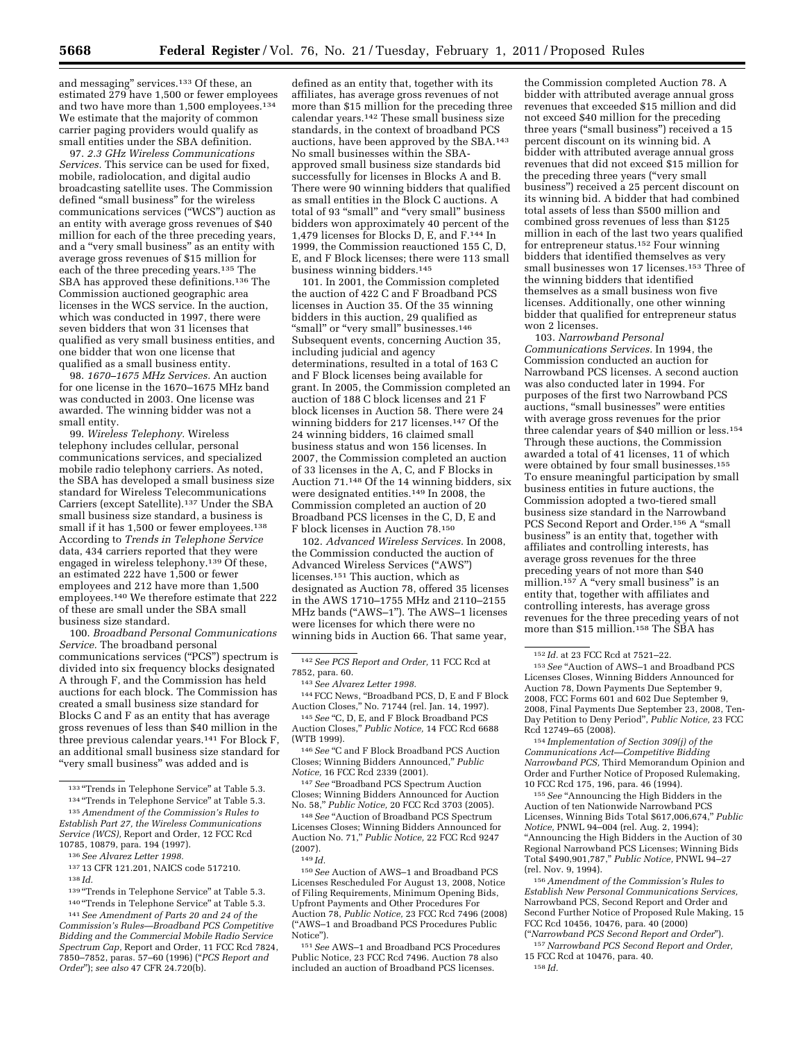and messaging" services.[133] Of these, an estimated 279 have 1,500 or fewer employees and two have more than 1,500 employees.[134] We estimate that the majority of common carrier paging providers would qualify as small entities under the SBA definition.

97. *2.3 GHz Wireless Communications Services.* This service can be used for fixed, mobile, radiolocation, and digital audio broadcasting satellite uses. The Commission defined "small business" for the wireless communications services ("WCS") auction as an entity with average gross revenues of $40 million for each of the three preceding years, and a "very small business" as an entity with average gross revenues of $15 million for each of the three preceding years.[135] The SBA has approved these definitions.[136] The Commission auctioned geographic area licenses in the WCS service. In the auction, which was conducted in 1997, there were seven bidders that won 31 licenses that qualified as very small business entities, and one bidder that won one license that qualified as a small business entity.

98. *1670–1675 MHz Services.* An auction for one license in the 1670–1675 MHz band was conducted in 2003. One license was awarded. The winning bidder was not a small entity.

99. *Wireless Telephony.* Wireless telephony includes cellular, personal communications services, and specialized mobile radio telephony carriers. As noted, the SBA has developed a small business size standard for Wireless Telecommunications Carriers (except Satellite).[137] Under the SBA small business size standard, a business is small if it has 1,500 or fewer employees.[138] According to *Trends in Telephone Service* data, 434 carriers reported that they were engaged in wireless telephony.[139] Of these, an estimated 222 have 1,500 or fewer employees and 212 have more than 1,500 employees.[140] We therefore estimate that 222 of these are small under the SBA small business size standard.

100. *Broadband Personal Communications Service.* The broadband personal communications services ("PCS") spectrum is divided into six frequency blocks designated A through F, and the Commission has held auctions for each block. The Commission has created a small business size standard for Blocks C and F as an entity that has average gross revenues of less than $40 million in the three previous calendar years.[141] For Block F, an additional small business size standard for "very small business" was added and is defined as an entity that, together with its affiliates, has average gross revenues of not more than $15 million for the preceding three calendar years.[142] These small business size standards, in the context of broadband PCS auctions, have been approved by the SBA.[143] No small businesses within the SBA-approved small business size standards bid successfully for licenses in Blocks A and B. There were 90 winning bidders that qualified as small entities in the Block C auctions. A total of 93 "small" and "very small" business bidders won approximately 40 percent of the 1,479 licenses for Blocks D, E, and F.[144] In 1999, the Commission reauctioned 155 C, D, E, and F Block licenses; there were 113 small business winning bidders.[145]

101. In 2001, the Commission completed the auction of 422 C and F Broadband PCS licenses in Auction 35. Of the 35 winning bidders in this auction, 29 qualified as "small" or "very small" businesses.[146] Subsequent events, concerning Auction 35, including judicial and agency determinations, resulted in a total of 163 C and F Block licenses being available for grant. In 2005, the Commission completed an auction of 188 C block licenses and 21 F block licenses in Auction 58. There were 24 winning bidders for 217 licenses.[147] Of the 24 winning bidders, 16 claimed small business status and won 156 licenses. In 2007, the Commission completed an auction of 33 licenses in the A, C, and F Blocks in Auction 71.[148] Of the 14 winning bidders, six were designated entities.[149] In 2008, the Commission completed an auction of 20 Broadband PCS licenses in the C, D, E and F block licenses in Auction 78.[150]

102. *Advanced Wireless Services.* In 2008, the Commission conducted the auction of Advanced Wireless Services ("AWS") licenses.[151] This auction, which as designated as Auction 78, offered 35 licenses in the AWS 1710–1755 MHz and 2110–2155 MHz bands ("AWS–1"). The AWS–1 licenses were licenses for which there were no winning bids in Auction 66. That same year, the Commission completed Auction 78. A bidder with attributed average annual gross revenues that exceeded $15 million and did not exceed $40 million for the preceding three years ("small business") received a 15 percent discount on its winning bid. A bidder with attributed average annual gross revenues that did not exceed $15 million for the preceding three years ("very small business") received a 25 percent discount on its winning bid. A bidder that had combined total assets of less than $500 million and combined gross revenues of less than $125 million in each of the last two years qualified for entrepreneur status.[152] Four winning bidders that identified themselves as very small businesses won 17 licenses.[153] Three of the winning bidders that identified themselves as a small business won five licenses. Additionally, one other winning bidder that qualified for entrepreneur status won 2 licenses.

103. *Narrowband Personal Communications Services.* In 1994, the Commission conducted an auction for Narrowband PCS licenses. A second auction was also conducted later in 1994. For purposes of the first two Narrowband PCS auctions, "small businesses" were entities with average gross revenues for the prior three calendar years of $40 million or less.[154] Through these auctions, the Commission awarded a total of 41 licenses, 11 of which were obtained by four small businesses.[155] To ensure meaningful participation by small business entities in future auctions, the Commission adopted a two-tiered small business size standard in the Narrowband PCS Second Report and Order.[156] A "small business" is an entity that, together with affiliates and controlling interests, has average gross revenues for the three preceding years of not more than $40 million.[157] A "very small business" is an entity that, together with affiliates and controlling interests, has average gross revenues for the three preceding years of not more than $15 million.[158] The SBA has

---

[133] "Trends in Telephone Service" at Table 5.3.

[134] "Trends in Telephone Service" at Table 5.3.

[135] *Amendment of the Commission's Rules to Establish Part 27, the Wireless Communications Service (WCS),* Report and Order, 12 FCC Rcd 10785, 10879, para. 194 (1997).

[136] *See Alvarez Letter 1998.*

[137] 13 CFR 121.201, NAICS code 517210.

[138] *Id.*

[139] "Trends in Telephone Service" at Table 5.3.

[140] "Trends in Telephone Service" at Table 5.3.

[141] *See Amendment of Parts 20 and 24 of the Commission's Rules—Broadband PCS Competitive Bidding and the Commercial Mobile Radio Service Spectrum Cap,* Report and Order, 11 FCC Rcd 7824, 7850–7852, paras. 57–60 (1996) ("*PCS Report and Order*"); *see also* 47 CFR 24.720(b).

[142] *See PCS Report and Order,* 11 FCC Rcd at 7852, para. 60.

[143] *See Alvarez Letter 1998.*

[144] FCC News, "Broadband PCS, D, E and F Block Auction Closes," No. 71744 (rel. Jan. 14, 1997).

[145] *See* "C, D, E, and F Block Broadband PCS Auction Closes," *Public Notice,* 14 FCC Rcd 6688 (WTB 1999).

[146] *See* "C and F Block Broadband PCS Auction Closes; Winning Bidders Announced," *Public Notice,* 16 FCC Rcd 2339 (2001).

[147] *See* "Broadband PCS Spectrum Auction Closes; Winning Bidders Announced for Auction No. 58," *Public Notice,* 20 FCC Rcd 3703 (2005).

[148] *See* "Auction of Broadband PCS Spectrum Licenses Closes; Winning Bidders Announced for Auction No. 71," *Public Notice,* 22 FCC Rcd 9247 (2007).

[149] *Id.*

[150] *See* Auction of AWS–1 and Broadband PCS Licenses Rescheduled For August 13, 2008, Notice of Filing Requirements, Minimum Opening Bids, Upfront Payments and Other Procedures For Auction 78, *Public Notice,* 23 FCC Rcd 7496 (2008) ("AWS–1 and Broadband PCS Procedures Public Notice").

[151] *See* AWS–1 and Broadband PCS Procedures Public Notice, 23 FCC Rcd 7496. Auction 78 also included an auction of Broadband PCS licenses.

[152] *Id.* at 23 FCC Rcd at 7521–22.

[153] *See* "Auction of AWS–1 and Broadband PCS Licenses Closes, Winning Bidders Announced for Auction 78, Down Payments Due September 9, 2008, FCC Forms 601 and 602 Due September 9, 2008, Final Payments Due September 23, 2008, Ten-Day Petition to Deny Period", *Public Notice,* 23 FCC Rcd 12749–65 (2008).

[154] *Implementation of Section 309(j) of the Communications Act—Competitive Bidding Narrowband PCS,* Third Memorandum Opinion and Order and Further Notice of Proposed Rulemaking, 10 FCC Rcd 175, 196, para. 46 (1994).

[155] *See* "Announcing the High Bidders in the Auction of ten Nationwide Narrowband PCS Licenses, Winning Bids Total $617,006,674," *Public Notice,* PNWL 94–004 (rel. Aug. 2, 1994); "Announcing the High Bidders in the Auction of 30 Regional Narrowband PCS Licenses; Winning Bids Total $490,901,787," *Public Notice,* PNWL 94–27 (rel. Nov. 9, 1994).

[156] *Amendment of the Commission's Rules to Establish New Personal Communications Services,* Narrowband PCS, Second Report and Order and Second Further Notice of Proposed Rule Making, 15 FCC Rcd 10456, 10476, para. 40 (2000) ("*Narrowband PCS Second Report and Order*").

[157] *Narrowband PCS Second Report and Order,* 15 FCC Rcd at 10476, para. 40.

[158] *Id.*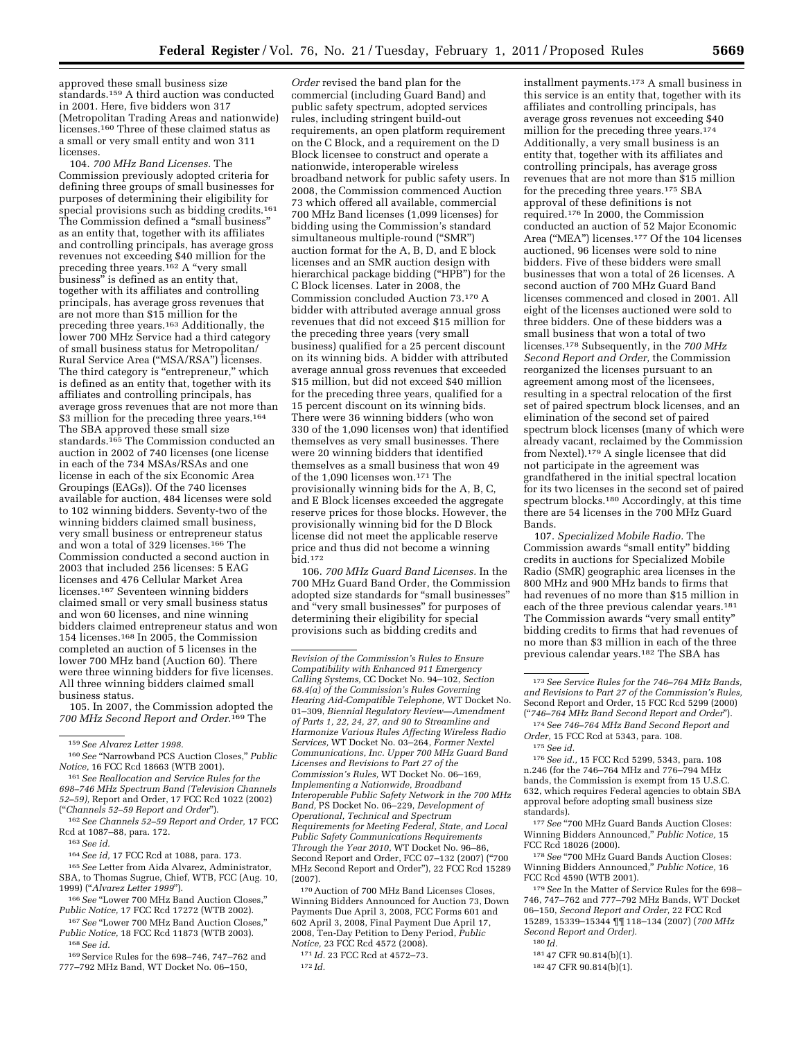approved these small business size standards.[159] A third auction was conducted in 2001. Here, five bidders won 317 (Metropolitan Trading Areas and nationwide) licenses.[160] Three of these claimed status as a small or very small entity and won 311 licenses.

104. *700 MHz Band Licenses.* The Commission previously adopted criteria for defining three groups of small businesses for purposes of determining their eligibility for special provisions such as bidding credits.[161] The Commission defined a "small business" as an entity that, together with its affiliates and controlling principals, has average gross revenues not exceeding $40 million for the preceding three years.[162] A "very small business" is defined as an entity that, together with its affiliates and controlling principals, has average gross revenues that are not more than $15 million for the preceding three years.[163] Additionally, the lower 700 MHz Service had a third category of small business status for Metropolitan/Rural Service Area ("MSA/RSA") licenses. The third category is "entrepreneur," which is defined as an entity that, together with its affiliates and controlling principals, has average gross revenues that are not more than $3 million for the preceding three years.[164] The SBA approved these small size standards.[165] The Commission conducted an auction in 2002 of 740 licenses (one license in each of the 734 MSAs/RSAs and one license in each of the six Economic Area Groupings (EAGs)). Of the 740 licenses available for auction, 484 licenses were sold to 102 winning bidders. Seventy-two of the winning bidders claimed small business, very small business or entrepreneur status and won a total of 329 licenses.[166] The Commission conducted a second auction in 2003 that included 256 licenses: 5 EAG licenses and 476 Cellular Market Area licenses.[167] Seventeen winning bidders claimed small or very small business status and won 60 licenses, and nine winning bidders claimed entrepreneur status and won 154 licenses.[168] In 2005, the Commission completed an auction of 5 licenses in the lower 700 MHz band (Auction 60). There were three winning bidders for five licenses. All three winning bidders claimed small business status.

105. In 2007, the Commission adopted the *700 MHz Second Report and Order.*[169] The *Order* revised the band plan for the commercial (including Guard Band) and public safety spectrum, adopted services rules, including stringent build-out requirements, an open platform requirement on the C Block, and a requirement on the D Block licensee to construct and operate a nationwide, interoperable wireless broadband network for public safety users. In 2008, the Commission commenced Auction 73 which offered all available, commercial 700 MHz Band licenses (1,099 licenses) for bidding using the Commission's standard simultaneous multiple-round ("SMR") auction format for the A, B, D, and E block licenses and an SMR auction design with hierarchical package bidding ("HPB") for the C Block licenses. Later in 2008, the Commission concluded Auction 73.[170] A bidder with attributed average annual gross revenues that did not exceed $15 million for the preceding three years (very small business) qualified for a 25 percent discount on its winning bids. A bidder with attributed average annual gross revenues that exceeded $15 million, but did not exceed $40 million for the preceding three years, qualified for a 15 percent discount on its winning bids. There were 36 winning bidders (who won 330 of the 1,090 licenses won) that identified themselves as very small businesses. There were 20 winning bidders that identified themselves as a small business that won 49 of the 1,090 licenses won.[171] The provisionally winning bids for the A, B, C, and E Block licenses exceeded the aggregate reserve prices for those blocks. However, the provisionally winning bid for the D Block license did not meet the applicable reserve price and thus did not become a winning bid.[172]

106. *700 MHz Guard Band Licenses.* In the 700 MHz Guard Band Order, the Commission adopted size standards for "small businesses" and "very small businesses" for purposes of determining their eligibility for special provisions such as bidding credits and installment payments.[173] A small business in this service is an entity that, together with its affiliates and controlling principals, has average gross revenues not exceeding $40 million for the preceding three years.[174] Additionally, a very small business is an entity that, together with its affiliates and controlling principals, has average gross revenues that are not more than $15 million for the preceding three years.[175] SBA approval of these definitions is not required.[176] In 2000, the Commission conducted an auction of 52 Major Economic Area ("MEA") licenses.[177] Of the 104 licenses auctioned, 96 licenses were sold to nine bidders. Five of these bidders were small businesses that won a total of 26 licenses. A second auction of 700 MHz Guard Band licenses commenced and closed in 2001. All eight of the licenses auctioned were sold to three bidders. One of these bidders was a small business that won a total of two licenses.[178] Subsequently, in the *700 MHz Second Report and Order,* the Commission reorganized the licenses pursuant to an agreement among most of the licensees, resulting in a spectral relocation of the first set of paired spectrum block licenses, and an elimination of the second set of paired spectrum block licenses (many of which were already vacant, reclaimed by the Commission from Nextel).[179] A single licensee that did not participate in the agreement was grandfathered in the initial spectral location for its two licenses in the second set of paired spectrum blocks.[180] Accordingly, at this time there are 54 licenses in the 700 MHz Guard Bands.

107. *Specialized Mobile Radio.* The Commission awards "small entity" bidding credits in auctions for Specialized Mobile Radio (SMR) geographic area licenses in the 800 MHz and 900 MHz bands to firms that had revenues of no more than $15 million in each of the three previous calendar years.[181] The Commission awards "very small entity" bidding credits to firms that had revenues of no more than $3 million in each of the three previous calendar years.[182] The SBA has

---

[159] *See Alvarez Letter 1998.*

[160] *See* "Narrowband PCS Auction Closes," *Public Notice,* 16 FCC Rcd 18663 (WTB 2001).

[161] *See Reallocation and Service Rules for the 698–746 MHz Spectrum Band (Television Channels 52–59),* Report and Order, 17 FCC Rcd 1022 (2002) ("*Channels 52–59 Report and Order*").

[162] *See Channels 52–59 Report and Order,* 17 FCC Rcd at 1087–88, para. 172.

[163] *See id.*

[164] *See id,* 17 FCC Rcd at 1088, para. 173.

[165] *See* Letter from Aida Alvarez, Administrator, SBA, to Thomas Sugrue, Chief, WTB, FCC (Aug. 10, 1999) ("*Alvarez Letter 1999*").

[166] *See* "Lower 700 MHz Band Auction Closes," *Public Notice,* 17 FCC Rcd 17272 (WTB 2002).

[167] *See* "Lower 700 MHz Band Auction Closes," *Public Notice,* 18 FCC Rcd 11873 (WTB 2003).

[168] *See id.*

[169] Service Rules for the 698–746, 747–762 and 777–792 MHz Band, WT Docket No. 06–150, *Revision of the Commission's Rules to Ensure Compatibility with Enhanced 911 Emergency Calling Systems,* CC Docket No. 94–102, *Section 68.4(a) of the Commission's Rules Governing Hearing Aid-Compatible Telephone,* WT Docket No. 01–309, *Biennial Regulatory Review—Amendment of Parts 1, 22, 24, 27, and 90 to Streamline and Harmonize Various Rules Affecting Wireless Radio Services,* WT Docket No. 03–264, *Former Nextel Communications, Inc. Upper 700 MHz Guard Band Licenses and Revisions to Part 27 of the Commission's Rules,* WT Docket No. 06–169, *Implementing a Nationwide, Broadband Interoperable Public Safety Network in the 700 MHz Band,* PS Docket No. 06–229, *Development of Operational, Technical and Spectrum Requirements for Meeting Federal, State, and Local Public Safety Communications Requirements Through the Year 2010,* WT Docket No. 96–86, Second Report and Order, FCC 07–132 (2007) ("700 MHz Second Report and Order"), 22 FCC Rcd 15289 (2007).

[170] Auction of 700 MHz Band Licenses Closes, Winning Bidders Announced for Auction 73, Down Payments Due April 3, 2008, FCC Forms 601 and 602 April 3, 2008, Final Payment Due April 17, 2008, Ten-Day Petition to Deny Period, *Public Notice,* 23 FCC Rcd 4572 (2008).

[171] *Id.* 23 FCC Rcd at 4572–73.

[172] *Id.*

[173] *See Service Rules for the 746–764 MHz Bands, and Revisions to Part 27 of the Commission's Rules,* Second Report and Order, 15 FCC Rcd 5299 (2000) ("*746–764 MHz Band Second Report and Order*").

[174] *See 746–764 MHz Band Second Report and Order,* 15 FCC Rcd at 5343, para. 108.

[175] *See id.*

[176] *See id.,* 15 FCC Rcd 5299, 5343, para. 108 n.246 (for the 746–764 MHz and 776–794 MHz bands, the Commission is exempt from 15 U.S.C. 632, which requires Federal agencies to obtain SBA approval before adopting small business size standards).

[177] *See* "700 MHz Guard Bands Auction Closes: Winning Bidders Announced," *Public Notice,* 15 FCC Rcd 18026 (2000).

[178] *See* "700 MHz Guard Bands Auction Closes: Winning Bidders Announced," *Public Notice,* 16 FCC Rcd 4590 (WTB 2001).

[179] *See* In the Matter of Service Rules for the 698–746, 747–762 and 777–792 MHz Bands, WT Docket 06–150, *Second Report and Order,* 22 FCC Rcd 15289, 15339–15344 ¶¶ 118–134 (2007) (*700 MHz Second Report and Order).*

[180] *Id.*

[181] 47 CFR 90.814(b)(1).

[182] 47 CFR 90.814(b)(1).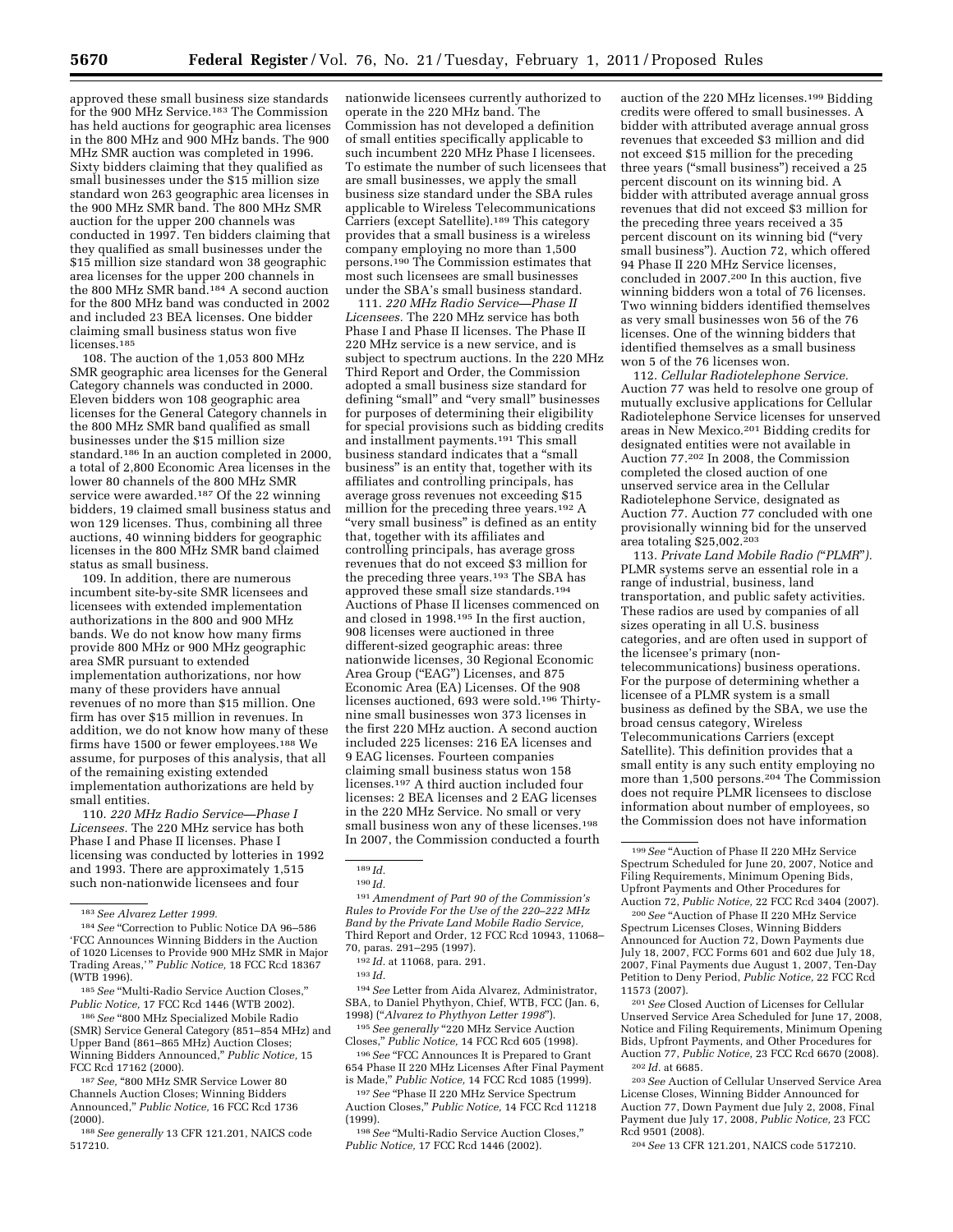approved these small business size standards for the 900 MHz Service.[183] The Commission has held auctions for geographic area licenses in the 800 MHz and 900 MHz bands. The 900 MHz SMR auction was completed in 1996. Sixty bidders claiming that they qualified as small businesses under the $15 million size standard won 263 geographic area licenses in the 900 MHz SMR band. The 800 MHz SMR auction for the upper 200 channels was conducted in 1997. Ten bidders claiming that they qualified as small businesses under the $15 million size standard won 38 geographic area licenses for the upper 200 channels in the 800 MHz SMR band.[184] A second auction for the 800 MHz band was conducted in 2002 and included 23 BEA licenses. One bidder claiming small business status won five licenses.[185]

108. The auction of the 1,053 800 MHz SMR geographic area licenses for the General Category channels was conducted in 2000. Eleven bidders won 108 geographic area licenses for the General Category channels in the 800 MHz SMR band qualified as small businesses under the $15 million size standard.[186] In an auction completed in 2000, a total of 2,800 Economic Area licenses in the lower 80 channels of the 800 MHz SMR service were awarded.[187] Of the 22 winning bidders, 19 claimed small business status and won 129 licenses. Thus, combining all three auctions, 40 winning bidders for geographic licenses in the 800 MHz SMR band claimed status as small business.

109. In addition, there are numerous incumbent site-by-site SMR licensees and licensees with extended implementation authorizations in the 800 and 900 MHz bands. We do not know how many firms provide 800 MHz or 900 MHz geographic area SMR pursuant to extended implementation authorizations, nor how many of these providers have annual revenues of no more than $15 million. One firm has over $15 million in revenues. In addition, we do not know how many of these firms have 1500 or fewer employees.[188] We assume, for purposes of this analysis, that all of the remaining existing extended implementation authorizations are held by small entities.

110. *220 MHz Radio Service—Phase I Licensees.* The 220 MHz service has both Phase I and Phase II licenses. Phase I licensing was conducted by lotteries in 1992 and 1993. There are approximately 1,515 such non-nationwide licensees and four nationwide licensees currently authorized to operate in the 220 MHz band. The Commission has not developed a definition of small entities specifically applicable to such incumbent 220 MHz Phase I licensees. To estimate the number of such licensees that are small businesses, we apply the small business size standard under the SBA rules applicable to Wireless Telecommunications Carriers (except Satellite).[189] This category provides that a small business is a wireless company employing no more than 1,500 persons.[190] The Commission estimates that most such licensees are small businesses under the SBA's small business standard.

111. *220 MHz Radio Service—Phase II Licensees.* The 220 MHz service has both Phase I and Phase II licenses. The Phase II 220 MHz service is a new service, and is subject to spectrum auctions. In the 220 MHz Third Report and Order, the Commission adopted a small business size standard for defining "small" and "very small" businesses for purposes of determining their eligibility for special provisions such as bidding credits and installment payments.[191] This small business standard indicates that a "small business" is an entity that, together with its affiliates and controlling principals, has average gross revenues not exceeding $15 million for the preceding three years.[192] A "very small business" is defined as an entity that, together with its affiliates and controlling principals, has average gross revenues that do not exceed $3 million for the preceding three years.[193] The SBA has approved these small size standards.[194] Auctions of Phase II licenses commenced on and closed in 1998.[195] In the first auction, 908 licenses were auctioned in three different-sized geographic areas: three nationwide licenses, 30 Regional Economic Area Group ("EAG") Licenses, and 875 Economic Area (EA) Licenses. Of the 908 licenses auctioned, 693 were sold.[196] Thirty-nine small businesses won 373 licenses in the first 220 MHz auction. A second auction included 225 licenses: 216 EA licenses and 9 EAG licenses. Fourteen companies claiming small business status won 158 licenses.[197] A third auction included four licenses: 2 BEA licenses and 2 EAG licenses in the 220 MHz Service. No small or very small business won any of these licenses.[198] In 2007, the Commission conducted a fourth auction of the 220 MHz licenses.[199] Bidding credits were offered to small businesses. A bidder with attributed average annual gross revenues that exceeded $3 million and did not exceed $15 million for the preceding three years ("small business") received a 25 percent discount on its winning bid. A bidder with attributed average annual gross revenues that did not exceed $3 million for the preceding three years received a 35 percent discount on its winning bid ("very small business"). Auction 72, which offered 94 Phase II 220 MHz Service licenses, concluded in 2007.[200] In this auction, five winning bidders won a total of 76 licenses. Two winning bidders identified themselves as very small businesses won 56 of the 76 licenses. One of the winning bidders that identified themselves as a small business won 5 of the 76 licenses won.

112. *Cellular Radiotelephone Service.* Auction 77 was held to resolve one group of mutually exclusive applications for Cellular Radiotelephone Service licenses for unserved areas in New Mexico.[201] Bidding credits for designated entities were not available in Auction 77.[202] In 2008, the Commission completed the closed auction of one unserved service area in the Cellular Radiotelephone Service, designated as Auction 77. Auction 77 concluded with one provisionally winning bid for the unserved area totaling $25,002.[203]

113. *Private Land Mobile Radio ("PLMR").* PLMR systems serve an essential role in a range of industrial, business, land transportation, and public safety activities. These radios are used by companies of all sizes operating in all U.S. business categories, and are often used in support of the licensee's primary (non-telecommunications) business operations. For the purpose of determining whether a licensee of a PLMR system is a small business as defined by the SBA, we use the broad census category, Wireless Telecommunications Carriers (except Satellite). This definition provides that a small entity is any such entity employing no more than 1,500 persons.[204] The Commission does not require PLMR licensees to disclose information about number of employees, so the Commission does not have information

---

[183] *See Alvarez Letter 1999.*

[184] *See* "Correction to Public Notice DA 96–586 'FCC Announces Winning Bidders in the Auction of 1020 Licenses to Provide 900 MHz SMR in Major Trading Areas,' " *Public Notice,* 18 FCC Rcd 18367 (WTB 1996).

[185] *See* "Multi-Radio Service Auction Closes," *Public Notice,* 17 FCC Rcd 1446 (WTB 2002).

[186] *See* "800 MHz Specialized Mobile Radio (SMR) Service General Category (851–854 MHz) and Upper Band (861–865 MHz) Auction Closes; Winning Bidders Announced," *Public Notice,* 15 FCC Rcd 17162 (2000).

[187] *See,* "800 MHz SMR Service Lower 80 Channels Auction Closes; Winning Bidders Announced," *Public Notice,* 16 FCC Rcd 1736 (2000).

[188] *See generally* 13 CFR 121.201, NAICS code 517210.

[189] *Id.*

[190] *Id.*

[191] *Amendment of Part 90 of the Commission's Rules to Provide For the Use of the 220–222 MHz Band by the Private Land Mobile Radio Service,* Third Report and Order, 12 FCC Rcd 10943, 11068–70, paras. 291–295 (1997).

[192] *Id.* at 11068, para. 291.

[193] *Id.*

[194] *See* Letter from Aida Alvarez, Administrator, SBA, to Daniel Phythyon, Chief, WTB, FCC (Jan. 6, 1998) ("*Alvarez to Phythyon Letter 1998*").

[195] *See generally* "220 MHz Service Auction Closes," *Public Notice,* 14 FCC Rcd 605 (1998).

[196] *See* "FCC Announces It is Prepared to Grant 654 Phase II 220 MHz Licenses After Final Payment is Made," *Public Notice,* 14 FCC Rcd 1085 (1999).

[197] *See* "Phase II 220 MHz Service Spectrum Auction Closes," *Public Notice,* 14 FCC Rcd 11218 (1999).

[198] *See* "Multi-Radio Service Auction Closes," *Public Notice,* 17 FCC Rcd 1446 (2002).

[199] *See* "Auction of Phase II 220 MHz Service Spectrum Scheduled for June 20, 2007, Notice and Filing Requirements, Minimum Opening Bids, Upfront Payments and Other Procedures for Auction 72, *Public Notice,* 22 FCC Rcd 3404 (2007).

[200] *See* "Auction of Phase II 220 MHz Service Spectrum Licenses Closes, Winning Bidders Announced for Auction 72, Down Payments due July 18, 2007, FCC Forms 601 and 602 due July 18, 2007, Final Payments due August 1, 2007, Ten-Day Petition to Deny Period, *Public Notice,* 22 FCC Rcd 11573 (2007).

[201] *See* Closed Auction of Licenses for Cellular Unserved Service Area Scheduled for June 17, 2008, Notice and Filing Requirements, Minimum Opening Bids, Upfront Payments, and Other Procedures for Auction 77, *Public Notice,* 23 FCC Rcd 6670 (2008).

[202] *Id.* at 6685.

[203] *See* Auction of Cellular Unserved Service Area License Closes, Winning Bidder Announced for Auction 77, Down Payment due July 2, 2008, Final Payment due July 17, 2008, *Public Notice,* 23 FCC Rcd 9501 (2008).

[204] *See* 13 CFR 121.201, NAICS code 517210.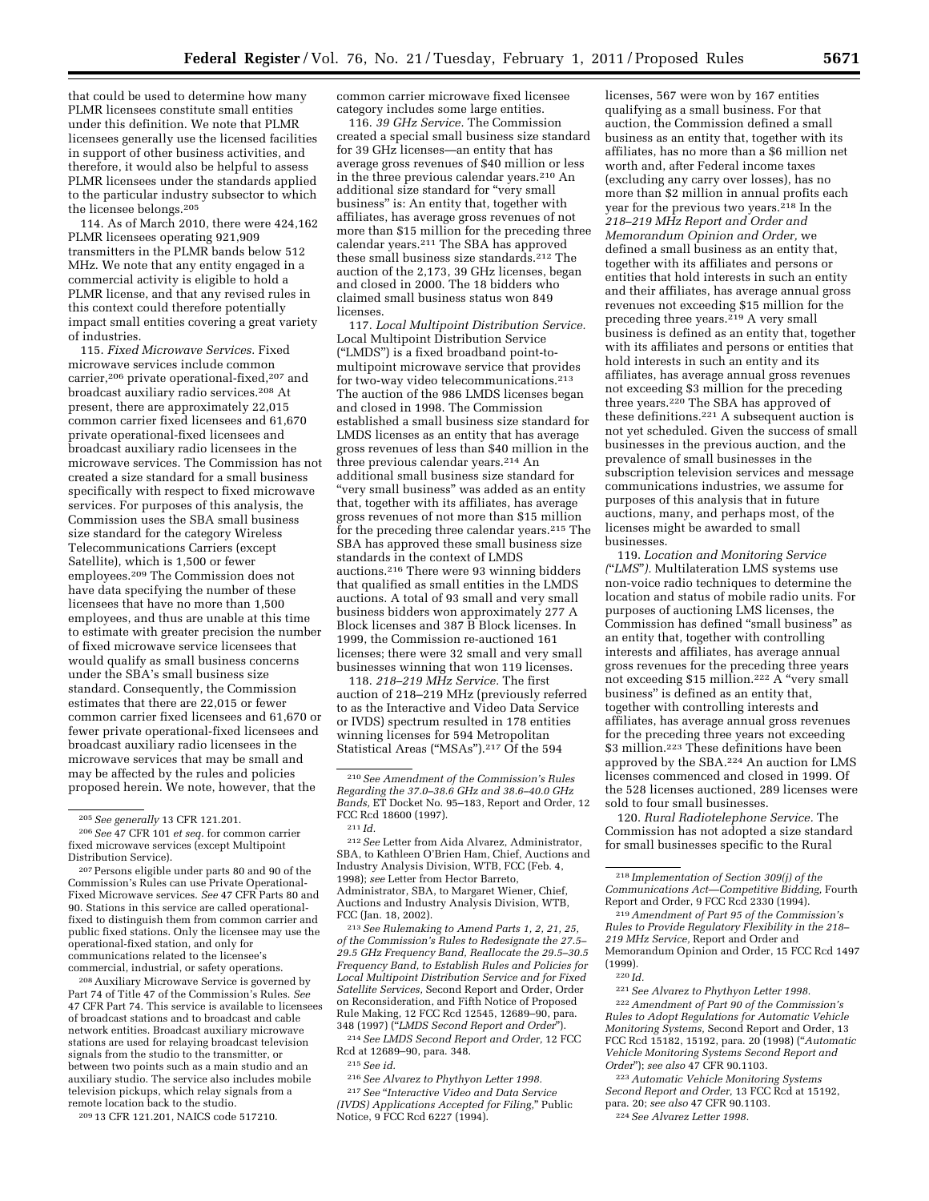that could be used to determine how many PLMR licensees constitute small entities under this definition. We note that PLMR licensees generally use the licensed facilities in support of other business activities, and therefore, it would also be helpful to assess PLMR licensees under the standards applied to the particular industry subsector to which the licensee belongs.[205]

114. As of March 2010, there were 424,162 PLMR licensees operating 921,909 transmitters in the PLMR bands below 512 MHz. We note that any entity engaged in a commercial activity is eligible to hold a PLMR license, and that any revised rules in this context could therefore potentially impact small entities covering a great variety of industries.

115. *Fixed Microwave Services.* Fixed microwave services include common carrier,[206] private operational-fixed,[207] and broadcast auxiliary radio services.[208] At present, there are approximately 22,015 common carrier fixed licensees and 61,670 private operational-fixed licensees and broadcast auxiliary radio licensees in the microwave services. The Commission has not created a size standard for a small business specifically with respect to fixed microwave services. For purposes of this analysis, the Commission uses the SBA small business size standard for the category Wireless Telecommunications Carriers (except Satellite), which is 1,500 or fewer employees.[209] The Commission does not have data specifying the number of these licensees that have no more than 1,500 employees, and thus are unable at this time to estimate with greater precision the number of fixed microwave service licensees that would qualify as small business concerns under the SBA's small business size standard. Consequently, the Commission estimates that there are 22,015 or fewer common carrier fixed licensees and 61,670 or fewer private operational-fixed licensees and broadcast auxiliary radio licensees in the microwave services that may be small and may be affected by the rules and policies proposed herein. We note, however, that the common carrier microwave fixed licensee category includes some large entities.

116. *39 GHz Service.* The Commission created a special small business size standard for 39 GHz licenses—an entity that has average gross revenues of $40 million or less in the three previous calendar years.[210] An additional size standard for "very small business" is: An entity that, together with affiliates, has average gross revenues of not more than $15 million for the preceding three calendar years.[211] The SBA has approved these small business size standards.[212] The auction of the 2,173, 39 GHz licenses, began and closed in 2000. The 18 bidders who claimed small business status won 849 licenses.

117. *Local Multipoint Distribution Service.* Local Multipoint Distribution Service ("LMDS") is a fixed broadband point-to-multipoint microwave service that provides for two-way video telecommunications.[213] The auction of the 986 LMDS licenses began and closed in 1998. The Commission established a small business size standard for LMDS licenses as an entity that has average gross revenues of less than $40 million in the three previous calendar years.[214] An additional small business size standard for "very small business" was added as an entity that, together with its affiliates, has average gross revenues of not more than $15 million for the preceding three calendar years.[215] The SBA has approved these small business size standards in the context of LMDS auctions.[216] There were 93 winning bidders that qualified as small entities in the LMDS auctions. A total of 93 small and very small business bidders won approximately 277 A Block licenses and 387 B Block licenses. In 1999, the Commission re-auctioned 161 licenses; there were 32 small and very small businesses winning that won 119 licenses.

118. *218–219 MHz Service.* The first auction of 218–219 MHz (previously referred to as the Interactive and Video Data Service or IVDS) spectrum resulted in 178 entities winning licenses for 594 Metropolitan Statistical Areas ("MSAs").[217] Of the 594 licenses, 567 were won by 167 entities qualifying as a small business. For that auction, the Commission defined a small business as an entity that, together with its affiliates, has no more than a $6 million net worth and, after Federal income taxes (excluding any carry over losses), has no more than $2 million in annual profits each year for the previous two years.[218] In the *218–219 MHz Report and Order and Memorandum Opinion and Order,* we defined a small business as an entity that, together with its affiliates and persons or entities that hold interests in such an entity and their affiliates, has average annual gross revenues not exceeding $15 million for the preceding three years.[219] A very small business is defined as an entity that, together with its affiliates and persons or entities that hold interests in such an entity and its affiliates, has average annual gross revenues not exceeding $3 million for the preceding three years.[220] The SBA has approved of these definitions.[221] A subsequent auction is not yet scheduled. Given the success of small businesses in the previous auction, and the prevalence of small businesses in the subscription television services and message communications industries, we assume for purposes of this analysis that in future auctions, many, and perhaps most, of the licenses might be awarded to small businesses.

119. *Location and Monitoring Service ("LMS").* Multilateration LMS systems use non-voice radio techniques to determine the location and status of mobile radio units. For purposes of auctioning LMS licenses, the Commission has defined "small business" as an entity that, together with controlling interests and affiliates, has average annual gross revenues for the preceding three years not exceeding $15 million.[222] A "very small business" is defined as an entity that, together with controlling interests and affiliates, has average annual gross revenues for the preceding three years not exceeding $3 million.[223] These definitions have been approved by the SBA.[224] An auction for LMS licenses commenced and closed in 1999. Of the 528 licenses auctioned, 289 licenses were sold to four small businesses.

120. *Rural Radiotelephone Service.* The Commission has not adopted a size standard for small businesses specific to the Rural

---

[205] *See generally* 13 CFR 121.201.

[206] *See* 47 CFR 101 *et seq.* for common carrier fixed microwave services (except Multipoint Distribution Service).

[207] Persons eligible under parts 80 and 90 of the Commission's Rules can use Private Operational-Fixed Microwave services. *See* 47 CFR Parts 80 and 90. Stations in this service are called operational-fixed to distinguish them from common carrier and public fixed stations. Only the licensee may use the operational-fixed station, and only for communications related to the licensee's commercial, industrial, or safety operations.

[208] Auxiliary Microwave Service is governed by Part 74 of Title 47 of the Commission's Rules. *See* 47 CFR Part 74. This service is available to licensees of broadcast stations and to broadcast and cable network entities. Broadcast auxiliary microwave stations are used for relaying broadcast television signals from the studio to the transmitter, or between two points such as a main studio and an auxiliary studio. The service also includes mobile television pickups, which relay signals from a remote location back to the studio.

[209] 13 CFR 121.201, NAICS code 517210.

[210] *See Amendment of the Commission's Rules Regarding the 37.0–38.6 GHz and 38.6–40.0 GHz Bands,* ET Docket No. 95–183, Report and Order, 12 FCC Rcd 18600 (1997).

[211] *Id.*

[212] *See* Letter from Aida Alvarez, Administrator, SBA, to Kathleen O'Brien Ham, Chief, Auctions and Industry Analysis Division, WTB, FCC (Feb. 4, 1998); *see* Letter from Hector Barreto, Administrator, SBA, to Margaret Wiener, Chief, Auctions and Industry Analysis Division, WTB, FCC (Jan. 18, 2002).

[213] *See Rulemaking to Amend Parts 1, 2, 21, 25, of the Commission's Rules to Redesignate the 27.5–29.5 GHz Frequency Band, Reallocate the 29.5–30.5 Frequency Band, to Establish Rules and Policies for Local Multipoint Distribution Service and for Fixed Satellite Services,* Second Report and Order, Order on Reconsideration, and Fifth Notice of Proposed Rule Making, 12 FCC Rcd 12545, 12689–90, para. 348 (1997) ("*LMDS Second Report and Order*").

[214] *See LMDS Second Report and Order,* 12 FCC Rcd at 12689–90, para. 348.

[215] *See id.*

[216] *See Alvarez to Phythyon Letter 1998.*

[217] *See* "*Interactive Video and Data Service (IVDS) Applications Accepted for Filing,*" Public Notice, 9 FCC Rcd 6227 (1994).

[218] *Implementation of Section 309(j) of the Communications Act—Competitive Bidding,* Fourth Report and Order, 9 FCC Rcd 2330 (1994).

[219] *Amendment of Part 95 of the Commission's Rules to Provide Regulatory Flexibility in the 218–219 MHz Service,* Report and Order and Memorandum Opinion and Order, 15 FCC Rcd 1497 (1999).

[220] *Id.*

[221] *See Alvarez to Phythyon Letter 1998.*

[222] *Amendment of Part 90 of the Commission's Rules to Adopt Regulations for Automatic Vehicle Monitoring Systems,* Second Report and Order, 13 FCC Rcd 15182, 15192, para. 20 (1998) ("*Automatic Vehicle Monitoring Systems Second Report and Order*"); *see also* 47 CFR 90.1103.

[223] *Automatic Vehicle Monitoring Systems Second Report and Order,* 13 FCC Rcd at 15192, para. 20; *see also* 47 CFR 90.1103.

[224] *See Alvarez Letter 1998.*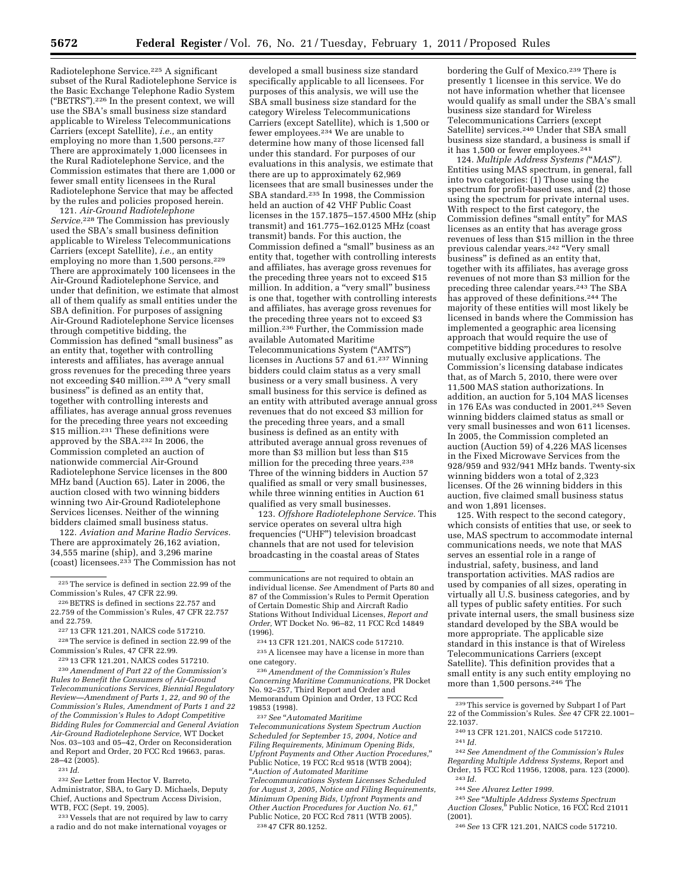Radiotelephone Service.[225] A significant subset of the Rural Radiotelephone Service is the Basic Exchange Telephone Radio System ("BETRS").[226] In the present context, we will use the SBA's small business size standard applicable to Wireless Telecommunications Carriers (except Satellite), *i.e.,* an entity employing no more than 1,500 persons.[227] There are approximately 1,000 licensees in the Rural Radiotelephone Service, and the Commission estimates that there are 1,000 or fewer small entity licensees in the Rural Radiotelephone Service that may be affected by the rules and policies proposed herein.

121. *Air-Ground Radiotelephone Service.*[228] The Commission has previously used the SBA's small business definition applicable to Wireless Telecommunications Carriers (except Satellite), *i.e.,* an entity employing no more than 1,500 persons.[229] There are approximately 100 licensees in the Air-Ground Radiotelephone Service, and under that definition, we estimate that almost all of them qualify as small entities under the SBA definition. For purposes of assigning Air-Ground Radiotelephone Service licenses through competitive bidding, the Commission has defined "small business" as an entity that, together with controlling interests and affiliates, has average annual gross revenues for the preceding three years not exceeding $40 million.[230] A "very small business" is defined as an entity that, together with controlling interests and affiliates, has average annual gross revenues for the preceding three years not exceeding $15 million.[231] These definitions were approved by the SBA.[232] In 2006, the Commission completed an auction of nationwide commercial Air-Ground Radiotelephone Service licenses in the 800 MHz band (Auction 65). Later in 2006, the auction closed with two winning bidders winning two Air-Ground Radiotelephone Services licenses. Neither of the winning bidders claimed small business status.

122. *Aviation and Marine Radio Services.* There are approximately 26,162 aviation, 34,555 marine (ship), and 3,296 marine (coast) licensees.[233] The Commission has not developed a small business size standard specifically applicable to all licensees. For purposes of this analysis, we will use the SBA small business size standard for the category Wireless Telecommunications Carriers (except Satellite), which is 1,500 or fewer employees.[234] We are unable to determine how many of those licensed fall under this standard. For purposes of our evaluations in this analysis, we estimate that there are up to approximately 62,969 licensees that are small businesses under the SBA standard.[235] In 1998, the Commission held an auction of 42 VHF Public Coast licenses in the 157.1875–157.4500 MHz (ship transmit) and 161.775–162.0125 MHz (coast transmit) bands. For this auction, the Commission defined a "small" business as an entity that, together with controlling interests and affiliates, has average gross revenues for the preceding three years not to exceed $15 million. In addition, a "very small" business is one that, together with controlling interests and affiliates, has average gross revenues for the preceding three years not to exceed $3 million.[236] Further, the Commission made available Automated Maritime Telecommunications System ("AMTS") licenses in Auctions 57 and 61.[237] Winning bidders could claim status as a very small business or a very small business. A very small business for this service is defined as an entity with attributed average annual gross revenues that do not exceed $3 million for the preceding three years, and a small business is defined as an entity with attributed average annual gross revenues of more than $3 million but less than $15 million for the preceding three years.[238] Three of the winning bidders in Auction 57 qualified as small or very small businesses, while three winning entities in Auction 61 qualified as very small businesses.

123. *Offshore Radiotelephone Service.* This service operates on several ultra high frequencies ("UHF") television broadcast channels that are not used for television broadcasting in the coastal areas of States bordering the Gulf of Mexico.[239] There is presently 1 licensee in this service. We do not have information whether that licensee would qualify as small under the SBA's small business size standard for Wireless Telecommunications Carriers (except Satellite) services.[240] Under that SBA small business size standard, a business is small if it has 1,500 or fewer employees.[241]

124. *Multiple Address Systems ("MAS").* Entities using MAS spectrum, in general, fall into two categories: (1) Those using the spectrum for profit-based uses, and (2) those using the spectrum for private internal uses. With respect to the first category, the Commission defines "small entity" for MAS licenses as an entity that has average gross revenues of less than $15 million in the three previous calendar years.[242] "Very small business" is defined as an entity that, together with its affiliates, has average gross revenues of not more than $3 million for the preceding three calendar years.[243] The SBA has approved of these definitions.[244] The majority of these entities will most likely be licensed in bands where the Commission has implemented a geographic area licensing approach that would require the use of competitive bidding procedures to resolve mutually exclusive applications. The Commission's licensing database indicates that, as of March 5, 2010, there were over 11,500 MAS station authorizations. In addition, an auction for 5,104 MAS licenses in 176 EAs was conducted in 2001.[245] Seven winning bidders claimed status as small or very small businesses and won 611 licenses. In 2005, the Commission completed an auction (Auction 59) of 4,226 MAS licenses in the Fixed Microwave Services from the 928/959 and 932/941 MHz bands. Twenty-six winning bidders won a total of 2,323 licenses. Of the 26 winning bidders in this auction, five claimed small business status and won 1,891 licenses.

125. With respect to the second category, which consists of entities that use, or seek to use, MAS spectrum to accommodate internal communications needs, we note that MAS serves an essential role in a range of industrial, safety, business, and land transportation activities. MAS radios are used by companies of all sizes, operating in virtually all U.S. business categories, and by all types of public safety entities. For such private internal users, the small business size standard developed by the SBA would be more appropriate. The applicable size standard in this instance is that of Wireless Telecommunications Carriers (except Satellite). This definition provides that a small entity is any such entity employing no more than 1,500 persons.[246] The

---

[225] The service is defined in section 22.99 of the Commission's Rules, 47 CFR 22.99.

[226] BETRS is defined in sections 22.757 and 22.759 of the Commission's Rules, 47 CFR 22.757 and 22.759.

[227] 13 CFR 121.201, NAICS code 517210.

[228] The service is defined in section 22.99 of the Commission's Rules, 47 CFR 22.99.

[229] 13 CFR 121.201, NAICS codes 517210.

[230] *Amendment of Part 22 of the Commission's Rules to Benefit the Consumers of Air-Ground Telecommunications Services, Biennial Regulatory Review—Amendment of Parts 1, 22, and 90 of the Commission's Rules, Amendment of Parts 1 and 22 of the Commission's Rules to Adopt Competitive Bidding Rules for Commercial and General Aviation Air-Ground Radiotelephone Service,* WT Docket Nos. 03–103 and 05–42, Order on Reconsideration and Report and Order, 20 FCC Rcd 19663, paras. 28–42 (2005).

[231] *Id.*

[232] *See* Letter from Hector V. Barreto, Administrator, SBA, to Gary D. Michaels, Deputy Chief, Auctions and Spectrum Access Division, WTB, FCC (Sept. 19, 2005).

[233] Vessels that are not required by law to carry a radio and do not make international voyages or communications are not required to obtain an individual license. *See* Amendment of Parts 80 and 87 of the Commission's Rules to Permit Operation of Certain Domestic Ship and Aircraft Radio Stations Without Individual Licenses, *Report and Order,* WT Docket No. 96–82, 11 FCC Rcd 14849 (1996).

[234] 13 CFR 121.201, NAICS code 517210.

[235] A licensee may have a license in more than one category.

[236] *Amendment of the Commission's Rules Concerning Maritime Communications,* PR Docket No. 92–257, Third Report and Order and Memorandum Opinion and Order, 13 FCC Rcd 19853 (1998).

[237] *See* "*Automated Maritime Telecommunications System Spectrum Auction Scheduled for September 15, 2004, Notice and Filing Requirements, Minimum Opening Bids, Upfront Payments and Other Auction Procedures,*" Public Notice, 19 FCC Rcd 9518 (WTB 2004); "*Auction of Automated Maritime Telecommunications System Licenses Scheduled for August 3, 2005, Notice and Filing Requirements, Minimum Opening Bids, Upfront Payments and Other Auction Procedures for Auction No. 61,*" Public Notice, 20 FCC Rcd 7811 (WTB 2005).

[238] 47 CFR 80.1252.

[239] This service is governed by Subpart I of Part 22 of the Commission's Rules. *See* 47 CFR 22.1001–22.1037.

[240] 13 CFR 121.201, NAICS code 517210.

[241] *Id.*

[242] *See Amendment of the Commission's Rules Regarding Multiple Address Systems,* Report and Order, 15 FCC Rcd 11956, 12008, para. 123 (2000).

[243] *Id.*

[244] *See Alvarez Letter 1999.*

[245] *See* "*Multiple Address Systems Spectrum Auction Closes,*" Public Notice, 16 FCC Rcd 21011 (2001).

[246] *See* 13 CFR 121.201, NAICS code 517210.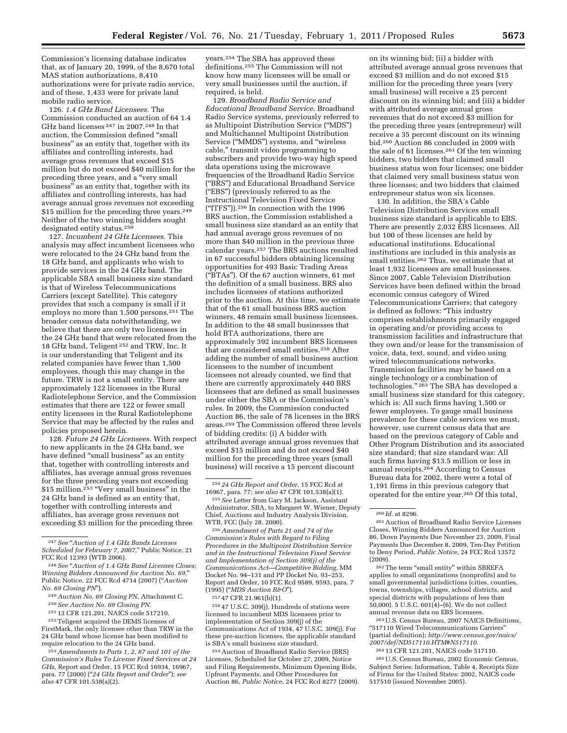Commission's licensing database indicates that, as of January 20, 1999, of the 8,670 total MAS station authorizations, 8,410 authorizations were for private radio service, and of these, 1,433 were for private land mobile radio service.

126. *1.4 GHz Band Licensees.* The Commission conducted an auction of 64 1.4 GHz band licenses [247] in 2007.[248] In that auction, the Commission defined "small business" as an entity that, together with its affiliates and controlling interests, had average gross revenues that exceed $15 million but do not exceed $40 million for the preceding three years, and a "very small business" as an entity that, together with its affiliates and controlling interests, has had average annual gross revenues not exceeding $15 million for the preceding three years.[249] Neither of the two winning bidders sought designated entity status.[250]

127. *Incumbent 24 GHz Licensees.* This analysis may affect incumbent licensees who were relocated to the 24 GHz band from the 18 GHz band, and applicants who wish to provide services in the 24 GHz band. The applicable SBA small business size standard is that of Wireless Telecommunications Carriers (except Satellite). This category provides that such a company is small if it employs no more than 1,500 persons.[251] The broader census data notwithstanding, we believe that there are only two licensees in the 24 GHz band that were relocated from the 18 GHz band, Teligent [252] and TRW, Inc. It is our understanding that Teligent and its related companies have fewer than 1,500 employees, though this may change in the future. TRW is not a small entity. There are approximately 122 licensees in the Rural Radiotelephone Service, and the Commission estimates that there are 122 or fewer small entity licensees in the Rural Radiotelephone Service that may be affected by the rules and policies proposed herein.

128. *Future 24 GHz Licensees.* With respect to new applicants in the 24 GHz band, we have defined "small business" as an entity that, together with controlling interests and affiliates, has average annual gross revenues for the three preceding years not exceeding $15 million.[253] "Very small business" in the 24 GHz band is defined as an entity that, together with controlling interests and affiliates, has average gross revenues not exceeding $3 million for the preceding three years.[254] The SBA has approved these definitions.[255] The Commission will not know how many licensees will be small or very small businesses until the auction, if required, is held.

129. *Broadband Radio Service and Educational Broadband Service.* Broadband Radio Service systems, previously referred to as Multipoint Distribution Service ("MDS") and Multichannel Multipoint Distribution Service ("MMDS") systems, and "wireless cable," transmit video programming to subscribers and provide two-way high speed data operations using the microwave frequencies of the Broadband Radio Service ("BRS") and Educational Broadband Service ("EBS") (previously referred to as the Instructional Television Fixed Service ("ITFS")).[256] In connection with the 1996 BRS auction, the Commission established a small business size standard as an entity that had annual average gross revenues of no more than $40 million in the previous three calendar years.[257] The BRS auctions resulted in 67 successful bidders obtaining licensing opportunities for 493 Basic Trading Areas ("BTAs"). Of the 67 auction winners, 61 met the definition of a small business. BRS also includes licensees of stations authorized prior to the auction. At this time, we estimate that of the 61 small business BRS auction winners, 48 remain small business licensees. In addition to the 48 small businesses that hold BTA authorizations, there are approximately 392 incumbent BRS licensees that are considered small entities.[258] After adding the number of small business auction licensees to the number of incumbent licensees not already counted, we find that there are currently approximately 440 BRS licensees that are defined as small businesses under either the SBA or the Commission's rules. In 2009, the Commission conducted Auction 86, the sale of 78 licenses in the BRS areas.[259] The Commission offered three levels of bidding credits: (i) A bidder with attributed average annual gross revenues that exceed $15 million and do not exceed $40 million for the preceding three years (small business) will receive a 15 percent discount on its winning bid; (ii) a bidder with attributed average annual gross revenues that exceed $3 million and do not exceed $15 million for the preceding three years (very small business) will receive a 25 percent discount on its winning bid; and (iii) a bidder with attributed average annual gross revenues that do not exceed $3 million for the preceding three years (entrepreneur) will receive a 35 percent discount on its winning bid.[260] Auction 86 concluded in 2009 with the sale of 61 licenses.[261] Of the ten winning bidders, two bidders that claimed small business status won four licenses; one bidder that claimed very small business status won three licenses; and two bidders that claimed entrepreneur status won six licenses.

130. In addition, the SBA's Cable Television Distribution Services small business size standard is applicable to EBS. There are presently 2,032 EBS licensees. All but 100 of these licenses are held by educational institutions. Educational institutions are included in this analysis as small entities.[262] Thus, we estimate that at least 1,932 licensees are small businesses. Since 2007, Cable Television Distribution Services have been defined within the broad economic census category of Wired Telecommunications Carriers; that category is defined as follows: "This industry comprises establishments primarily engaged in operating and/or providing access to transmission facilities and infrastructure that they own and/or lease for the transmission of voice, data, text, sound, and video using wired telecommunications networks. Transmission facilities may be based on a single technology or a combination of technologies." [263] The SBA has developed a small business size standard for this category, which is: All such firms having 1,500 or fewer employees. To gauge small business prevalence for these cable services we must, however, use current census data that are based on the previous category of Cable and Other Program Distribution and its associated size standard; that size standard was: All such firms having $13.5 million or less in annual receipts.[264] According to Census Bureau data for 2002, there were a total of 1,191 firms in this previous category that operated for the entire year.[265] Of this total,

---

[247] *See* "*Auction of 1.4 GHz Bands Licenses Scheduled for February 7, 2007,*" Public Notice, 21 FCC Rcd 12393 (WTB 2006).

[248] *See* "*Auction of 1.4 GHz Band Licenses Closes; Winning Bidders Announced for Auction No. 69,*" Public Notice, 22 FCC Rcd 4714 (2007) ("*Auction No. 69 Closing PN*").

[249] *Auction No. 69 Closing PN,* Attachment C.

[250] *See Auction No. 69 Closing PN.*

[251] 13 CFR 121.201, NAICS code 517210.

[252] Teligent acquired the DEMS licenses of FirstMark, the only licensee other than TRW in the 24 GHz band whose license has been modified to require relocation to the 24 GHz band.

[253] *Amendments to Parts 1, 2, 87 and 101 of the Commission's Rules To License Fixed Services at 24 GHz,* Report and Order, 15 FCC Rcd 16934, 16967, para. 77 (2000) ("*24 GHz Report and Order*"); *see also* 47 CFR 101.538(a)(2).

[254] *24 GHz Report and Order,* 15 FCC Rcd at 16967, para. 77; *see also* 47 CFR 101.538(a)(1).

[255] *See* Letter from Gary M. Jackson, Assistant Administrator, SBA, to Margaret W. Wiener, Deputy Chief, Auctions and Industry Analysis Division, WTB, FCC (July 28, 2000).

[256] *Amendment of Parts 21 and 74 of the Commission's Rules with Regard to Filing Procedures in the Multipoint Distribution Service and in the Instructional Television Fixed Service and Implementation of Section 309(j) of the Communications Act—Competitive Bidding,* MM Docket No. 94–131 and PP Docket No. 93–253, Report and Order, 10 FCC Rcd 9589, 9593, para. 7 (1995) ("*MDS Auction R&O*").

[257] 47 CFR 21.961(b)(1).

[258] 47 U.S.C. 309(j). Hundreds of stations were licensed to incumbent MDS licensees prior to implementation of Section 309(j) of the Communications Act of 1934, 47 U.S.C. 309(j). For these pre-auction licenses, the applicable standard is SBA's small business size standard.

[259] Auction of Broadband Radio Service (BRS) Licenses, Scheduled for October 27, 2009, Notice and Filing Requirements, Minimum Opening Bids, Upfront Payments, and Other Procedures for Auction 86, *Public Notice,* 24 FCC Rcd 8277 (2009).

[260] *Id.* at 8296.

[261] Auction of Broadband Radio Service Licenses Closes, Winning Bidders Announced for Auction 86, Down Payments Due November 23, 2009, Final Payments Due December 8, 2009, Ten-Day Petition to Deny Period, *Public Notice,* 24 FCC Rcd 13572 (2009).

[262] The term "small entity" within SBREFA applies to small organizations (nonprofits) and to small governmental jurisdictions (cities, counties, towns, townships, villages, school districts, and special districts with populations of less than 50,000). 5 U.S.C. 601(4)–(6). We do not collect annual revenue data on EBS licensees.

[263] U.S. Census Bureau, 2007 NAICS Definitions, "517110 Wired Telecommunications Carriers" (partial definition); *http://www.census.gov/naics/2007/def/ND517110.HTM#N517110.*

[264] 13 CFR 121.201, NAICS code 517110.

[265] U.S. Census Bureau, 2002 Economic Census, Subject Series: Information, Table 4, Receipts Size of Firms for the United States: 2002, NAICS code 517510 (issued November 2005).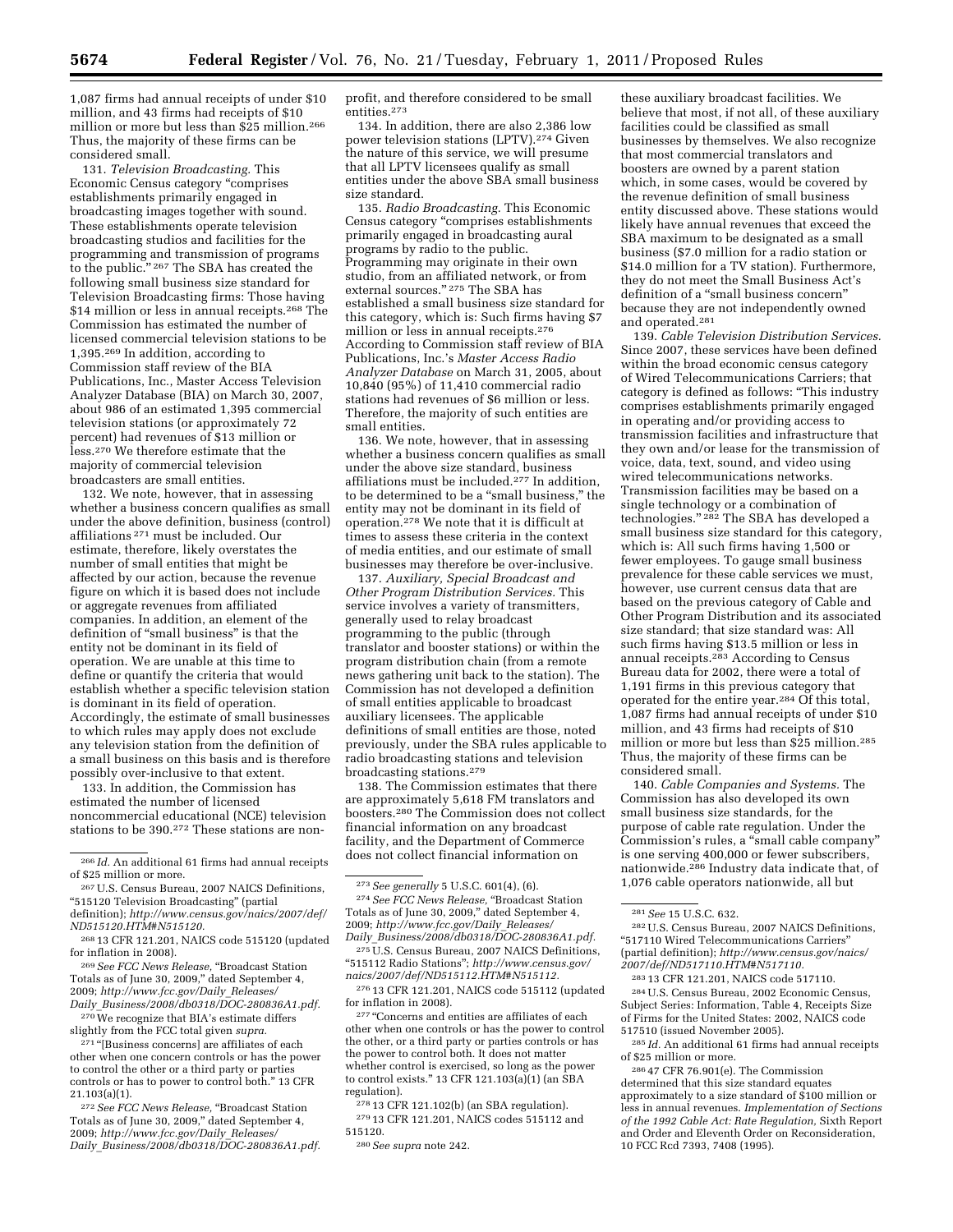1,087 firms had annual receipts of under $10 million, and 43 firms had receipts of $10 million or more but less than $25 million.[266] Thus, the majority of these firms can be considered small.

131. *Television Broadcasting.* This Economic Census category "comprises establishments primarily engaged in broadcasting images together with sound. These establishments operate television broadcasting studios and facilities for the programming and transmission of programs to the public." [267] The SBA has created the following small business size standard for Television Broadcasting firms: Those having $14 million or less in annual receipts.[268] The Commission has estimated the number of licensed commercial television stations to be 1,395.[269] In addition, according to Commission staff review of the BIA Publications, Inc., Master Access Television Analyzer Database (BIA) on March 30, 2007, about 986 of an estimated 1,395 commercial television stations (or approximately 72 percent) had revenues of $13 million or less.[270] We therefore estimate that the majority of commercial television broadcasters are small entities.

132. We note, however, that in assessing whether a business concern qualifies as small under the above definition, business (control) affiliations [271] must be included. Our estimate, therefore, likely overstates the number of small entities that might be affected by our action, because the revenue figure on which it is based does not include or aggregate revenues from affiliated companies. In addition, an element of the definition of "small business" is that the entity not be dominant in its field of operation. We are unable at this time to define or quantify the criteria that would establish whether a specific television station is dominant in its field of operation. Accordingly, the estimate of small businesses to which rules may apply does not exclude any television station from the definition of a small business on this basis and is therefore possibly over-inclusive to that extent.

133. In addition, the Commission has estimated the number of licensed noncommercial educational (NCE) television stations to be 390.[272] These stations are non-profit, and therefore considered to be small entities.[273]

134. In addition, there are also 2,386 low power television stations (LPTV).[274] Given the nature of this service, we will presume that all LPTV licensees qualify as small entities under the above SBA small business size standard.

135. *Radio Broadcasting.* This Economic Census category "comprises establishments primarily engaged in broadcasting aural programs by radio to the public. Programming may originate in their own studio, from an affiliated network, or from external sources." [275] The SBA has established a small business size standard for this category, which is: Such firms having $7 million or less in annual receipts.[276] According to Commission staff review of BIA Publications, Inc.'s *Master Access Radio Analyzer Database* on March 31, 2005, about 10,840 (95%) of 11,410 commercial radio stations had revenues of $6 million or less. Therefore, the majority of such entities are small entities.

136. We note, however, that in assessing whether a business concern qualifies as small under the above size standard, business affiliations must be included.[277] In addition, to be determined to be a "small business," the entity may not be dominant in its field of operation.[278] We note that it is difficult at times to assess these criteria in the context of media entities, and our estimate of small businesses may therefore be over-inclusive.

137. *Auxiliary, Special Broadcast and Other Program Distribution Services.* This service involves a variety of transmitters, generally used to relay broadcast programming to the public (through translator and booster stations) or within the program distribution chain (from a remote news gathering unit back to the station). The Commission has not developed a definition of small entities applicable to broadcast auxiliary licensees. The applicable definitions of small entities are those, noted previously, under the SBA rules applicable to radio broadcasting stations and television broadcasting stations.[279]

138. The Commission estimates that there are approximately 5,618 FM translators and boosters.[280] The Commission does not collect financial information on any broadcast facility, and the Department of Commerce does not collect financial information on these auxiliary broadcast facilities. We believe that most, if not all, of these auxiliary facilities could be classified as small businesses by themselves. We also recognize that most commercial translators and boosters are owned by a parent station which, in some cases, would be covered by the revenue definition of small business entity discussed above. These stations would likely have annual revenues that exceed the SBA maximum to be designated as a small business ($7.0 million for a radio station or $14.0 million for a TV station). Furthermore, they do not meet the Small Business Act's definition of a "small business concern" because they are not independently owned and operated.[281]

139. *Cable Television Distribution Services.* Since 2007, these services have been defined within the broad economic census category of Wired Telecommunications Carriers; that category is defined as follows: "This industry comprises establishments primarily engaged in operating and/or providing access to transmission facilities and infrastructure that they own and/or lease for the transmission of voice, data, text, sound, and video using wired telecommunications networks. Transmission facilities may be based on a single technology or a combination of technologies." [282] The SBA has developed a small business size standard for this category, which is: All such firms having 1,500 or fewer employees. To gauge small business prevalence for these cable services we must, however, use current census data that are based on the previous category of Cable and Other Program Distribution and its associated size standard; that size standard was: All such firms having $13.5 million or less in annual receipts.[283] According to Census Bureau data for 2002, there were a total of 1,191 firms in this previous category that operated for the entire year.[284] Of this total, 1,087 firms had annual receipts of under $10 million, and 43 firms had receipts of $10 million or more but less than $25 million.[285] Thus, the majority of these firms can be considered small.

140. *Cable Companies and Systems.* The Commission has also developed its own small business size standards, for the purpose of cable rate regulation. Under the Commission's rules, a "small cable company" is one serving 400,000 or fewer subscribers, nationwide.[286] Industry data indicate that, of 1,076 cable operators nationwide, all but

---

[266] *Id.* An additional 61 firms had annual receipts of $25 million or more.

[267] U.S. Census Bureau, 2007 NAICS Definitions, "515120 Television Broadcasting" (partial definition); *http://www.census.gov/naics/2007/def/ND515120.HTM#N515120.*

[268] 13 CFR 121.201, NAICS code 515120 (updated for inflation in 2008).

[269] *See FCC News Release,* "Broadcast Station Totals as of June 30, 2009," dated September 4, 2009; *http://www.fcc.gov/Daily_Releases/Daily_Business/2008/db0318/DOC-280836A1.pdf.*

[270] We recognize that BIA's estimate differs slightly from the FCC total given *supra.*

[271] "[Business concerns] are affiliates of each other when one concern controls or has the power to control the other or a third party or parties controls or has to power to control both." 13 CFR 21.103(a)(1).

[272] *See FCC News Release,* "Broadcast Station Totals as of June 30, 2009," dated September 4, 2009; *http://www.fcc.gov/Daily_Releases/Daily_Business/2008/db0318/DOC-280836A1.pdf.*

[273] *See generally* 5 U.S.C. 601(4), (6).

[274] *See FCC News Release,* "Broadcast Station Totals as of June 30, 2009," dated September 4, 2009; *http://www.fcc.gov/Daily_Releases/Daily_Business/2008/db0318/DOC-280836A1.pdf.*

[275] U.S. Census Bureau, 2007 NAICS Definitions, "515112 Radio Stations"; *http://www.census.gov/naics/2007/def/ND515112.HTM#N515112.*

[276] 13 CFR 121.201, NAICS code 515112 (updated for inflation in 2008).

[277] "Concerns and entities are affiliates of each other when one controls or has the power to control the other, or a third party or parties controls or has the power to control both. It does not matter whether control is exercised, so long as the power to control exists." 13 CFR 121.103(a)(1) (an SBA regulation).

[278] 13 CFR 121.102(b) (an SBA regulation).

[279] 13 CFR 121.201, NAICS codes 515112 and 515120.

[280] *See supra* note 242.

[281] *See* 15 U.S.C. 632.

[282] U.S. Census Bureau, 2007 NAICS Definitions, "517110 Wired Telecommunications Carriers" (partial definition); *http://www.census.gov/naics/2007/def/ND517110.HTM#N517110.*

[283] 13 CFR 121.201, NAICS code 517110.

[284] U.S. Census Bureau, 2002 Economic Census, Subject Series: Information, Table 4, Receipts Size of Firms for the United States: 2002, NAICS code 517510 (issued November 2005).

[285] *Id.* An additional 61 firms had annual receipts of $25 million or more.

[286] 47 CFR 76.901(e). The Commission determined that this size standard equates approximately to a size standard of $100 million or less in annual revenues. *Implementation of Sections of the 1992 Cable Act: Rate Regulation,* Sixth Report and Order and Eleventh Order on Reconsideration, 10 FCC Rcd 7393, 7408 (1995).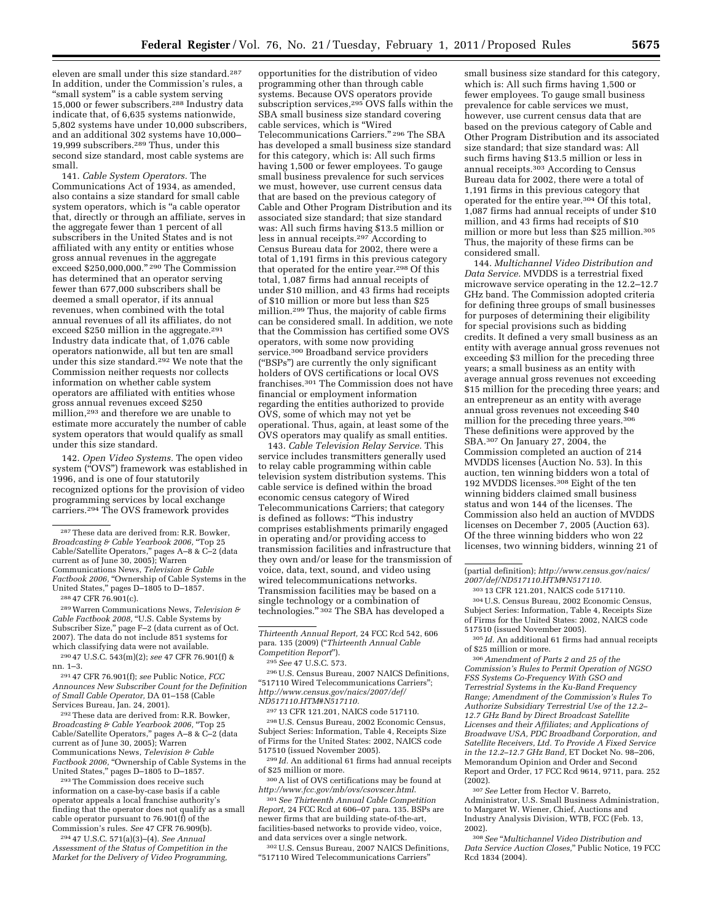eleven are small under this size standard.[287] In addition, under the Commission's rules, a "small system" is a cable system serving 15,000 or fewer subscribers.[288] Industry data indicate that, of 6,635 systems nationwide, 5,802 systems have under 10,000 subscribers, and an additional 302 systems have 10,000–19,999 subscribers.[289] Thus, under this second size standard, most cable systems are small.

141. *Cable System Operators.* The Communications Act of 1934, as amended, also contains a size standard for small cable system operators, which is "a cable operator that, directly or through an affiliate, serves in the aggregate fewer than 1 percent of all subscribers in the United States and is not affiliated with any entity or entities whose gross annual revenues in the aggregate exceed $250,000,000." [290] The Commission has determined that an operator serving fewer than 677,000 subscribers shall be deemed a small operator, if its annual revenues, when combined with the total annual revenues of all its affiliates, do not exceed $250 million in the aggregate.[291] Industry data indicate that, of 1,076 cable operators nationwide, all but ten are small under this size standard.[292] We note that the Commission neither requests nor collects information on whether cable system operators are affiliated with entities whose gross annual revenues exceed $250 million,[293] and therefore we are unable to estimate more accurately the number of cable system operators that would qualify as small under this size standard.

142. *Open Video Systems.* The open video system ("OVS") framework was established in 1996, and is one of four statutorily recognized options for the provision of video programming services by local exchange carriers.[294] The OVS framework provides opportunities for the distribution of video programming other than through cable systems. Because OVS operators provide subscription services,[295] OVS falls within the SBA small business size standard covering cable services, which is "Wired Telecommunications Carriers." [296] The SBA has developed a small business size standard for this category, which is: All such firms having 1,500 or fewer employees. To gauge small business prevalence for such services we must, however, use current census data that are based on the previous category of Cable and Other Program Distribution and its associated size standard; that size standard was: All such firms having $13.5 million or less in annual receipts.[297] According to Census Bureau data for 2002, there were a total of 1,191 firms in this previous category that operated for the entire year.[298] Of this total, 1,087 firms had annual receipts of under $10 million, and 43 firms had receipts of $10 million or more but less than $25 million.[299] Thus, the majority of cable firms can be considered small. In addition, we note that the Commission has certified some OVS operators, with some now providing service.[300] Broadband service providers ("BSPs") are currently the only significant holders of OVS certifications or local OVS franchises.[301] The Commission does not have financial or employment information regarding the entities authorized to provide OVS, some of which may not yet be operational. Thus, again, at least some of the OVS operators may qualify as small entities.

143. *Cable Television Relay Service.* This service includes transmitters generally used to relay cable programming within cable television system distribution systems. This cable service is defined within the broad economic census category of Wired Telecommunications Carriers; that category is defined as follows: "This industry comprises establishments primarily engaged in operating and/or providing access to transmission facilities and infrastructure that they own and/or lease for the transmission of voice, data, text, sound, and video using wired telecommunications networks. Transmission facilities may be based on a single technology or a combination of technologies." [302] The SBA has developed a small business size standard for this category, which is: All such firms having 1,500 or fewer employees. To gauge small business prevalence for cable services we must, however, use current census data that are based on the previous category of Cable and Other Program Distribution and its associated size standard; that size standard was: All such firms having $13.5 million or less in annual receipts.[303] According to Census Bureau data for 2002, there were a total of 1,191 firms in this previous category that operated for the entire year.[304] Of this total, 1,087 firms had annual receipts of under $10 million, and 43 firms had receipts of $10 million or more but less than $25 million.[305] Thus, the majority of these firms can be considered small.

144. *Multichannel Video Distribution and Data Service.* MVDDS is a terrestrial fixed microwave service operating in the 12.2–12.7 GHz band. The Commission adopted criteria for defining three groups of small businesses for purposes of determining their eligibility for special provisions such as bidding credits. It defined a very small business as an entity with average annual gross revenues not exceeding $3 million for the preceding three years; a small business as an entity with average annual gross revenues not exceeding $15 million for the preceding three years; and an entrepreneur as an entity with average annual gross revenues not exceeding $40 million for the preceding three years.[306] These definitions were approved by the SBA.[307] On January 27, 2004, the Commission completed an auction of 214 MVDDS licenses (Auction No. 53). In this auction, ten winning bidders won a total of 192 MVDDS licenses.[308] Eight of the ten winning bidders claimed small business status and won 144 of the licenses. The Commission also held an auction of MVDDS licenses on December 7, 2005 (Auction 63). Of the three winning bidders who won 22 licenses, two winning bidders, winning 21 of

---

[287] These data are derived from: R.R. Bowker, *Broadcasting & Cable Yearbook 2006,* "Top 25 Cable/Satellite Operators," pages A–8 & C–2 (data current as of June 30, 2005); Warren Communications News, *Television & Cable Factbook 2006,* "Ownership of Cable Systems in the United States," pages D–1805 to D–1857.

[288] 47 CFR 76.901(c).

[289] Warren Communications News, *Television & Cable Factbook 2008,* "U.S. Cable Systems by Subscriber Size," page F–2 (data current as of Oct. 2007). The data do not include 851 systems for which classifying data were not available.

[290] 47 U.S.C. 543(m)(2); *see* 47 CFR 76.901(f) & nn. 1–3.

[291] 47 CFR 76.901(f); *see* Public Notice, *FCC Announces New Subscriber Count for the Definition of Small Cable Operator,* DA 01–158 (Cable Services Bureau, Jan. 24, 2001).

[292] These data are derived from: R.R. Bowker, *Broadcasting & Cable Yearbook 2006,* "Top 25 Cable/Satellite Operators," pages A–8 & C–2 (data current as of June 30, 2005); Warren Communications News, *Television & Cable Factbook 2006,* "Ownership of Cable Systems in the United States," pages D–1805 to D–1857.

[293] The Commission does receive such information on a case-by-case basis if a cable operator appeals a local franchise authority's finding that the operator does not qualify as a small cable operator pursuant to 76.901(f) of the Commission's rules. *See* 47 CFR 76.909(b).

[294] 47 U.S.C. 571(a)(3)–(4). *See Annual Assessment of the Status of Competition in the Market for the Delivery of Video Programming, Thirteenth Annual Report,* 24 FCC Rcd 542, 606 para. 135 (2009) ("*Thirteenth Annual Cable Competition Report*").

[295] *See* 47 U.S.C. 573.

[296] U.S. Census Bureau, 2007 NAICS Definitions, "517110 Wired Telecommunications Carriers"; *http://www.census.gov/naics/2007/def/ND517110.HTM#N517110.*

[297] 13 CFR 121.201, NAICS code 517110.

[298] U.S. Census Bureau, 2002 Economic Census, Subject Series: Information, Table 4, Receipts Size of Firms for the United States: 2002, NAICS code 517510 (issued November 2005).

[299] *Id.* An additional 61 firms had annual receipts of $25 million or more.

[300] A list of OVS certifications may be found at *http://www.fcc.gov/mb/ovs/csovscer.html.*

[301] *See Thirteenth Annual Cable Competition Report,* 24 FCC Rcd at 606–07 para. 135. BSPs are newer firms that are building state-of-the-art, facilities-based networks to provide video, voice, and data services over a single network.

[302] U.S. Census Bureau, 2007 NAICS Definitions, "517110 Wired Telecommunications Carriers" (partial definition); *http://www.census.gov/naics/2007/def/ND517110.HTM#N517110.*

[303] 13 CFR 121.201, NAICS code 517110.

[304] U.S. Census Bureau, 2002 Economic Census, Subject Series: Information, Table 4, Receipts Size of Firms for the United States: 2002, NAICS code 517510 (issued November 2005).

[305] *Id.* An additional 61 firms had annual receipts of $25 million or more.

[306] *Amendment of Parts 2 and 25 of the Commission's Rules to Permit Operation of NGSO FSS Systems Co-Frequency With GSO and Terrestrial Systems in the Ku-Band Frequency Range; Amendment of the Commission's Rules To Authorize Subsidiary Terrestrial Use of the 12.2–12.7 GHz Band by Direct Broadcast Satellite Licenses and their Affiliates; and Applications of Broadwave USA, PDC Broadband Corporation, and Satellite Receivers, Ltd. To Provide A Fixed Service in the 12.2–12.7 GHz Band,* ET Docket No. 98–206, Memorandum Opinion and Order and Second Report and Order, 17 FCC Rcd 9614, 9711, para. 252 (2002).

[307] *See* Letter from Hector V. Barreto, Administrator, U.S. Small Business Administration, to Margaret W. Wiener, Chief, Auctions and Industry Analysis Division, WTB, FCC (Feb. 13, 2002).

[308] *See* "*Multichannel Video Distribution and Data Service Auction Closes,*" Public Notice, 19 FCC Rcd 1834 (2004).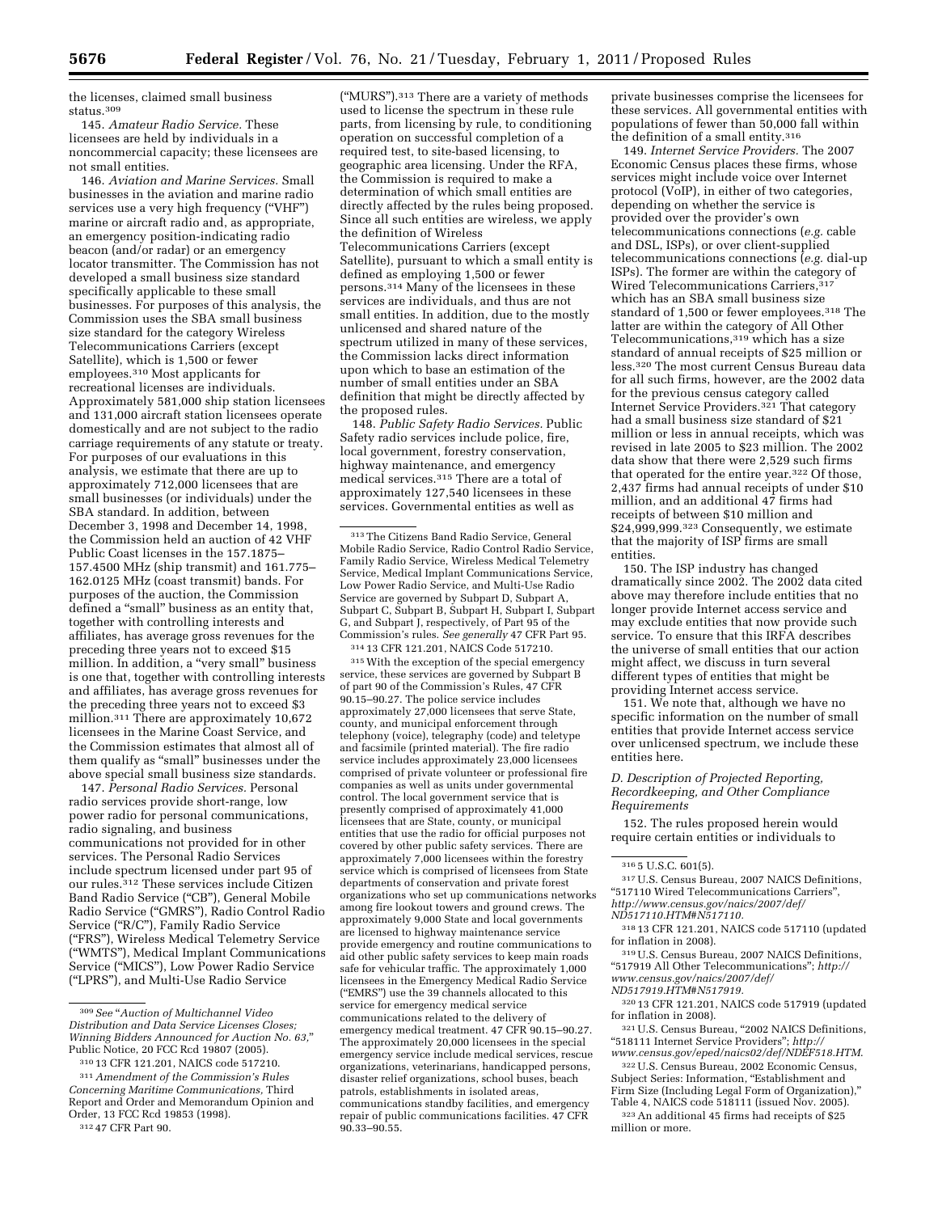the licenses, claimed small business status.[309]

145. *Amateur Radio Service.* These licensees are held by individuals in a noncommercial capacity; these licensees are not small entities.

146. *Aviation and Marine Services.* Small businesses in the aviation and marine radio services use a very high frequency ("VHF") marine or aircraft radio and, as appropriate, an emergency position-indicating radio beacon (and/or radar) or an emergency locator transmitter. The Commission has not developed a small business size standard specifically applicable to these small businesses. For purposes of this analysis, the Commission uses the SBA small business size standard for the category Wireless Telecommunications Carriers (except Satellite), which is 1,500 or fewer employees.[310] Most applicants for recreational licenses are individuals. Approximately 581,000 ship station licensees and 131,000 aircraft station licensees operate domestically and are not subject to the radio carriage requirements of any statute or treaty. For purposes of our evaluations in this analysis, we estimate that there are up to approximately 712,000 licensees that are small businesses (or individuals) under the SBA standard. In addition, between December 3, 1998 and December 14, 1998, the Commission held an auction of 42 VHF Public Coast licenses in the 157.1875–157.4500 MHz (ship transmit) and 161.775–162.0125 MHz (coast transmit) bands. For purposes of the auction, the Commission defined a "small" business as an entity that, together with controlling interests and affiliates, has average gross revenues for the preceding three years not to exceed $15 million. In addition, a "very small" business is one that, together with controlling interests and affiliates, has average gross revenues for the preceding three years not to exceed $3 million.[311] There are approximately 10,672 licensees in the Marine Coast Service, and the Commission estimates that almost all of them qualify as "small" businesses under the above special small business size standards.

147. *Personal Radio Services.* Personal radio services provide short-range, low power radio for personal communications, radio signaling, and business communications not provided for in other services. The Personal Radio Services include spectrum licensed under part 95 of our rules.[312] These services include Citizen Band Radio Service ("CB"), General Mobile Radio Service ("GMRS"), Radio Control Radio Service ("R/C"), Family Radio Service ("FRS"), Wireless Medical Telemetry Service ("WMTS"), Medical Implant Communications Service ("MICS"), Low Power Radio Service ("LPRS"), and Multi-Use Radio Service ("MURS").[313] There are a variety of methods used to license the spectrum in these rule parts, from licensing by rule, to conditioning operation on successful completion of a required test, to site-based licensing, to geographic area licensing. Under the RFA, the Commission is required to make a determination of which small entities are directly affected by the rules being proposed. Since all such entities are wireless, we apply the definition of Wireless Telecommunications Carriers (except Satellite), pursuant to which a small entity is defined as employing 1,500 or fewer persons.[314] Many of the licensees in these services are individuals, and thus are not small entities. In addition, due to the mostly unlicensed and shared nature of the spectrum utilized in many of these services, the Commission lacks direct information upon which to base an estimation of the number of small entities under an SBA definition that might be directly affected by the proposed rules.

148. *Public Safety Radio Services.* Public Safety radio services include police, fire, local government, forestry conservation, highway maintenance, and emergency medical services.[315] There are a total of approximately 127,540 licensees in these services. Governmental entities as well as private businesses comprise the licensees for these services. All governmental entities with populations of fewer than 50,000 fall within the definition of a small entity.[316]

149. *Internet Service Providers.* The 2007 Economic Census places these firms, whose services might include voice over Internet protocol (VoIP), in either of two categories, depending on whether the service is provided over the provider's own telecommunications connections (*e.g.* cable and DSL, ISPs), or over client-supplied telecommunications connections (*e.g.* dial-up ISPs). The former are within the category of Wired Telecommunications Carriers,[317] which has an SBA small business size standard of 1,500 or fewer employees.[318] The latter are within the category of All Other Telecommunications,[319] which has a size standard of annual receipts of $25 million or less.[320] The most current Census Bureau data for all such firms, however, are the 2002 data for the previous census category called Internet Service Providers.[321] That category had a small business size standard of $21 million or less in annual receipts, which was revised in late 2005 to $23 million. The 2002 data show that there were 2,529 such firms that operated for the entire year.[322] Of those, 2,437 firms had annual receipts of under $10 million, and an additional 47 firms had receipts of between $10 million and $24,999,999.[323] Consequently, we estimate that the majority of ISP firms are small entities.

150. The ISP industry has changed dramatically since 2002. The 2002 data cited above may therefore include entities that no longer provide Internet access service and may exclude entities that now provide such service. To ensure that this IRFA describes the universe of small entities that our action might affect, we discuss in turn several different types of entities that might be providing Internet access service.

151. We note that, although we have no specific information on the number of small entities that provide Internet access service over unlicensed spectrum, we include these entities here.

### *D. Description of Projected Reporting, Recordkeeping, and Other Compliance Requirements*

152. The rules proposed herein would require certain entities or individuals to

---

[309] *See* "*Auction of Multichannel Video Distribution and Data Service Licenses Closes; Winning Bidders Announced for Auction No. 63,*" Public Notice, 20 FCC Rcd 19807 (2005).

[310] 13 CFR 121.201, NAICS code 517210.

[311] *Amendment of the Commission's Rules Concerning Maritime Communications,* Third Report and Order and Memorandum Opinion and Order, 13 FCC Rcd 19853 (1998).

[312] 47 CFR Part 90.

[313] The Citizens Band Radio Service, General Mobile Radio Service, Radio Control Radio Service, Family Radio Service, Wireless Medical Telemetry Service, Medical Implant Communications Service, Low Power Radio Service, and Multi-Use Radio Service are governed by Subpart D, Subpart A, Subpart C, Subpart B, Subpart H, Subpart I, Subpart G, and Subpart J, respectively, of Part 95 of the Commission's rules. *See generally* 47 CFR Part 95.

[314] 13 CFR 121.201, NAICS Code 517210.

[315] With the exception of the special emergency service, these services are governed by Subpart B of part 90 of the Commission's Rules, 47 CFR 90.15–90.27. The police service includes approximately 27,000 licensees that serve State, county, and municipal enforcement through telephony (voice), telegraphy (code) and teletype and facsimile (printed material). The fire radio service includes approximately 23,000 licensees comprised of private volunteer or professional fire companies as well as units under governmental control. The local government service that is presently comprised of approximately 41,000 licensees that are State, county, or municipal entities that use the radio for official purposes not covered by other public safety services. There are approximately 7,000 licensees within the forestry service which is comprised of licensees from State departments of conservation and private forest organizations who set up communications networks among fire lookout towers and ground crews. The approximately 9,000 State and local governments are licensed to highway maintenance service provide emergency and routine communications to aid other public safety services to keep main roads safe for vehicular traffic. The approximately 1,000 licensees in the Emergency Medical Radio Service ("EMRS") use the 39 channels allocated to this service for emergency medical service communications related to the delivery of emergency medical treatment. 47 CFR 90.15–90.27. The approximately 20,000 licensees in the special emergency service include medical services, rescue organizations, veterinarians, handicapped persons, disaster relief organizations, school buses, beach patrols, establishments in isolated areas, communications standby facilities, and emergency repair of public communications facilities. 47 CFR 90.33–90.55.

[316] 5 U.S.C. 601(5).

[317] U.S. Census Bureau, 2007 NAICS Definitions, "517110 Wired Telecommunications Carriers", *http://www.census.gov/naics/2007/def/ND517110.HTM#N517110.*

[318] 13 CFR 121.201, NAICS code 517110 (updated for inflation in 2008).

[319] U.S. Census Bureau, 2007 NAICS Definitions, "517919 All Other Telecommunications"; *http://www.census.gov/naics/2007/def/ND517919.HTM#N517919.*

[320] 13 CFR 121.201, NAICS code 517919 (updated for inflation in 2008).

[321] U.S. Census Bureau, "2002 NAICS Definitions, "518111 Internet Service Providers"; *http://www.census.gov/eped/naics02/def/NDEF518.HTM.*

[322] U.S. Census Bureau, 2002 Economic Census, Subject Series: Information, "Establishment and Firm Size (Including Legal Form of Organization)," Table 4, NAICS code 518111 (issued Nov. 2005).

[323] An additional 45 firms had receipts of $25 million or more.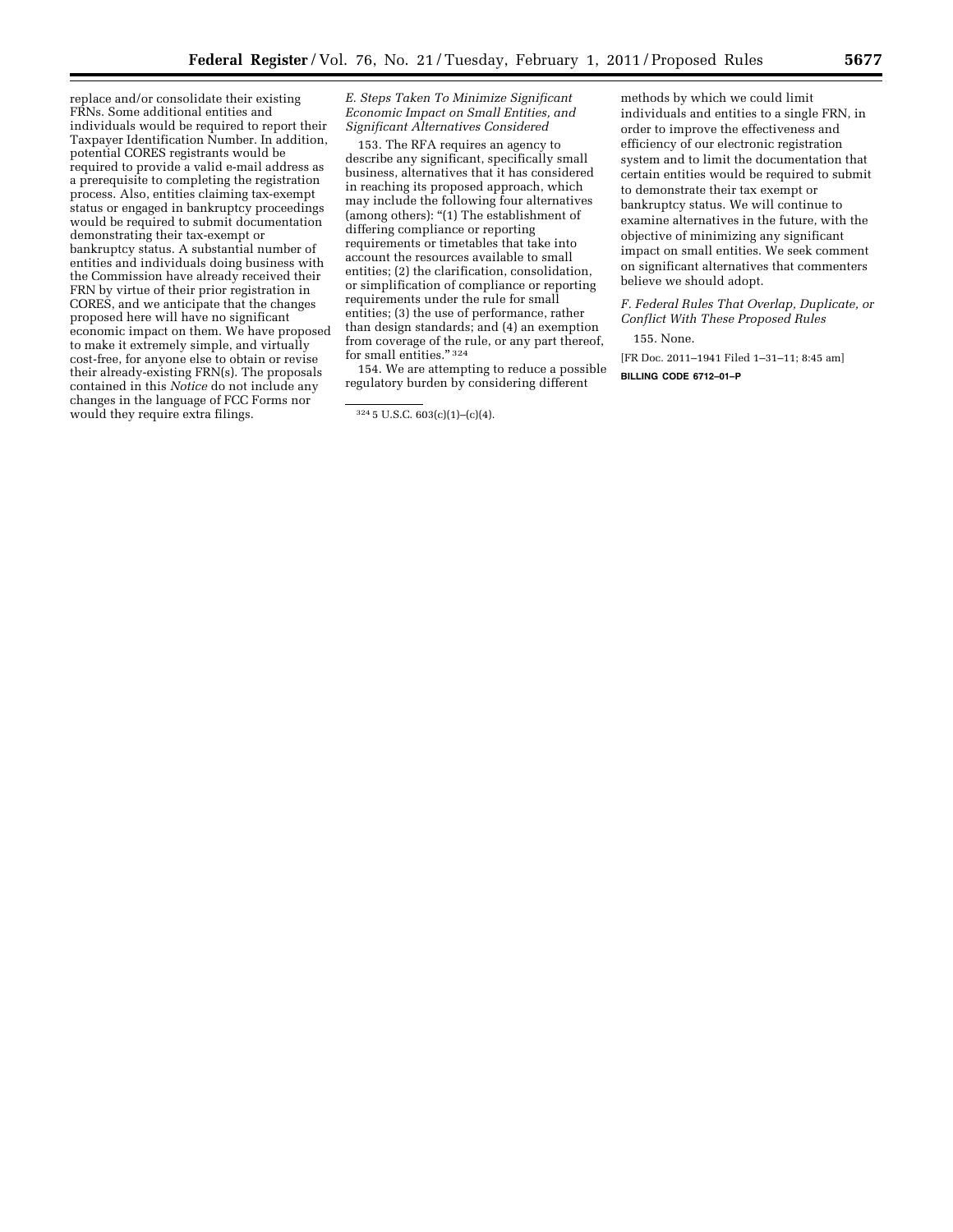replace and/or consolidate their existing FRNs. Some additional entities and individuals would be required to report their Taxpayer Identification Number. In addition, potential CORES registrants would be required to provide a valid e-mail address as a prerequisite to completing the registration process. Also, entities claiming tax-exempt status or engaged in bankruptcy proceedings would be required to submit documentation demonstrating their tax-exempt or bankruptcy status. A substantial number of entities and individuals doing business with the Commission have already received their FRN by virtue of their prior registration in CORES, and we anticipate that the changes proposed here will have no significant economic impact on them. We have proposed to make it extremely simple, and virtually cost-free, for anyone else to obtain or revise their already-existing FRN(s). The proposals contained in this *Notice* do not include any changes in the language of FCC Forms nor would they require extra filings.

*E. Steps Taken To Minimize Significant Economic Impact on Small Entities, and Significant Alternatives Considered*

153. The RFA requires an agency to describe any significant, specifically small business, alternatives that it has considered in reaching its proposed approach, which may include the following four alternatives (among others): "(1) The establishment of differing compliance or reporting requirements or timetables that take into account the resources available to small entities; (2) the clarification, consolidation, or simplification of compliance or reporting requirements under the rule for small entities; (3) the use of performance, rather than design standards; and (4) an exemption from coverage of the rule, or any part thereof, for small entities." [324]

154. We are attempting to reduce a possible regulatory burden by considering different methods by which we could limit individuals and entities to a single FRN, in order to improve the effectiveness and efficiency of our electronic registration system and to limit the documentation that certain entities would be required to submit to demonstrate their tax exempt or bankruptcy status. We will continue to examine alternatives in the future, with the objective of minimizing any significant impact on small entities. We seek comment on significant alternatives that commenters believe we should adopt.

*F. Federal Rules That Overlap, Duplicate, or Conflict With These Proposed Rules*

155. None.

[FR Doc. 2011–1941 Filed 1–31–11; 8:45 am]

**BILLING CODE 6712–01–P**

[324] 5 U.S.C. 603(c)(1)–(c)(4).